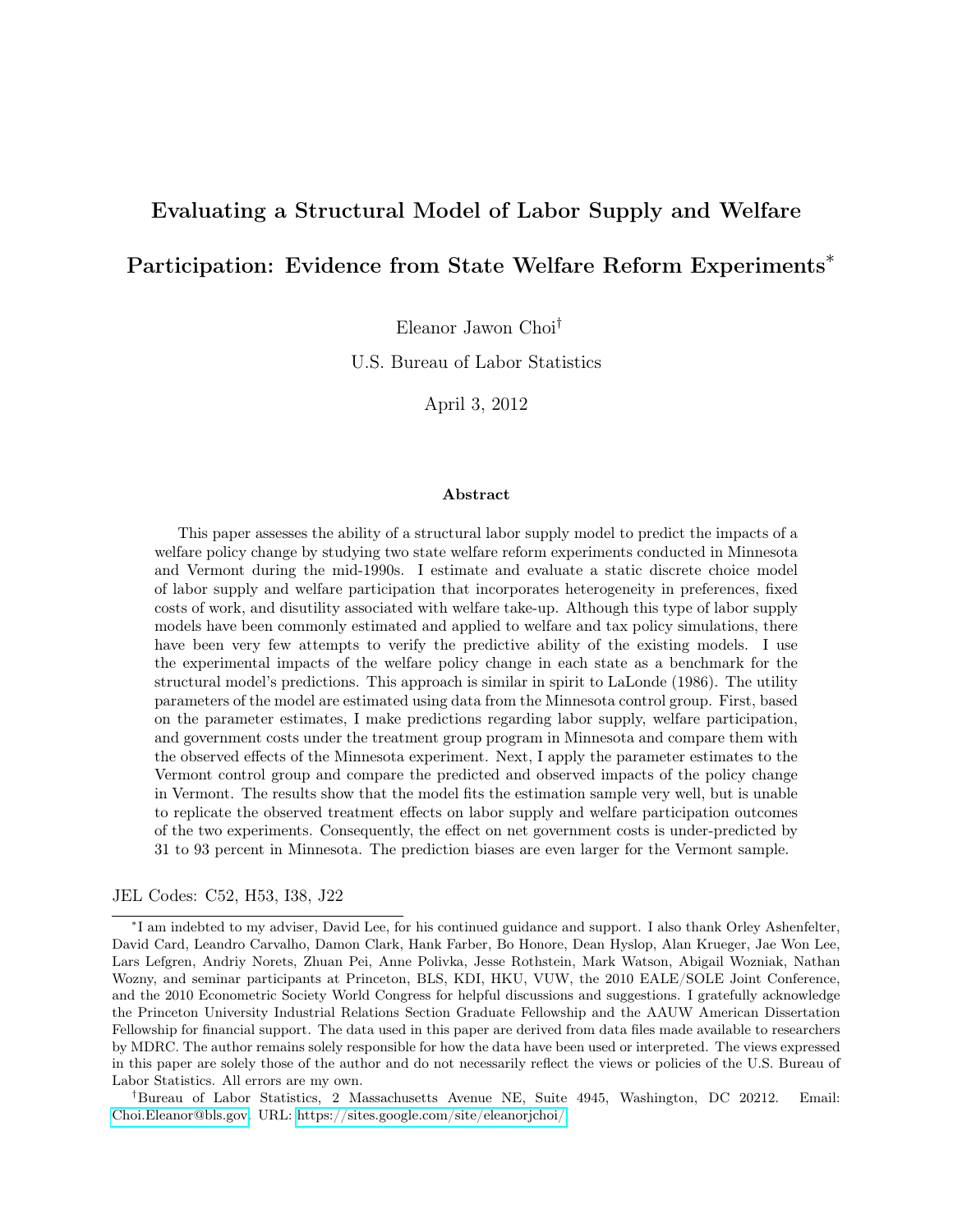# Evaluating a Structural Model of Labor Supply and Welfare Participation: Evidence from State Welfare Reform Experiments[*]

Eleanor Jawon Choi[†]

U.S. Bureau of Labor Statistics

April 3, 2012

### Abstract

This paper assesses the ability of a structural labor supply model to predict the impacts of a welfare policy change by studying two state welfare reform experiments conducted in Minnesota and Vermont during the mid-1990s. I estimate and evaluate a static discrete choice model of labor supply and welfare participation that incorporates heterogeneity in preferences, fixed costs of work, and disutility associated with welfare take-up. Although this type of labor supply models have been commonly estimated and applied to welfare and tax policy simulations, there have been very few attempts to verify the predictive ability of the existing models. I use the experimental impacts of the welfare policy change in each state as a benchmark for the structural model's predictions. This approach is similar in spirit to LaLonde (1986). The utility parameters of the model are estimated using data from the Minnesota control group. First, based on the parameter estimates, I make predictions regarding labor supply, welfare participation, and government costs under the treatment group program in Minnesota and compare them with the observed effects of the Minnesota experiment. Next, I apply the parameter estimates to the Vermont control group and compare the predicted and observed impacts of the policy change in Vermont. The results show that the model fits the estimation sample very well, but is unable to replicate the observed treatment effects on labor supply and welfare participation outcomes of the two experiments. Consequently, the effect on net government costs is under-predicted by 31 to 93 percent in Minnesota. The prediction biases are even larger for the Vermont sample.

JEL Codes: C52, H53, I38, J22

[*]I am indebted to my adviser, David Lee, for his continued guidance and support. I also thank Orley Ashenfelter, David Card, Leandro Carvalho, Damon Clark, Hank Farber, Bo Honore, Dean Hyslop, Alan Krueger, Jae Won Lee, Lars Lefgren, Andriy Norets, Zhuan Pei, Anne Polivka, Jesse Rothstein, Mark Watson, Abigail Wozniak, Nathan Wozny, and seminar participants at Princeton, BLS, KDI, HKU, VUW, the 2010 EALE/SOLE Joint Conference, and the 2010 Econometric Society World Congress for helpful discussions and suggestions. I gratefully acknowledge the Princeton University Industrial Relations Section Graduate Fellowship and the AAUW American Dissertation Fellowship for financial support. The data used in this paper are derived from data files made available to researchers by MDRC. The author remains solely responsible for how the data have been used or interpreted. The views expressed in this paper are solely those of the author and do not necessarily reflect the views or policies of the U.S. Bureau of Labor Statistics. All errors are my own.

[†]Bureau of Labor Statistics, 2 Massachusetts Avenue NE, Suite 4945, Washington, DC 20212. Email: Choi.Eleanor@bls.gov. URL: https://sites.google.com/site/eleanorjchoi/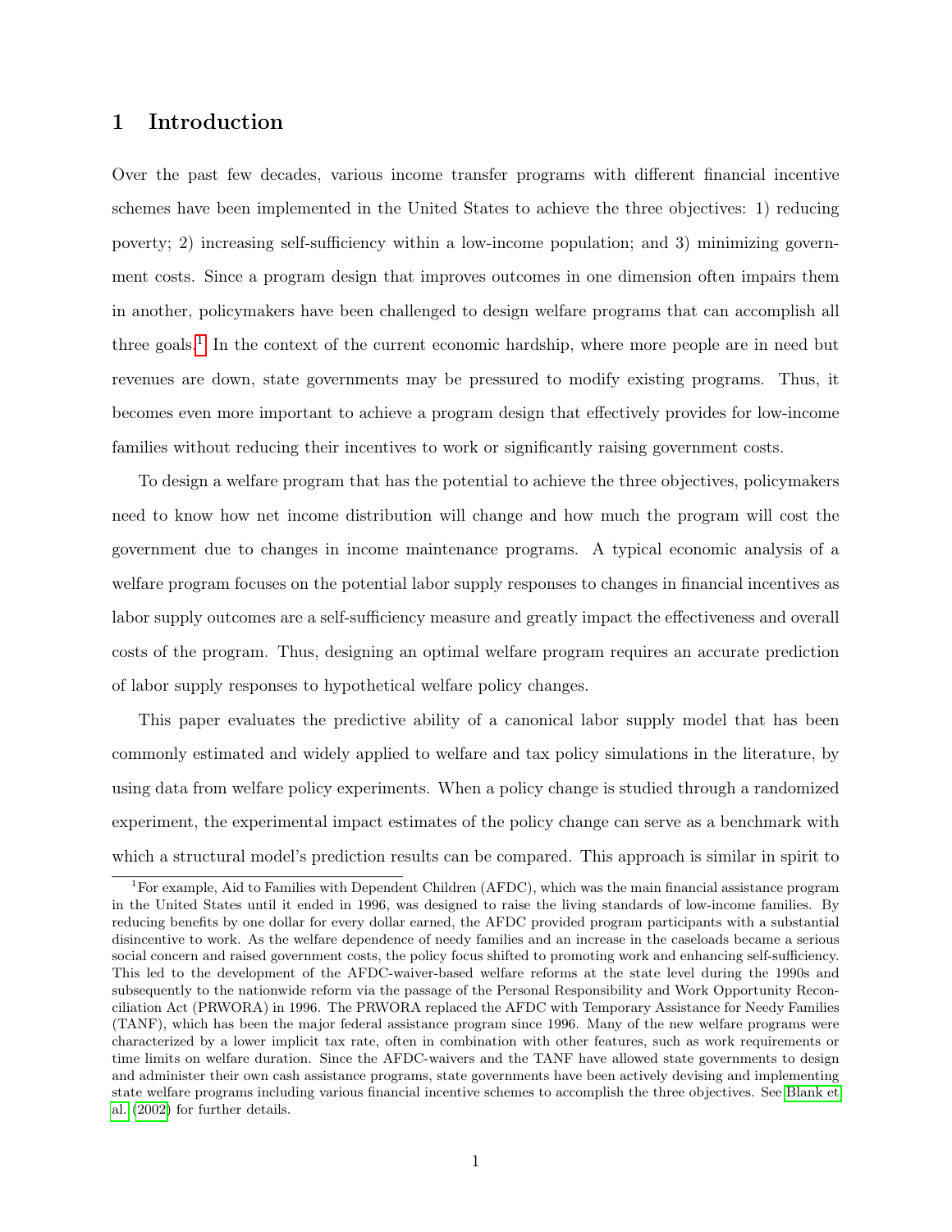# 1 Introduction

Over the past few decades, various income transfer programs with different financial incentive schemes have been implemented in the United States to achieve the three objectives: 1) reducing poverty; 2) increasing self-sufficiency within a low-income population; and 3) minimizing government costs. Since a program design that improves outcomes in one dimension often impairs them in another, policymakers have been challenged to design welfare programs that can accomplish all three goals.[1] In the context of the current economic hardship, where more people are in need but revenues are down, state governments may be pressured to modify existing programs. Thus, it becomes even more important to achieve a program design that effectively provides for low-income families without reducing their incentives to work or significantly raising government costs.

To design a welfare program that has the potential to achieve the three objectives, policymakers need to know how net income distribution will change and how much the program will cost the government due to changes in income maintenance programs. A typical economic analysis of a welfare program focuses on the potential labor supply responses to changes in financial incentives as labor supply outcomes are a self-sufficiency measure and greatly impact the effectiveness and overall costs of the program. Thus, designing an optimal welfare program requires an accurate prediction of labor supply responses to hypothetical welfare policy changes.

This paper evaluates the predictive ability of a canonical labor supply model that has been commonly estimated and widely applied to welfare and tax policy simulations in the literature, by using data from welfare policy experiments. When a policy change is studied through a randomized experiment, the experimental impact estimates of the policy change can serve as a benchmark with which a structural model's prediction results can be compared. This approach is similar in spirit to

[1] For example, Aid to Families with Dependent Children (AFDC), which was the main financial assistance program in the United States until it ended in 1996, was designed to raise the living standards of low-income families. By reducing benefits by one dollar for every dollar earned, the AFDC provided program participants with a substantial disincentive to work. As the welfare dependence of needy families and an increase in the caseloads became a serious social concern and raised government costs, the policy focus shifted to promoting work and enhancing self-sufficiency. This led to the development of the AFDC-waiver-based welfare reforms at the state level during the 1990s and subsequently to the nationwide reform via the passage of the Personal Responsibility and Work Opportunity Reconciliation Act (PRWORA) in 1996. The PRWORA replaced the AFDC with Temporary Assistance for Needy Families (TANF), which has been the major federal assistance program since 1996. Many of the new welfare programs were characterized by a lower implicit tax rate, often in combination with other features, such as work requirements or time limits on welfare duration. Since the AFDC-waivers and the TANF have allowed state governments to design and administer their own cash assistance programs, state governments have been actively devising and implementing state welfare programs including various financial incentive schemes to accomplish the three objectives. See Blank et al. (2002) for further details.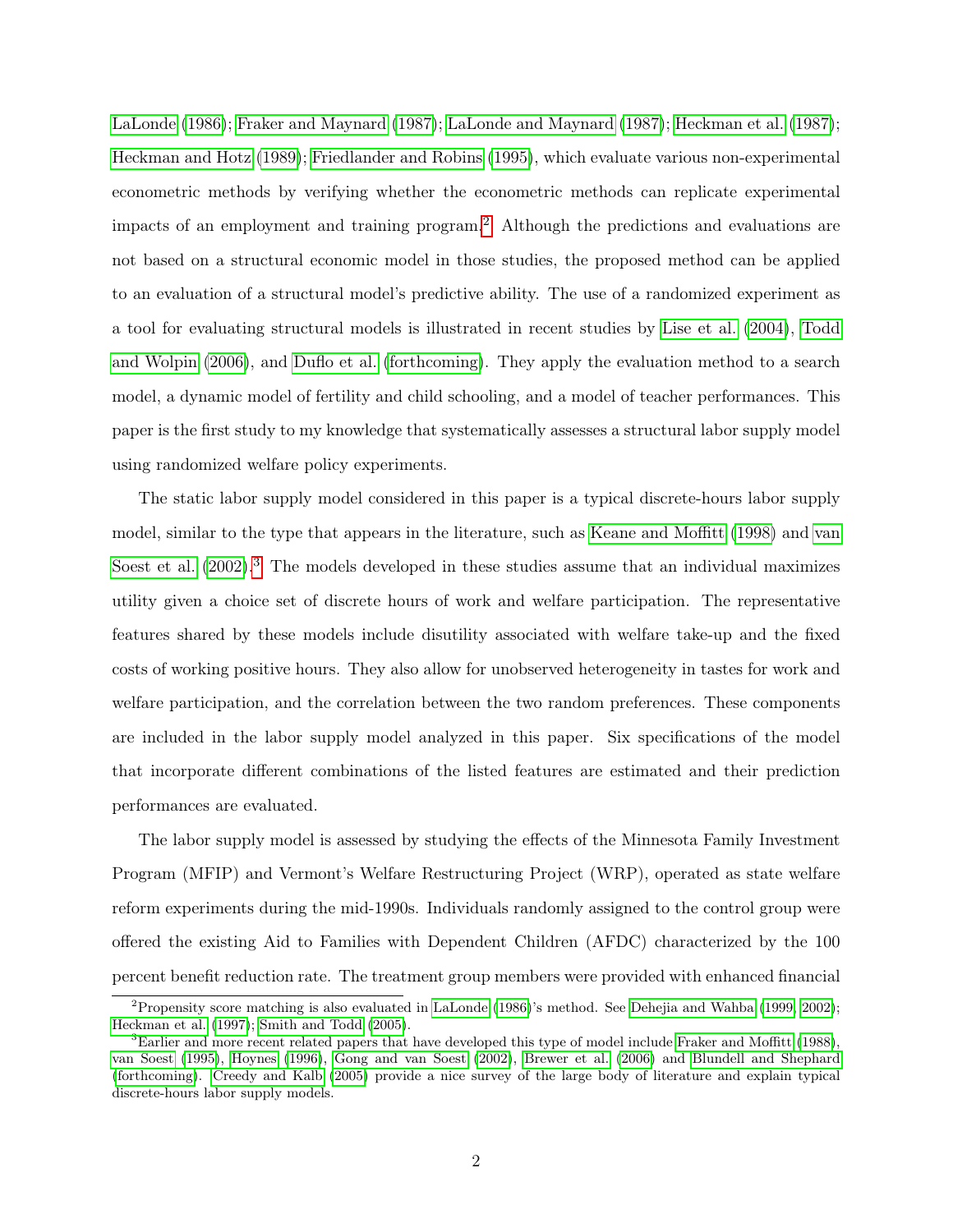LaLonde (1986); Fraker and Maynard (1987); LaLonde and Maynard (1987); Heckman et al. (1987); Heckman and Hotz (1989); Friedlander and Robins (1995), which evaluate various non-experimental econometric methods by verifying whether the econometric methods can replicate experimental impacts of an employment and training program.[2] Although the predictions and evaluations are not based on a structural economic model in those studies, the proposed method can be applied to an evaluation of a structural model's predictive ability. The use of a randomized experiment as a tool for evaluating structural models is illustrated in recent studies by Lise et al. (2004), Todd and Wolpin (2006), and Duflo et al. (forthcoming). They apply the evaluation method to a search model, a dynamic model of fertility and child schooling, and a model of teacher performances. This paper is the first study to my knowledge that systematically assesses a structural labor supply model using randomized welfare policy experiments.

The static labor supply model considered in this paper is a typical discrete-hours labor supply model, similar to the type that appears in the literature, such as Keane and Moffitt (1998) and van Soest et al. (2002).[3] The models developed in these studies assume that an individual maximizes utility given a choice set of discrete hours of work and welfare participation. The representative features shared by these models include disutility associated with welfare take-up and the fixed costs of working positive hours. They also allow for unobserved heterogeneity in tastes for work and welfare participation, and the correlation between the two random preferences. These components are included in the labor supply model analyzed in this paper. Six specifications of the model that incorporate different combinations of the listed features are estimated and their prediction performances are evaluated.

The labor supply model is assessed by studying the effects of the Minnesota Family Investment Program (MFIP) and Vermont's Welfare Restructuring Project (WRP), operated as state welfare reform experiments during the mid-1990s. Individuals randomly assigned to the control group were offered the existing Aid to Families with Dependent Children (AFDC) characterized by the 100 percent benefit reduction rate. The treatment group members were provided with enhanced financial

[2] Propensity score matching is also evaluated in LaLonde (1986)'s method. See Dehejia and Wahba (1999, 2002); Heckman et al. (1997); Smith and Todd (2005).

[3] Earlier and more recent related papers that have developed this type of model include Fraker and Moffitt (1988), van Soest (1995), Hoynes (1996), Gong and van Soest (2002), Brewer et al. (2006) and Blundell and Shephard (forthcoming). Creedy and Kalb (2005) provide a nice survey of the large body of literature and explain typical discrete-hours labor supply models.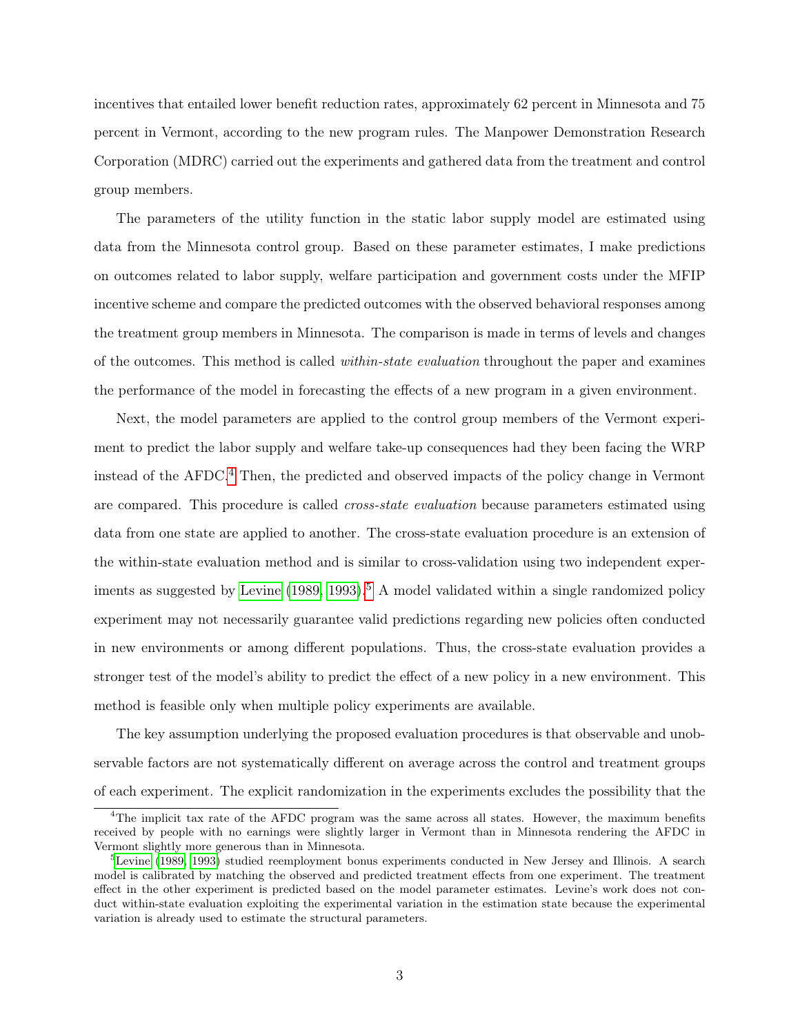incentives that entailed lower benefit reduction rates, approximately 62 percent in Minnesota and 75 percent in Vermont, according to the new program rules. The Manpower Demonstration Research Corporation (MDRC) carried out the experiments and gathered data from the treatment and control group members.

The parameters of the utility function in the static labor supply model are estimated using data from the Minnesota control group. Based on these parameter estimates, I make predictions on outcomes related to labor supply, welfare participation and government costs under the MFIP incentive scheme and compare the predicted outcomes with the observed behavioral responses among the treatment group members in Minnesota. The comparison is made in terms of levels and changes of the outcomes. This method is called *within-state evaluation* throughout the paper and examines the performance of the model in forecasting the effects of a new program in a given environment.

Next, the model parameters are applied to the control group members of the Vermont experiment to predict the labor supply and welfare take-up consequences had they been facing the WRP instead of the AFDC.[4] Then, the predicted and observed impacts of the policy change in Vermont are compared. This procedure is called *cross-state evaluation* because parameters estimated using data from one state are applied to another. The cross-state evaluation procedure is an extension of the within-state evaluation method and is similar to cross-validation using two independent experiments as suggested by Levine (1989, 1993).[5] A model validated within a single randomized policy experiment may not necessarily guarantee valid predictions regarding new policies often conducted in new environments or among different populations. Thus, the cross-state evaluation provides a stronger test of the model's ability to predict the effect of a new policy in a new environment. This method is feasible only when multiple policy experiments are available.

The key assumption underlying the proposed evaluation procedures is that observable and unobservable factors are not systematically different on average across the control and treatment groups of each experiment. The explicit randomization in the experiments excludes the possibility that the

[4] The implicit tax rate of the AFDC program was the same across all states. However, the maximum benefits received by people with no earnings were slightly larger in Vermont than in Minnesota rendering the AFDC in Vermont slightly more generous than in Minnesota.

[5] Levine (1989, 1993) studied reemployment bonus experiments conducted in New Jersey and Illinois. A search model is calibrated by matching the observed and predicted treatment effects from one experiment. The treatment effect in the other experiment is predicted based on the model parameter estimates. Levine's work does not conduct within-state evaluation exploiting the experimental variation in the estimation state because the experimental variation is already used to estimate the structural parameters.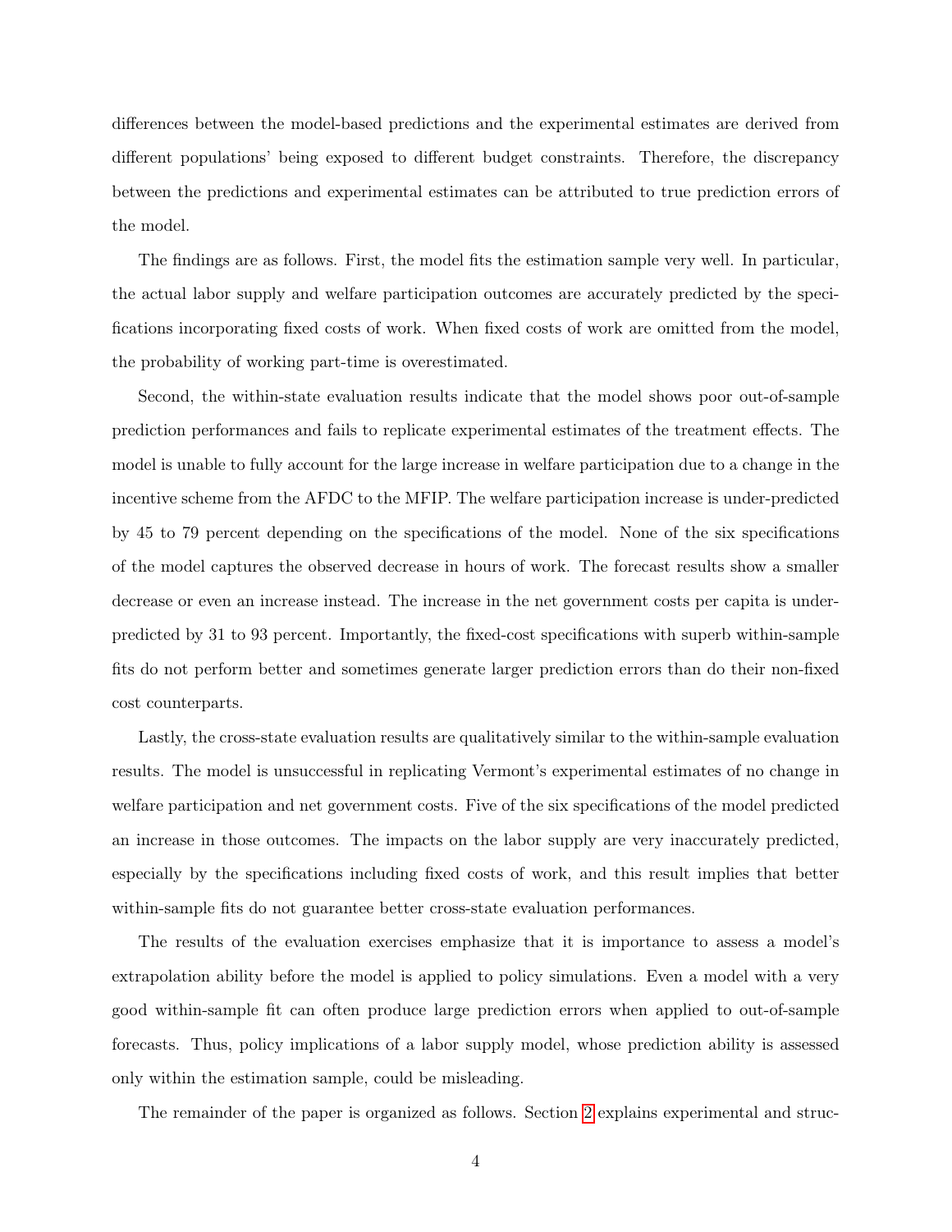differences between the model-based predictions and the experimental estimates are derived from different populations' being exposed to different budget constraints. Therefore, the discrepancy between the predictions and experimental estimates can be attributed to true prediction errors of the model.

The findings are as follows. First, the model fits the estimation sample very well. In particular, the actual labor supply and welfare participation outcomes are accurately predicted by the specifications incorporating fixed costs of work. When fixed costs of work are omitted from the model, the probability of working part-time is overestimated.

Second, the within-state evaluation results indicate that the model shows poor out-of-sample prediction performances and fails to replicate experimental estimates of the treatment effects. The model is unable to fully account for the large increase in welfare participation due to a change in the incentive scheme from the AFDC to the MFIP. The welfare participation increase is under-predicted by 45 to 79 percent depending on the specifications of the model. None of the six specifications of the model captures the observed decrease in hours of work. The forecast results show a smaller decrease or even an increase instead. The increase in the net government costs per capita is under-predicted by 31 to 93 percent. Importantly, the fixed-cost specifications with superb within-sample fits do not perform better and sometimes generate larger prediction errors than do their non-fixed cost counterparts.

Lastly, the cross-state evaluation results are qualitatively similar to the within-sample evaluation results. The model is unsuccessful in replicating Vermont's experimental estimates of no change in welfare participation and net government costs. Five of the six specifications of the model predicted an increase in those outcomes. The impacts on the labor supply are very inaccurately predicted, especially by the specifications including fixed costs of work, and this result implies that better within-sample fits do not guarantee better cross-state evaluation performances.

The results of the evaluation exercises emphasize that it is importance to assess a model's extrapolation ability before the model is applied to policy simulations. Even a model with a very good within-sample fit can often produce large prediction errors when applied to out-of-sample forecasts. Thus, policy implications of a labor supply model, whose prediction ability is assessed only within the estimation sample, could be misleading.

The remainder of the paper is organized as follows. Section 2 explains experimental and struc-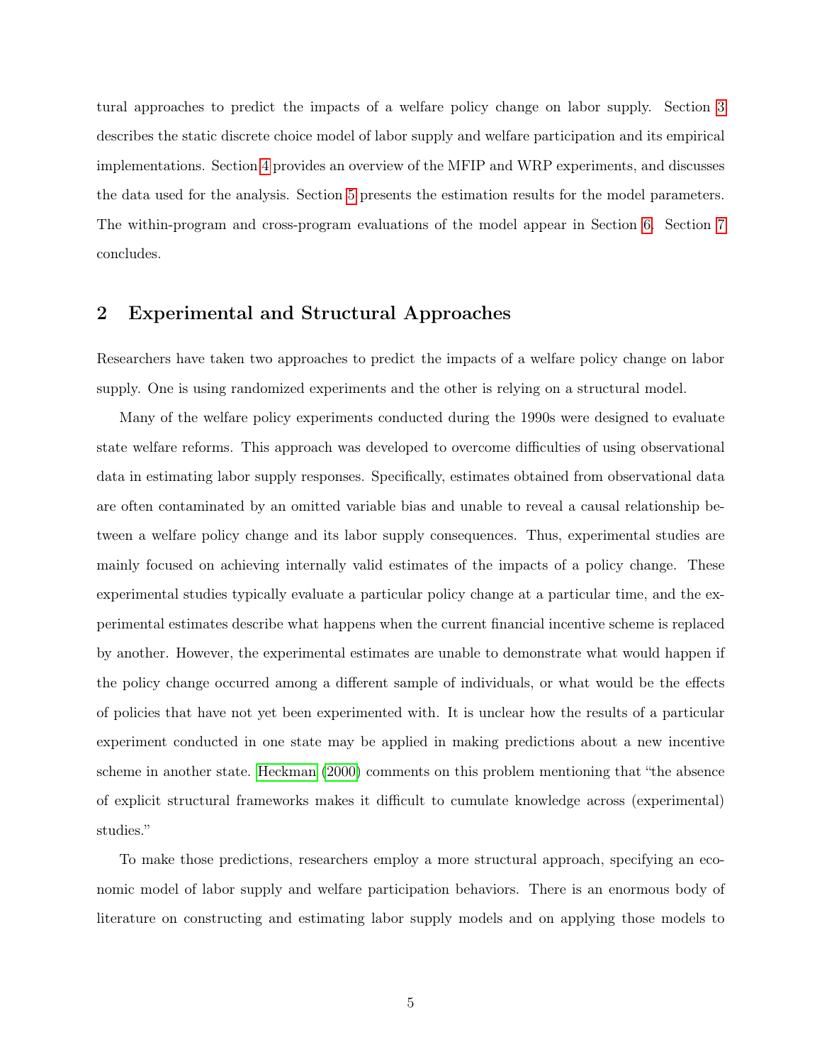tural approaches to predict the impacts of a welfare policy change on labor supply. Section 3 describes the static discrete choice model of labor supply and welfare participation and its empirical implementations. Section 4 provides an overview of the MFIP and WRP experiments, and discusses the data used for the analysis. Section 5 presents the estimation results for the model parameters. The within-program and cross-program evaluations of the model appear in Section 6. Section 7 concludes.

## 2 Experimental and Structural Approaches

Researchers have taken two approaches to predict the impacts of a welfare policy change on labor supply. One is using randomized experiments and the other is relying on a structural model.

Many of the welfare policy experiments conducted during the 1990s were designed to evaluate state welfare reforms. This approach was developed to overcome difficulties of using observational data in estimating labor supply responses. Specifically, estimates obtained from observational data are often contaminated by an omitted variable bias and unable to reveal a causal relationship between a welfare policy change and its labor supply consequences. Thus, experimental studies are mainly focused on achieving internally valid estimates of the impacts of a policy change. These experimental studies typically evaluate a particular policy change at a particular time, and the experimental estimates describe what happens when the current financial incentive scheme is replaced by another. However, the experimental estimates are unable to demonstrate what would happen if the policy change occurred among a different sample of individuals, or what would be the effects of policies that have not yet been experimented with. It is unclear how the results of a particular experiment conducted in one state may be applied in making predictions about a new incentive scheme in another state. Heckman (2000) comments on this problem mentioning that "the absence of explicit structural frameworks makes it difficult to cumulate knowledge across (experimental) studies."

To make those predictions, researchers employ a more structural approach, specifying an economic model of labor supply and welfare participation behaviors. There is an enormous body of literature on constructing and estimating labor supply models and on applying those models to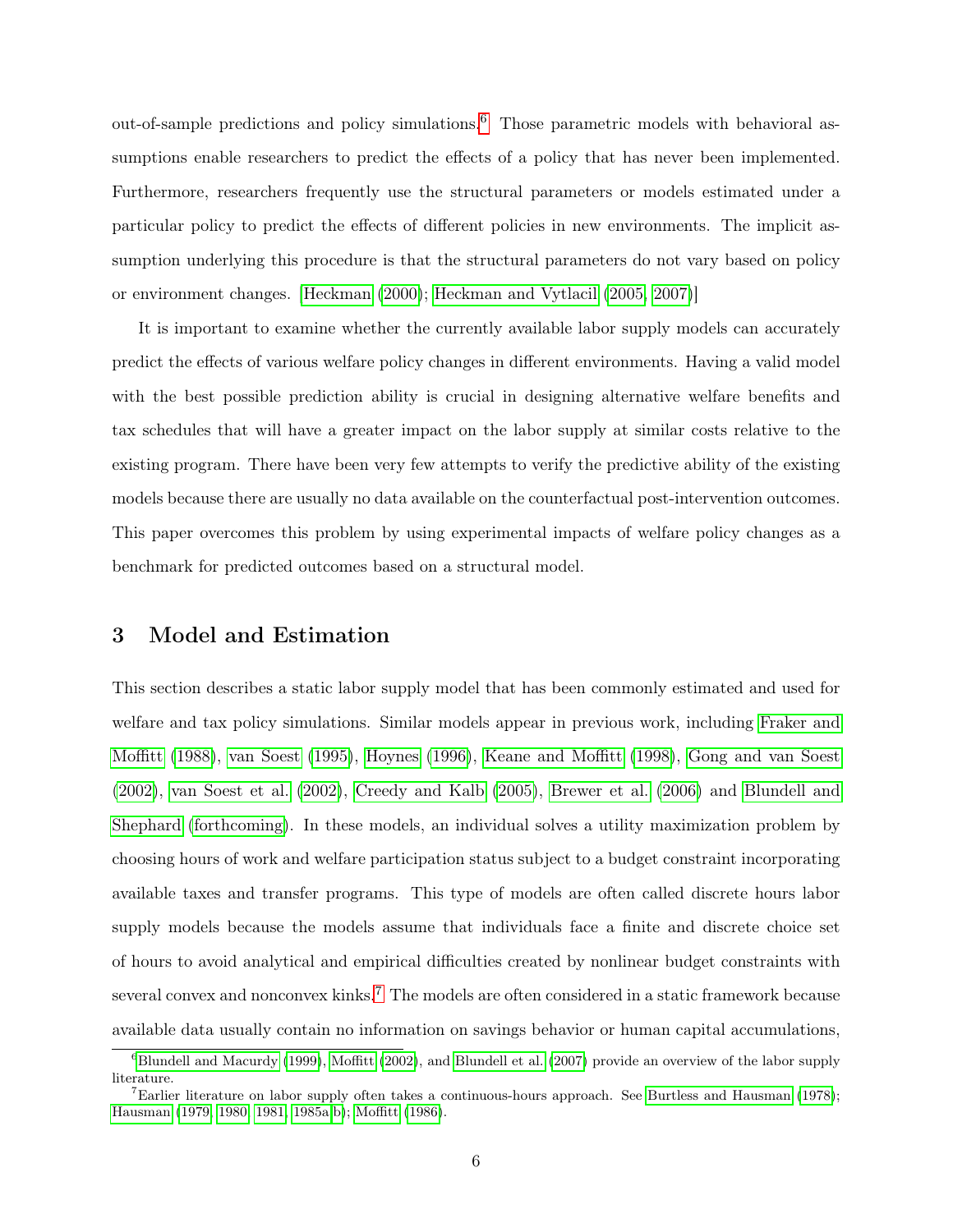out-of-sample predictions and policy simulations.[6] Those parametric models with behavioral assumptions enable researchers to predict the effects of a policy that has never been implemented. Furthermore, researchers frequently use the structural parameters or models estimated under a particular policy to predict the effects of different policies in new environments. The implicit assumption underlying this procedure is that the structural parameters do not vary based on policy or environment changes. [Heckman (2000); Heckman and Vytlacil (2005, 2007)]

It is important to examine whether the currently available labor supply models can accurately predict the effects of various welfare policy changes in different environments. Having a valid model with the best possible prediction ability is crucial in designing alternative welfare benefits and tax schedules that will have a greater impact on the labor supply at similar costs relative to the existing program. There have been very few attempts to verify the predictive ability of the existing models because there are usually no data available on the counterfactual post-intervention outcomes. This paper overcomes this problem by using experimental impacts of welfare policy changes as a benchmark for predicted outcomes based on a structural model.

# 3 Model and Estimation

This section describes a static labor supply model that has been commonly estimated and used for welfare and tax policy simulations. Similar models appear in previous work, including Fraker and Moffitt (1988), van Soest (1995), Hoynes (1996), Keane and Moffitt (1998), Gong and van Soest (2002), van Soest et al. (2002), Creedy and Kalb (2005), Brewer et al. (2006) and Blundell and Shephard (forthcoming). In these models, an individual solves a utility maximization problem by choosing hours of work and welfare participation status subject to a budget constraint incorporating available taxes and transfer programs. This type of models are often called discrete hours labor supply models because the models assume that individuals face a finite and discrete choice set of hours to avoid analytical and empirical difficulties created by nonlinear budget constraints with several convex and nonconvex kinks.[7] The models are often considered in a static framework because available data usually contain no information on savings behavior or human capital accumulations,

[6] Blundell and Macurdy (1999), Moffitt (2002), and Blundell et al. (2007) provide an overview of the labor supply literature.

[7] Earlier literature on labor supply often takes a continuous-hours approach. See Burtless and Hausman (1978); Hausman (1979, 1980, 1981, 1985a,b); Moffitt (1986).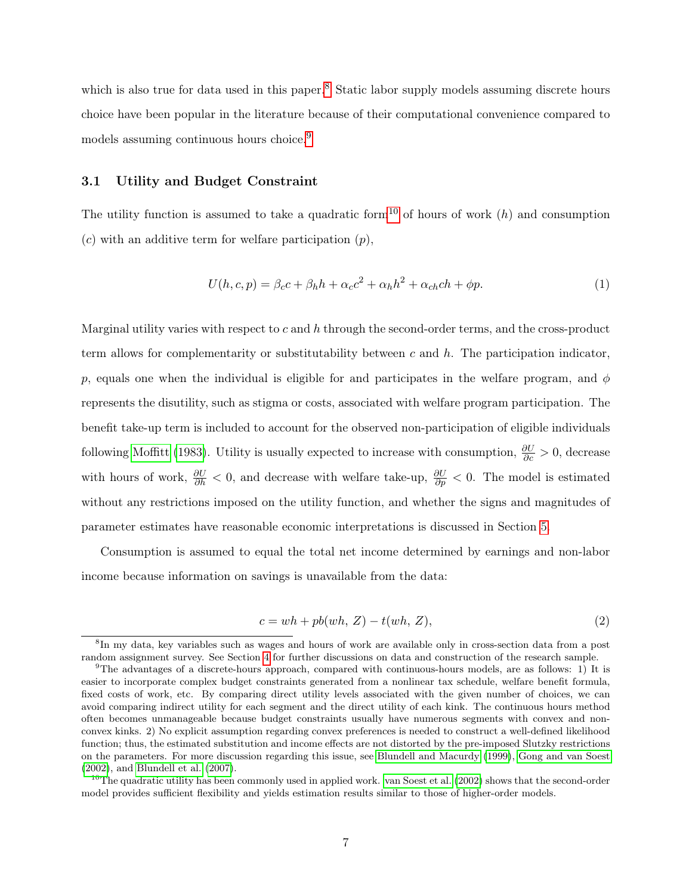which is also true for data used in this paper.[8] Static labor supply models assuming discrete hours choice have been popular in the literature because of their computational convenience compared to models assuming continuous hours choice.[9]

### 3.1 Utility and Budget Constraint

The utility function is assumed to take a quadratic form[10] of hours of work ($h$) and consumption ($c$) with an additive term for welfare participation ($p$),

$$U(h, c, p) = \beta_c c + \beta_h h + \alpha_c c^2 + \alpha_h h^2 + \alpha_{ch} ch + \phi p. \tag{1}$$

Marginal utility varies with respect to $c$ and $h$ through the second-order terms, and the cross-product term allows for complementarity or substitutability between $c$ and $h$. The participation indicator, $p$, equals one when the individual is eligible for and participates in the welfare program, and $\phi$ represents the disutility, such as stigma or costs, associated with welfare program participation. The benefit take-up term is included to account for the observed non-participation of eligible individuals following Moffitt (1983). Utility is usually expected to increase with consumption, $\frac{\partial U}{\partial c} > 0$, decrease with hours of work, $\frac{\partial U}{\partial h} < 0$, and decrease with welfare take-up, $\frac{\partial U}{\partial p} < 0$. The model is estimated without any restrictions imposed on the utility function, and whether the signs and magnitudes of parameter estimates have reasonable economic interpretations is discussed in Section 5.

Consumption is assumed to equal the total net income determined by earnings and non-labor income because information on savings is unavailable from the data:

$$c = wh + pb(wh,\, Z) - t(wh,\, Z), \tag{2}$$

[8] In my data, key variables such as wages and hours of work are available only in cross-section data from a post random assignment survey. See Section 4 for further discussions on data and construction of the research sample.

[9] The advantages of a discrete-hours approach, compared with continuous-hours models, are as follows: 1) It is easier to incorporate complex budget constraints generated from a nonlinear tax schedule, welfare benefit formula, fixed costs of work, etc. By comparing direct utility levels associated with the given number of choices, we can avoid comparing indirect utility for each segment and the direct utility of each kink. The continuous hours method often becomes unmanageable because budget constraints usually have numerous segments with convex and non-convex kinks. 2) No explicit assumption regarding convex preferences is needed to construct a well-defined likelihood function; thus, the estimated substitution and income effects are not distorted by the pre-imposed Slutzky restrictions on the parameters. For more discussion regarding this issue, see Blundell and Macurdy (1999), Gong and van Soest (2002), and Blundell et al. (2007).

[10] The quadratic utility has been commonly used in applied work. van Soest et al. (2002) shows that the second-order model provides sufficient flexibility and yields estimation results similar to those of higher-order models.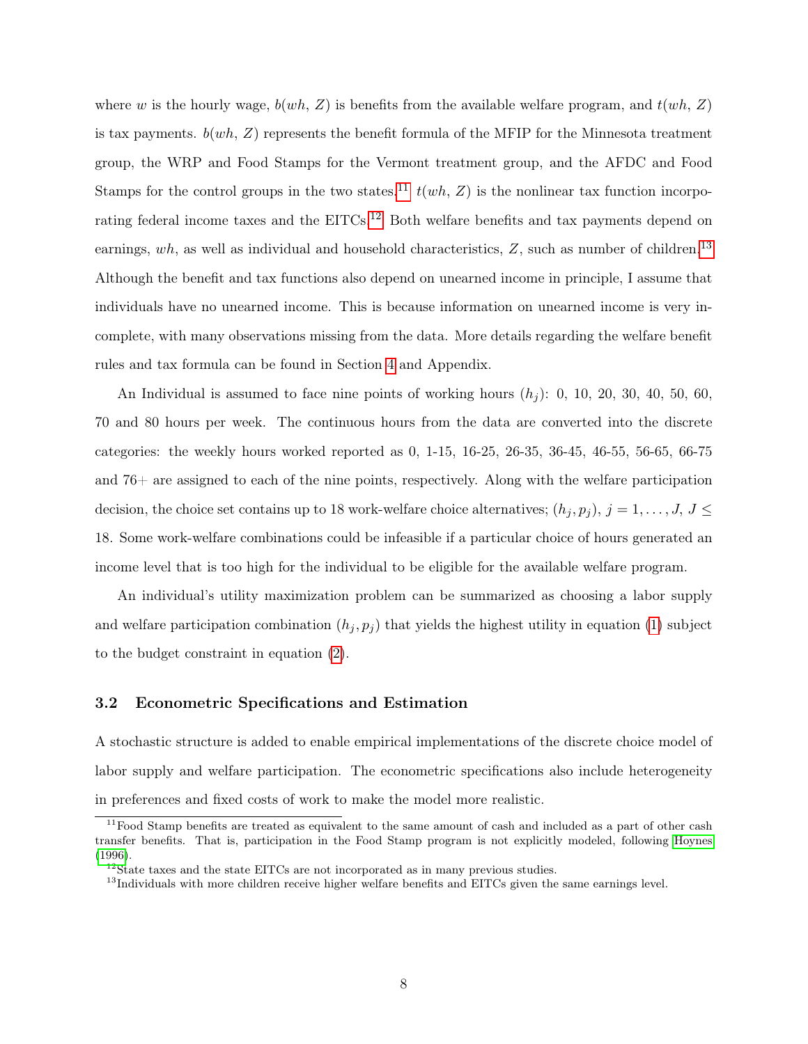where $w$ is the hourly wage, $b(wh, Z)$ is benefits from the available welfare program, and $t(wh, Z)$ is tax payments. $b(wh, Z)$ represents the benefit formula of the MFIP for the Minnesota treatment group, the WRP and Food Stamps for the Vermont treatment group, and the AFDC and Food Stamps for the control groups in the two states.[11] $t(wh, Z)$ is the nonlinear tax function incorporating federal income taxes and the EITCs.[12] Both welfare benefits and tax payments depend on earnings, $wh$, as well as individual and household characteristics, $Z$, such as number of children.[13] Although the benefit and tax functions also depend on unearned income in principle, I assume that individuals have no unearned income. This is because information on unearned income is very incomplete, with many observations missing from the data. More details regarding the welfare benefit rules and tax formula can be found in Section 4 and Appendix.

An Individual is assumed to face nine points of working hours ($h_j$): 0, 10, 20, 30, 40, 50, 60, 70 and 80 hours per week. The continuous hours from the data are converted into the discrete categories: the weekly hours worked reported as 0, 1-15, 16-25, 26-35, 36-45, 46-55, 56-65, 66-75 and 76+ are assigned to each of the nine points, respectively. Along with the welfare participation decision, the choice set contains up to 18 work-welfare choice alternatives; $(h_j, p_j)$, $j = 1, \ldots, J$, $J \leq 18$. Some work-welfare combinations could be infeasible if a particular choice of hours generated an income level that is too high for the individual to be eligible for the available welfare program.

An individual's utility maximization problem can be summarized as choosing a labor supply and welfare participation combination $(h_j, p_j)$ that yields the highest utility in equation (1) subject to the budget constraint in equation (2).

### 3.2 Econometric Specifications and Estimation

A stochastic structure is added to enable empirical implementations of the discrete choice model of labor supply and welfare participation. The econometric specifications also include heterogeneity in preferences and fixed costs of work to make the model more realistic.

[11] Food Stamp benefits are treated as equivalent to the same amount of cash and included as a part of other cash transfer benefits. That is, participation in the Food Stamp program is not explicitly modeled, following Hoynes (1996).

[12] State taxes and the state EITCs are not incorporated as in many previous studies.

[13] Individuals with more children receive higher welfare benefits and EITCs given the same earnings level.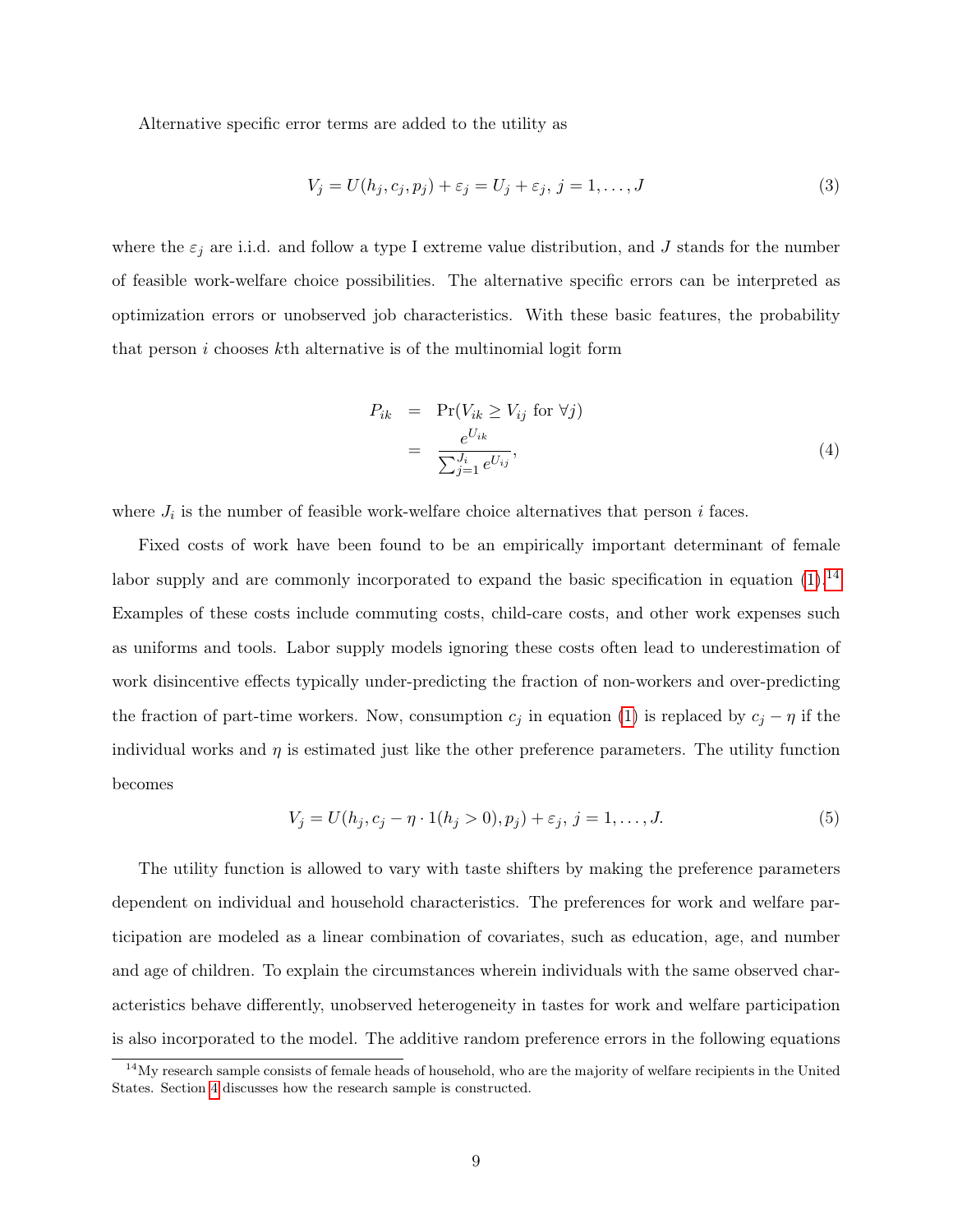Alternative specific error terms are added to the utility as

$$V_j = U(h_j, c_j, p_j) + \varepsilon_j = U_j + \varepsilon_j,\ j = 1, \ldots, J \tag{3}$$

where the $\varepsilon_j$ are i.i.d. and follow a type I extreme value distribution, and $J$ stands for the number of feasible work-welfare choice possibilities. The alternative specific errors can be interpreted as optimization errors or unobserved job characteristics. With these basic features, the probability that person $i$ chooses $k$th alternative is of the multinomial logit form

$$\begin{aligned} P_{ik} &= \Pr(V_{ik} \geq V_{ij} \text{ for } \forall j) \\ &= \frac{e^{U_{ik}}}{\sum_{j=1}^{J_i} e^{U_{ij}}}, \end{aligned} \tag{4}$$

where $J_i$ is the number of feasible work-welfare choice alternatives that person $i$ faces.

Fixed costs of work have been found to be an empirically important determinant of female labor supply and are commonly incorporated to expand the basic specification in equation (1).[14] Examples of these costs include commuting costs, child-care costs, and other work expenses such as uniforms and tools. Labor supply models ignoring these costs often lead to underestimation of work disincentive effects typically under-predicting the fraction of non-workers and over-predicting the fraction of part-time workers. Now, consumption $c_j$ in equation (1) is replaced by $c_j - \eta$ if the individual works and $\eta$ is estimated just like the other preference parameters. The utility function becomes

$$V_j = U(h_j, c_j - \eta \cdot 1(h_j > 0), p_j) + \varepsilon_j,\ j = 1, \ldots, J. \tag{5}$$

The utility function is allowed to vary with taste shifters by making the preference parameters dependent on individual and household characteristics. The preferences for work and welfare participation are modeled as a linear combination of covariates, such as education, age, and number and age of children. To explain the circumstances wherein individuals with the same observed characteristics behave differently, unobserved heterogeneity in tastes for work and welfare participation is also incorporated to the model. The additive random preference errors in the following equations

[14] My research sample consists of female heads of household, who are the majority of welfare recipients in the United States. Section 4 discusses how the research sample is constructed.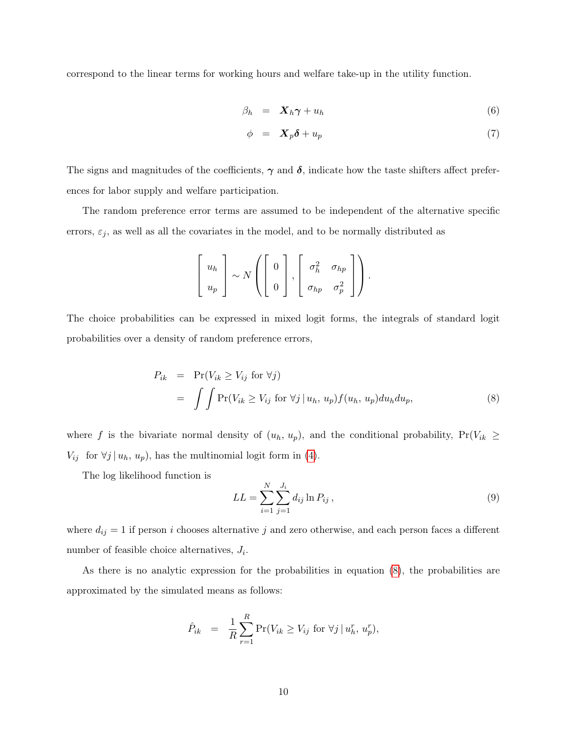correspond to the linear terms for working hours and welfare take-up in the utility function.

$$
\begin{aligned}
\beta_h &= \boldsymbol{X}_h \boldsymbol{\gamma} + u_h &\quad (6)\\
\phi &= \boldsymbol{X}_p \boldsymbol{\delta} + u_p &\quad (7)
\end{aligned}
$$

The signs and magnitudes of the coefficients, $\boldsymbol{\gamma}$ and $\boldsymbol{\delta}$, indicate how the taste shifters affect preferences for labor supply and welfare participation.

The random preference error terms are assumed to be independent of the alternative specific errors, $\varepsilon_j$, as well as all the covariates in the model, and to be normally distributed as

$$
\begin{bmatrix} u_h \\ u_p \end{bmatrix} \sim N\left( \begin{bmatrix} 0 \\ 0 \end{bmatrix}, \begin{bmatrix} \sigma_h^2 & \sigma_{hp} \\ \sigma_{hp} & \sigma_p^2 \end{bmatrix} \right).
$$

The choice probabilities can be expressed in mixed logit forms, the integrals of standard logit probabilities over a density of random preference errors,

$$
\begin{aligned}
P_{ik} &= \Pr(V_{ik} \geq V_{ij} \text{ for } \forall j) \\
&= \int \int \Pr(V_{ik} \geq V_{ij} \text{ for } \forall j \,|\, u_h,\, u_p) f(u_h,\, u_p) du_h du_p, &\quad (8)
\end{aligned}
$$

where $f$ is the bivariate normal density of $(u_h,\, u_p)$, and the conditional probability, $\Pr(V_{ik} \geq V_{ij} \text{ for } \forall j \,|\, u_h,\, u_p)$, has the multinomial logit form in (4).

The log likelihood function is

$$
LL = \sum_{i=1}^{N} \sum_{j=1}^{J_i} d_{ij} \ln P_{ij}\,, \quad (9)
$$

where $d_{ij} = 1$ if person $i$ chooses alternative $j$ and zero otherwise, and each person faces a different number of feasible choice alternatives, $J_i$.

As there is no analytic expression for the probabilities in equation (8), the probabilities are approximated by the simulated means as follows:

$$
\hat{P}_{ik} = \frac{1}{R} \sum_{r=1}^{R} \Pr(V_{ik} \geq V_{ij} \text{ for } \forall j \,|\, u_h^r,\, u_p^r),
$$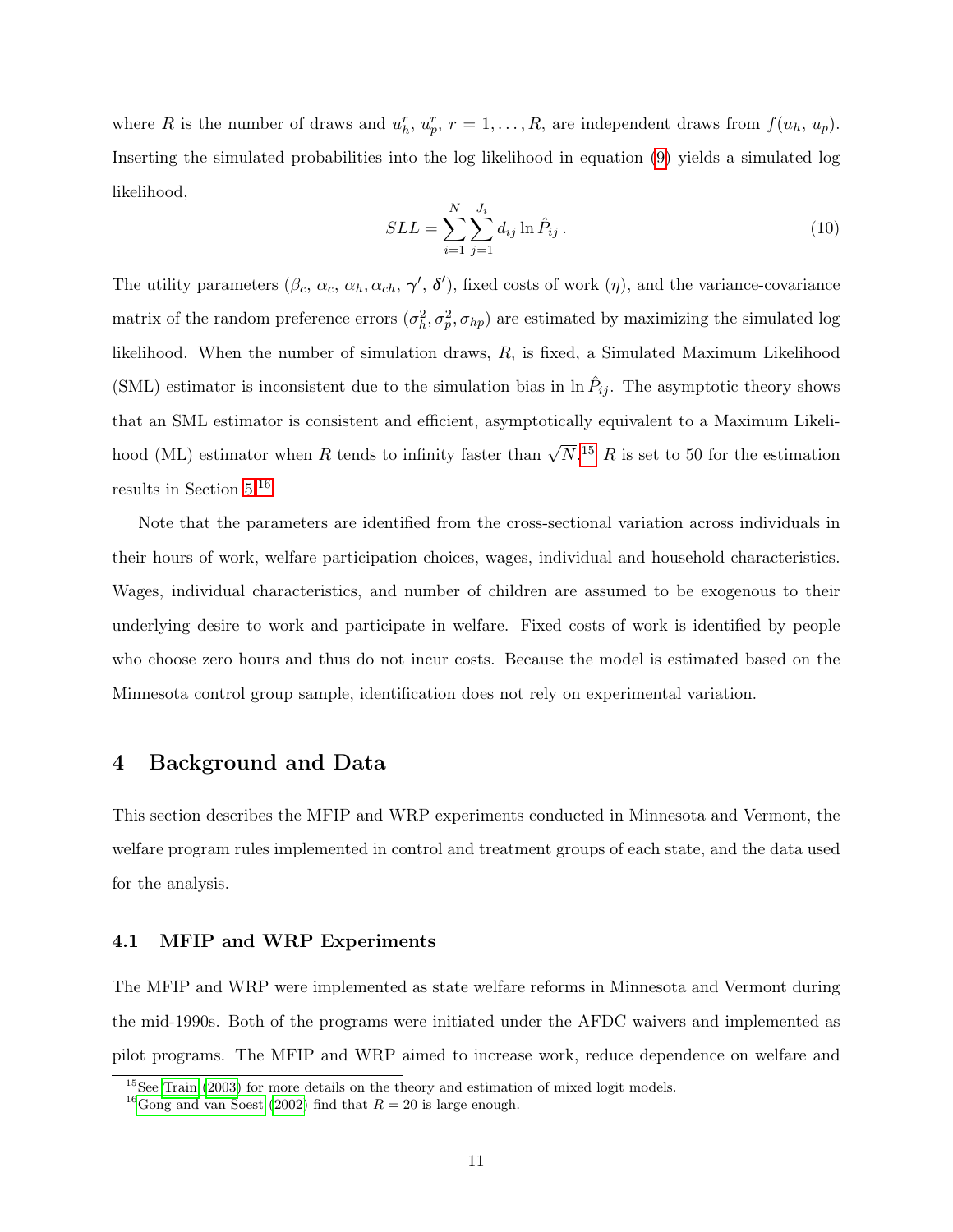where $R$ is the number of draws and $u_h^r$, $u_p^r$, $r = 1, \ldots, R$, are independent draws from $f(u_h, u_p)$. Inserting the simulated probabilities into the log likelihood in equation (9) yields a simulated log likelihood,

$$SLL = \sum_{i=1}^{N} \sum_{j=1}^{J_i} d_{ij} \ln \hat{P}_{ij} \,. \tag{10}$$

The utility parameters ($\beta_c$, $\alpha_c$, $\alpha_h, \alpha_{ch}$, $\boldsymbol{\gamma}'$, $\boldsymbol{\delta}'$), fixed costs of work ($\eta$), and the variance-covariance matrix of the random preference errors ($\sigma_h^2, \sigma_p^2, \sigma_{hp}$) are estimated by maximizing the simulated log likelihood. When the number of simulation draws, $R$, is fixed, a Simulated Maximum Likelihood (SML) estimator is inconsistent due to the simulation bias in $\ln \hat{P}_{ij}$. The asymptotic theory shows that an SML estimator is consistent and efficient, asymptotically equivalent to a Maximum Likelihood (ML) estimator when $R$ tends to infinity faster than $\sqrt{N}$.[15] $R$ is set to 50 for the estimation results in Section 5.[16]

Note that the parameters are identified from the cross-sectional variation across individuals in their hours of work, welfare participation choices, wages, individual and household characteristics. Wages, individual characteristics, and number of children are assumed to be exogenous to their underlying desire to work and participate in welfare. Fixed costs of work is identified by people who choose zero hours and thus do not incur costs. Because the model is estimated based on the Minnesota control group sample, identification does not rely on experimental variation.

## 4 Background and Data

This section describes the MFIP and WRP experiments conducted in Minnesota and Vermont, the welfare program rules implemented in control and treatment groups of each state, and the data used for the analysis.

### 4.1 MFIP and WRP Experiments

The MFIP and WRP were implemented as state welfare reforms in Minnesota and Vermont during the mid-1990s. Both of the programs were initiated under the AFDC waivers and implemented as pilot programs. The MFIP and WRP aimed to increase work, reduce dependence on welfare and

[15] See Train (2003) for more details on the theory and estimation of mixed logit models.

[16] Gong and van Soest (2002) find that $R = 20$ is large enough.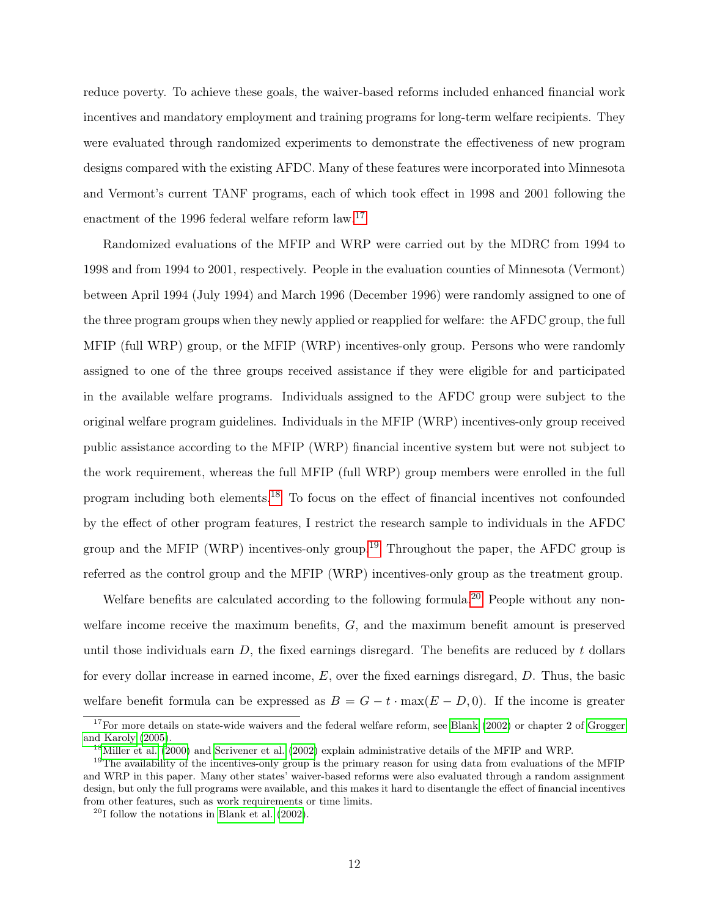reduce poverty. To achieve these goals, the waiver-based reforms included enhanced financial work incentives and mandatory employment and training programs for long-term welfare recipients. They were evaluated through randomized experiments to demonstrate the effectiveness of new program designs compared with the existing AFDC. Many of these features were incorporated into Minnesota and Vermont's current TANF programs, each of which took effect in 1998 and 2001 following the enactment of the 1996 federal welfare reform law.[17]

Randomized evaluations of the MFIP and WRP were carried out by the MDRC from 1994 to 1998 and from 1994 to 2001, respectively. People in the evaluation counties of Minnesota (Vermont) between April 1994 (July 1994) and March 1996 (December 1996) were randomly assigned to one of the three program groups when they newly applied or reapplied for welfare: the AFDC group, the full MFIP (full WRP) group, or the MFIP (WRP) incentives-only group. Persons who were randomly assigned to one of the three groups received assistance if they were eligible for and participated in the available welfare programs. Individuals assigned to the AFDC group were subject to the original welfare program guidelines. Individuals in the MFIP (WRP) incentives-only group received public assistance according to the MFIP (WRP) financial incentive system but were not subject to the work requirement, whereas the full MFIP (full WRP) group members were enrolled in the full program including both elements.[18] To focus on the effect of financial incentives not confounded by the effect of other program features, I restrict the research sample to individuals in the AFDC group and the MFIP (WRP) incentives-only group.[19] Throughout the paper, the AFDC group is referred as the control group and the MFIP (WRP) incentives-only group as the treatment group.

Welfare benefits are calculated according to the following formula.[20] People without any non-welfare income receive the maximum benefits, $G$, and the maximum benefit amount is preserved until those individuals earn $D$, the fixed earnings disregard. The benefits are reduced by $t$ dollars for every dollar increase in earned income, $E$, over the fixed earnings disregard, $D$. Thus, the basic welfare benefit formula can be expressed as $B = G - t \cdot \max(E - D, 0)$. If the income is greater

[17]For more details on state-wide waivers and the federal welfare reform, see Blank (2002) or chapter 2 of Grogger and Karoly (2005).

[18]Miller et al. (2000) and Scrivener et al. (2002) explain administrative details of the MFIP and WRP.

[19]The availability of the incentives-only group is the primary reason for using data from evaluations of the MFIP and WRP in this paper. Many other states' waiver-based reforms were also evaluated through a random assignment design, but only the full programs were available, and this makes it hard to disentangle the effect of financial incentives from other features, such as work requirements or time limits.

[20]I follow the notations in Blank et al. (2002).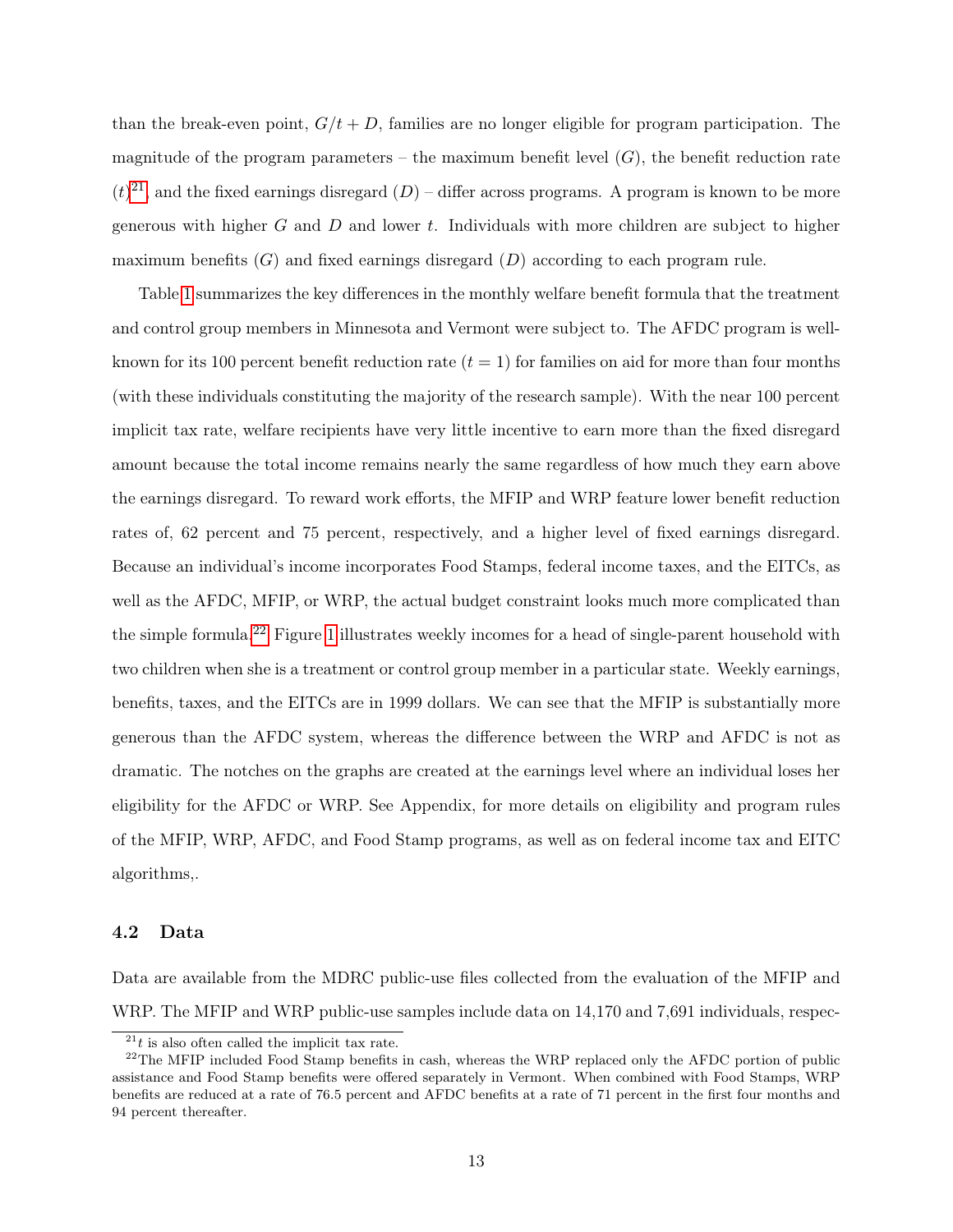than the break-even point, $G/t + D$, families are no longer eligible for program participation. The magnitude of the program parameters – the maximum benefit level ($G$), the benefit reduction rate ($t$)[21], and the fixed earnings disregard ($D$) – differ across programs. A program is known to be more generous with higher $G$ and $D$ and lower $t$. Individuals with more children are subject to higher maximum benefits ($G$) and fixed earnings disregard ($D$) according to each program rule.

Table 1 summarizes the key differences in the monthly welfare benefit formula that the treatment and control group members in Minnesota and Vermont were subject to. The AFDC program is well-known for its 100 percent benefit reduction rate ($t = 1$) for families on aid for more than four months (with these individuals constituting the majority of the research sample). With the near 100 percent implicit tax rate, welfare recipients have very little incentive to earn more than the fixed disregard amount because the total income remains nearly the same regardless of how much they earn above the earnings disregard. To reward work efforts, the MFIP and WRP feature lower benefit reduction rates of, 62 percent and 75 percent, respectively, and a higher level of fixed earnings disregard. Because an individual's income incorporates Food Stamps, federal income taxes, and the EITCs, as well as the AFDC, MFIP, or WRP, the actual budget constraint looks much more complicated than the simple formula.[22] Figure 1 illustrates weekly incomes for a head of single-parent household with two children when she is a treatment or control group member in a particular state. Weekly earnings, benefits, taxes, and the EITCs are in 1999 dollars. We can see that the MFIP is substantially more generous than the AFDC system, whereas the difference between the WRP and AFDC is not as dramatic. The notches on the graphs are created at the earnings level where an individual loses her eligibility for the AFDC or WRP. See Appendix, for more details on eligibility and program rules of the MFIP, WRP, AFDC, and Food Stamp programs, as well as on federal income tax and EITC algorithms,.

### 4.2 Data

Data are available from the MDRC public-use files collected from the evaluation of the MFIP and WRP. The MFIP and WRP public-use samples include data on 14,170 and 7,691 individuals, respec-

[21] $t$ is also often called the implicit tax rate.

[22] The MFIP included Food Stamp benefits in cash, whereas the WRP replaced only the AFDC portion of public assistance and Food Stamp benefits were offered separately in Vermont. When combined with Food Stamps, WRP benefits are reduced at a rate of 76.5 percent and AFDC benefits at a rate of 71 percent in the first four months and 94 percent thereafter.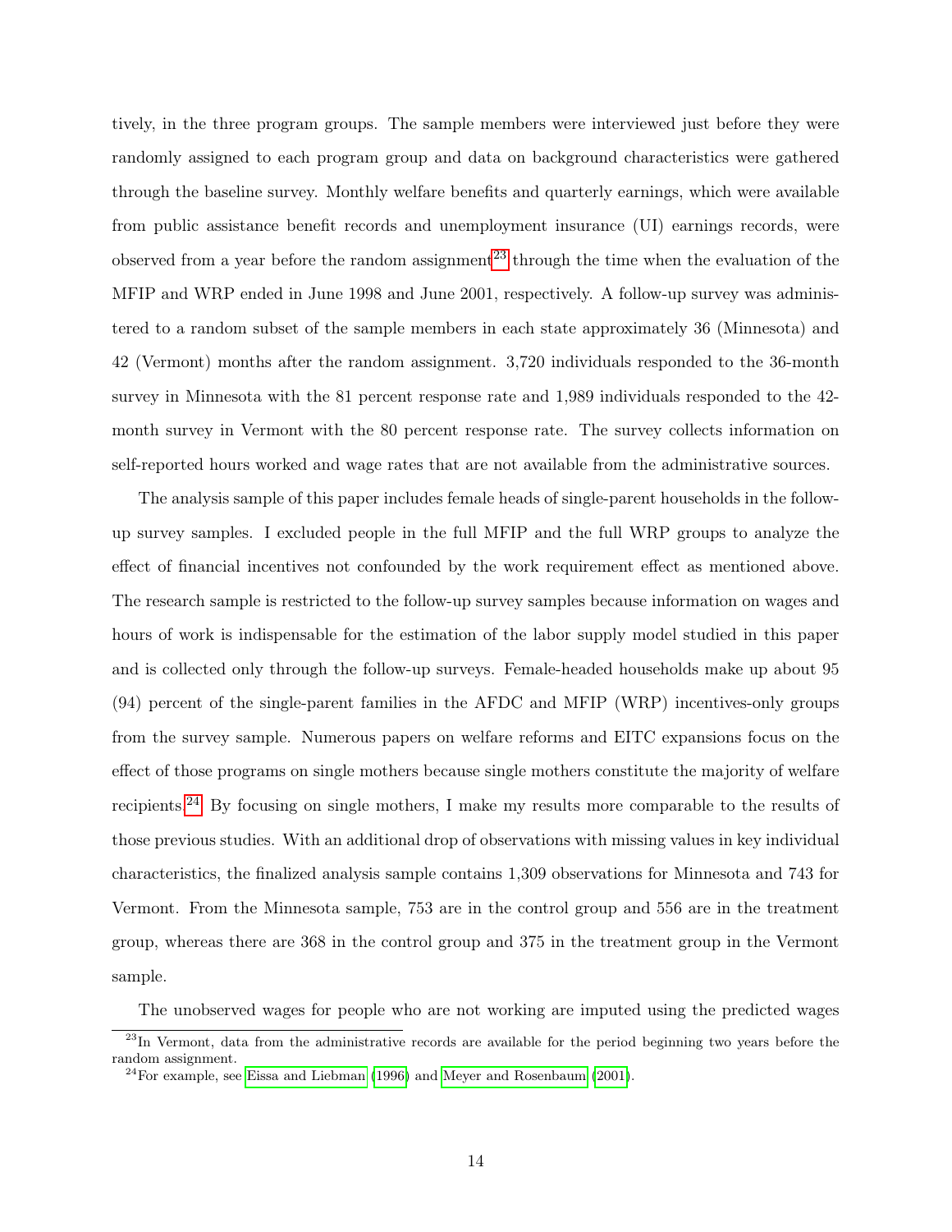tively, in the three program groups. The sample members were interviewed just before they were randomly assigned to each program group and data on background characteristics were gathered through the baseline survey. Monthly welfare benefits and quarterly earnings, which were available from public assistance benefit records and unemployment insurance (UI) earnings records, were observed from a year before the random assignment[23] through the time when the evaluation of the MFIP and WRP ended in June 1998 and June 2001, respectively. A follow-up survey was administered to a random subset of the sample members in each state approximately 36 (Minnesota) and 42 (Vermont) months after the random assignment. 3,720 individuals responded to the 36-month survey in Minnesota with the 81 percent response rate and 1,989 individuals responded to the 42-month survey in Vermont with the 80 percent response rate. The survey collects information on self-reported hours worked and wage rates that are not available from the administrative sources.

The analysis sample of this paper includes female heads of single-parent households in the follow-up survey samples. I excluded people in the full MFIP and the full WRP groups to analyze the effect of financial incentives not confounded by the work requirement effect as mentioned above. The research sample is restricted to the follow-up survey samples because information on wages and hours of work is indispensable for the estimation of the labor supply model studied in this paper and is collected only through the follow-up surveys. Female-headed households make up about 95 (94) percent of the single-parent families in the AFDC and MFIP (WRP) incentives-only groups from the survey sample. Numerous papers on welfare reforms and EITC expansions focus on the effect of those programs on single mothers because single mothers constitute the majority of welfare recipients.[24] By focusing on single mothers, I make my results more comparable to the results of those previous studies. With an additional drop of observations with missing values in key individual characteristics, the finalized analysis sample contains 1,309 observations for Minnesota and 743 for Vermont. From the Minnesota sample, 753 are in the control group and 556 are in the treatment group, whereas there are 368 in the control group and 375 in the treatment group in the Vermont sample.

The unobserved wages for people who are not working are imputed using the predicted wages

[23] In Vermont, data from the administrative records are available for the period beginning two years before the random assignment.

[24] For example, see Eissa and Liebman (1996) and Meyer and Rosenbaum (2001).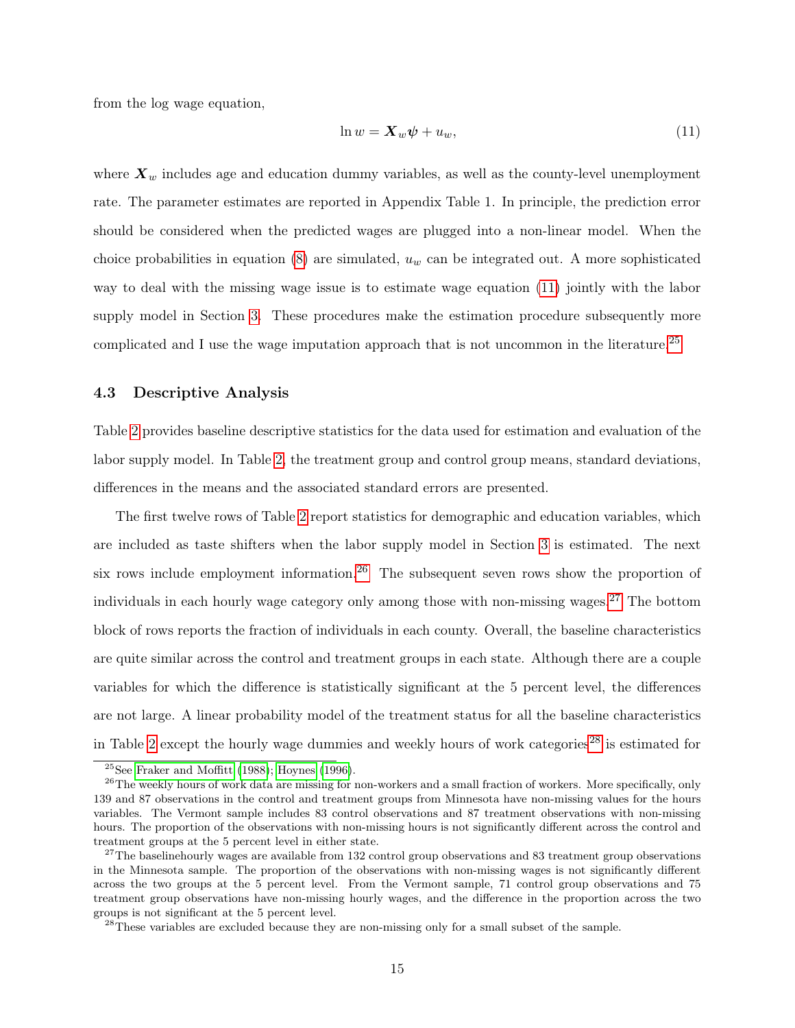from the log wage equation,

$$\ln w = \boldsymbol{X}_w \boldsymbol{\psi} + u_w, \tag{11}$$

where $\boldsymbol{X}_w$ includes age and education dummy variables, as well as the county-level unemployment rate. The parameter estimates are reported in Appendix Table 1. In principle, the prediction error should be considered when the predicted wages are plugged into a non-linear model. When the choice probabilities in equation (8) are simulated, $u_w$ can be integrated out. A more sophisticated way to deal with the missing wage issue is to estimate wage equation (11) jointly with the labor supply model in Section 3. These procedures make the estimation procedure subsequently more complicated and I use the wage imputation approach that is not uncommon in the literature.[25]

### 4.3 Descriptive Analysis

Table 2 provides baseline descriptive statistics for the data used for estimation and evaluation of the labor supply model. In Table 2, the treatment group and control group means, standard deviations, differences in the means and the associated standard errors are presented.

The first twelve rows of Table 2 report statistics for demographic and education variables, which are included as taste shifters when the labor supply model in Section 3 is estimated. The next six rows include employment information.[26] The subsequent seven rows show the proportion of individuals in each hourly wage category only among those with non-missing wages.[27] The bottom block of rows reports the fraction of individuals in each county. Overall, the baseline characteristics are quite similar across the control and treatment groups in each state. Although there are a couple variables for which the difference is statistically significant at the 5 percent level, the differences are not large. A linear probability model of the treatment status for all the baseline characteristics in Table 2 except the hourly wage dummies and weekly hours of work categories[28] is estimated for

[25] See Fraker and Moffitt (1988); Hoynes (1996).

[26] The weekly hours of work data are missing for non-workers and a small fraction of workers. More specifically, only 139 and 87 observations in the control and treatment groups from Minnesota have non-missing values for the hours variables. The Vermont sample includes 83 control observations and 87 treatment observations with non-missing hours. The proportion of the observations with non-missing hours is not significantly different across the control and treatment groups at the 5 percent level in either state.

[27] The baselinehourly wages are available from 132 control group observations and 83 treatment group observations in the Minnesota sample. The proportion of the observations with non-missing wages is not significantly different across the two groups at the 5 percent level. From the Vermont sample, 71 control group observations and 75 treatment group observations have non-missing hourly wages, and the difference in the proportion across the two groups is not significant at the 5 percent level.

[28] These variables are excluded because they are non-missing only for a small subset of the sample.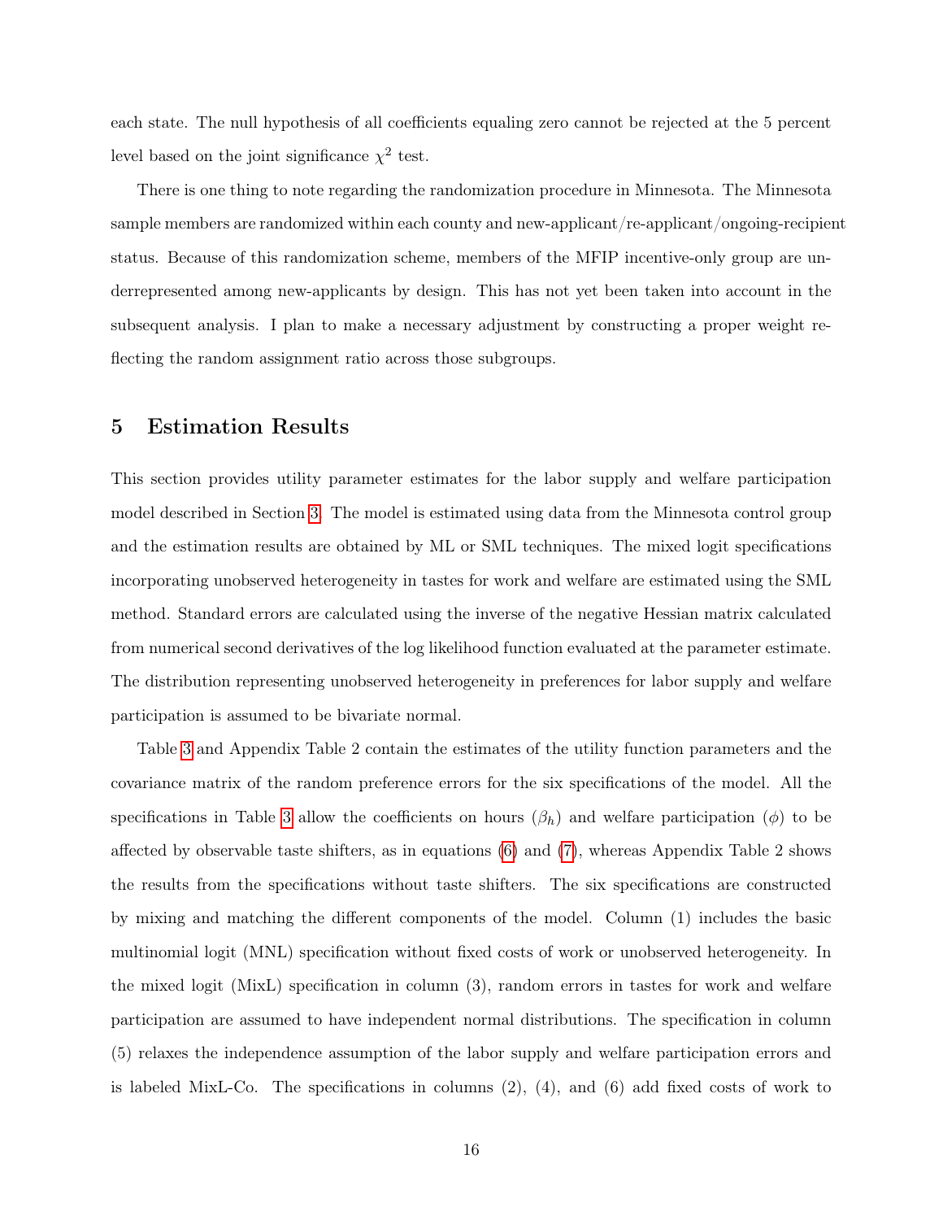each state. The null hypothesis of all coefficients equaling zero cannot be rejected at the 5 percent level based on the joint significance $\chi^2$ test.

There is one thing to note regarding the randomization procedure in Minnesota. The Minnesota sample members are randomized within each county and new-applicant/re-applicant/ongoing-recipient status. Because of this randomization scheme, members of the MFIP incentive-only group are underrepresented among new-applicants by design. This has not yet been taken into account in the subsequent analysis. I plan to make a necessary adjustment by constructing a proper weight reflecting the random assignment ratio across those subgroups.

## 5 Estimation Results

This section provides utility parameter estimates for the labor supply and welfare participation model described in Section 3. The model is estimated using data from the Minnesota control group and the estimation results are obtained by ML or SML techniques. The mixed logit specifications incorporating unobserved heterogeneity in tastes for work and welfare are estimated using the SML method. Standard errors are calculated using the inverse of the negative Hessian matrix calculated from numerical second derivatives of the log likelihood function evaluated at the parameter estimate. The distribution representing unobserved heterogeneity in preferences for labor supply and welfare participation is assumed to be bivariate normal.

Table 3 and Appendix Table 2 contain the estimates of the utility function parameters and the covariance matrix of the random preference errors for the six specifications of the model. All the specifications in Table 3 allow the coefficients on hours ($\beta_h$) and welfare participation ($\phi$) to be affected by observable taste shifters, as in equations (6) and (7), whereas Appendix Table 2 shows the results from the specifications without taste shifters. The six specifications are constructed by mixing and matching the different components of the model. Column (1) includes the basic multinomial logit (MNL) specification without fixed costs of work or unobserved heterogeneity. In the mixed logit (MixL) specification in column (3), random errors in tastes for work and welfare participation are assumed to have independent normal distributions. The specification in column (5) relaxes the independence assumption of the labor supply and welfare participation errors and is labeled MixL-Co. The specifications in columns (2), (4), and (6) add fixed costs of work to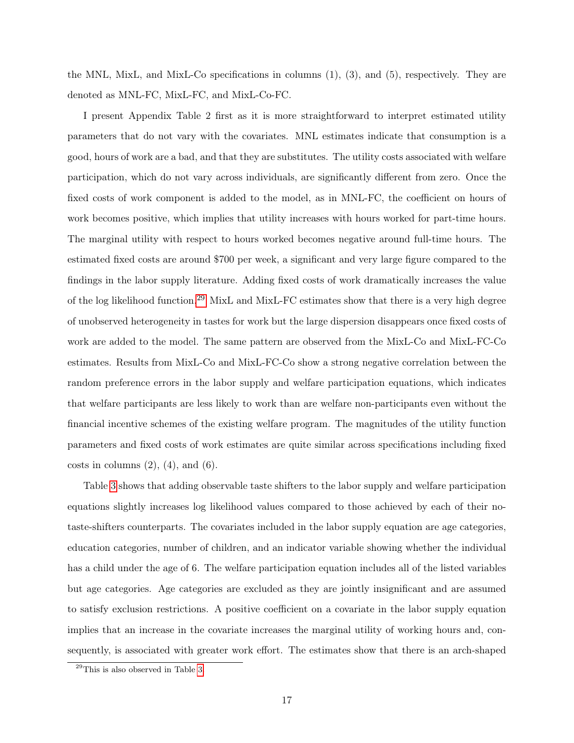the MNL, MixL, and MixL-Co specifications in columns (1), (3), and (5), respectively. They are denoted as MNL-FC, MixL-FC, and MixL-Co-FC.

I present Appendix Table 2 first as it is more straightforward to interpret estimated utility parameters that do not vary with the covariates. MNL estimates indicate that consumption is a good, hours of work are a bad, and that they are substitutes. The utility costs associated with welfare participation, which do not vary across individuals, are significantly different from zero. Once the fixed costs of work component is added to the model, as in MNL-FC, the coefficient on hours of work becomes positive, which implies that utility increases with hours worked for part-time hours. The marginal utility with respect to hours worked becomes negative around full-time hours. The estimated fixed costs are around \$700 per week, a significant and very large figure compared to the findings in the labor supply literature. Adding fixed costs of work dramatically increases the value of the log likelihood function.[29] MixL and MixL-FC estimates show that there is a very high degree of unobserved heterogeneity in tastes for work but the large dispersion disappears once fixed costs of work are added to the model. The same pattern are observed from the MixL-Co and MixL-FC-Co estimates. Results from MixL-Co and MixL-FC-Co show a strong negative correlation between the random preference errors in the labor supply and welfare participation equations, which indicates that welfare participants are less likely to work than are welfare non-participants even without the financial incentive schemes of the existing welfare program. The magnitudes of the utility function parameters and fixed costs of work estimates are quite similar across specifications including fixed costs in columns (2), (4), and (6).

Table 3 shows that adding observable taste shifters to the labor supply and welfare participation equations slightly increases log likelihood values compared to those achieved by each of their no-taste-shifters counterparts. The covariates included in the labor supply equation are age categories, education categories, number of children, and an indicator variable showing whether the individual has a child under the age of 6. The welfare participation equation includes all of the listed variables but age categories. Age categories are excluded as they are jointly insignificant and are assumed to satisfy exclusion restrictions. A positive coefficient on a covariate in the labor supply equation implies that an increase in the covariate increases the marginal utility of working hours and, consequently, is associated with greater work effort. The estimates show that there is an arch-shaped

[29] This is also observed in Table 3.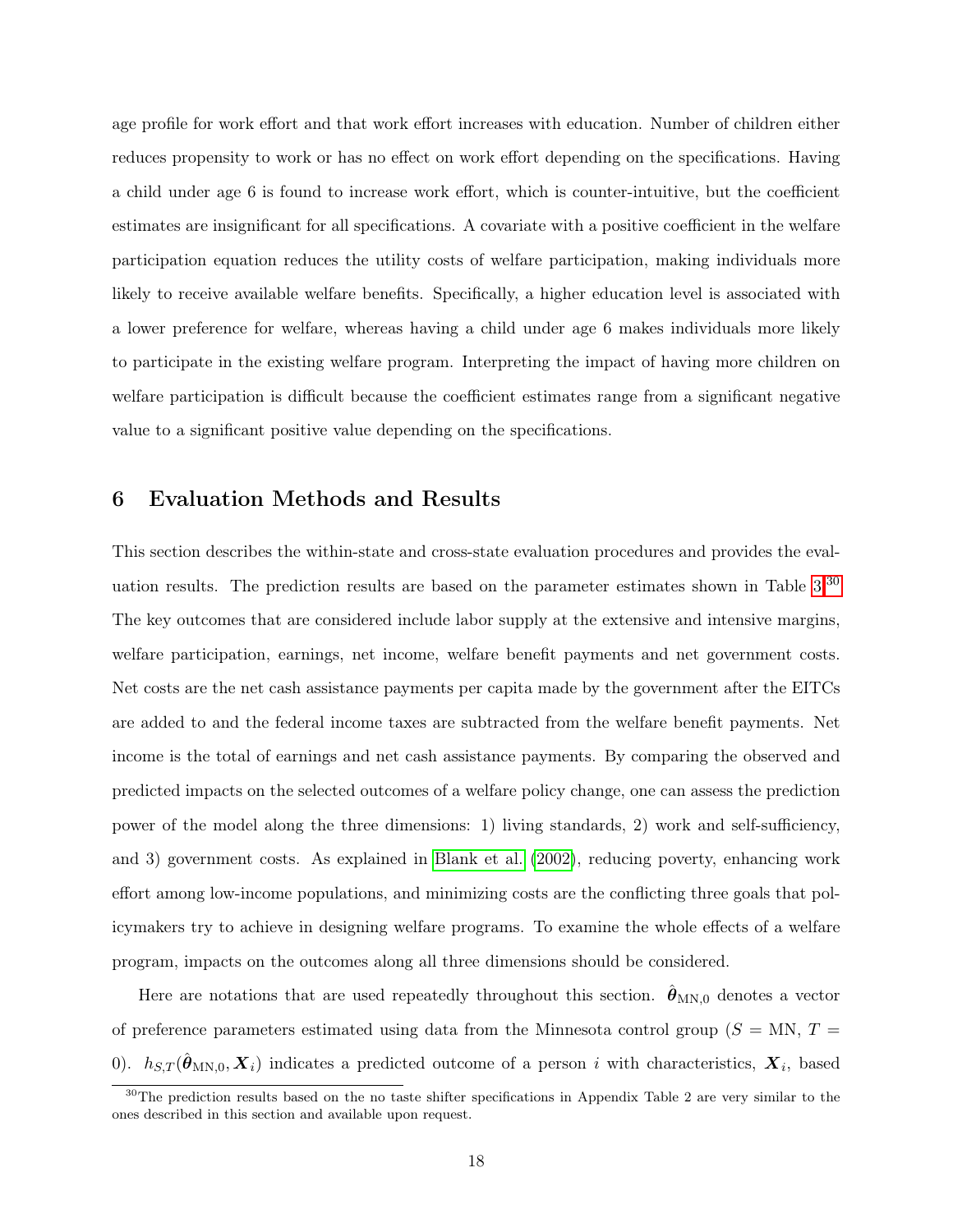age profile for work effort and that work effort increases with education. Number of children either reduces propensity to work or has no effect on work effort depending on the specifications. Having a child under age 6 is found to increase work effort, which is counter-intuitive, but the coefficient estimates are insignificant for all specifications. A covariate with a positive coefficient in the welfare participation equation reduces the utility costs of welfare participation, making individuals more likely to receive available welfare benefits. Specifically, a higher education level is associated with a lower preference for welfare, whereas having a child under age 6 makes individuals more likely to participate in the existing welfare program. Interpreting the impact of having more children on welfare participation is difficult because the coefficient estimates range from a significant negative value to a significant positive value depending on the specifications.

## 6 Evaluation Methods and Results

This section describes the within-state and cross-state evaluation procedures and provides the evaluation results. The prediction results are based on the parameter estimates shown in Table 3.[30] The key outcomes that are considered include labor supply at the extensive and intensive margins, welfare participation, earnings, net income, welfare benefit payments and net government costs. Net costs are the net cash assistance payments per capita made by the government after the EITCs are added to and the federal income taxes are subtracted from the welfare benefit payments. Net income is the total of earnings and net cash assistance payments. By comparing the observed and predicted impacts on the selected outcomes of a welfare policy change, one can assess the prediction power of the model along the three dimensions: 1) living standards, 2) work and self-sufficiency, and 3) government costs. As explained in Blank et al. (2002), reducing poverty, enhancing work effort among low-income populations, and minimizing costs are the conflicting three goals that policymakers try to achieve in designing welfare programs. To examine the whole effects of a welfare program, impacts on the outcomes along all three dimensions should be considered.

Here are notations that are used repeatedly throughout this section. $\hat{\boldsymbol{\theta}}_{\text{MN},0}$ denotes a vector of preference parameters estimated using data from the Minnesota control group ($S$ = MN, $T$ = 0). $h_{S,T}(\hat{\boldsymbol{\theta}}_{\text{MN},0}, \boldsymbol{X}_i)$ indicates a predicted outcome of a person $i$ with characteristics, $\boldsymbol{X}_i$, based

[30]The prediction results based on the no taste shifter specifications in Appendix Table 2 are very similar to the ones described in this section and available upon request.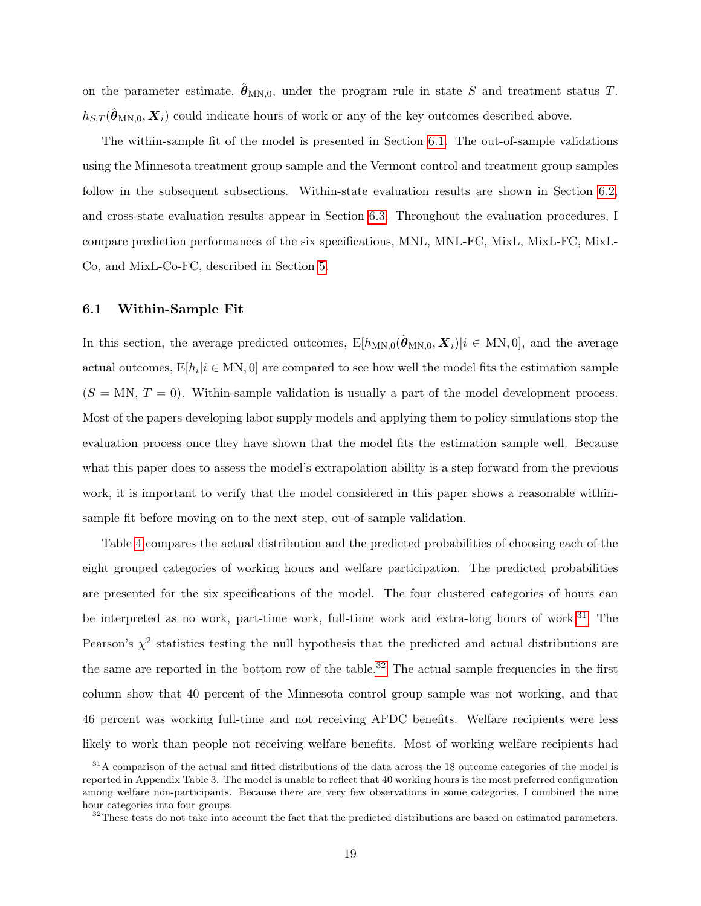on the parameter estimate, $\hat{\boldsymbol{\theta}}_{\text{MN},0}$, under the program rule in state $S$ and treatment status $T$. $h_{S,T}(\hat{\boldsymbol{\theta}}_{\text{MN},0}, \boldsymbol{X}_i)$ could indicate hours of work or any of the key outcomes described above.

The within-sample fit of the model is presented in Section 6.1. The out-of-sample validations using the Minnesota treatment group sample and the Vermont control and treatment group samples follow in the subsequent subsections. Within-state evaluation results are shown in Section 6.2, and cross-state evaluation results appear in Section 6.3. Throughout the evaluation procedures, I compare prediction performances of the six specifications, MNL, MNL-FC, MixL, MixL-FC, MixL-Co, and MixL-Co-FC, described in Section 5.

### 6.1 Within-Sample Fit

In this section, the average predicted outcomes, $\text{E}[h_{\text{MN},0}(\hat{\boldsymbol{\theta}}_{\text{MN},0}, \boldsymbol{X}_i)|i \in \text{MN}, 0]$, and the average actual outcomes, $\text{E}[h_i|i \in \text{MN}, 0]$ are compared to see how well the model fits the estimation sample ($S = \text{MN}$, $T = 0$). Within-sample validation is usually a part of the model development process. Most of the papers developing labor supply models and applying them to policy simulations stop the evaluation process once they have shown that the model fits the estimation sample well. Because what this paper does to assess the model's extrapolation ability is a step forward from the previous work, it is important to verify that the model considered in this paper shows a reasonable within-sample fit before moving on to the next step, out-of-sample validation.

Table 4 compares the actual distribution and the predicted probabilities of choosing each of the eight grouped categories of working hours and welfare participation. The predicted probabilities are presented for the six specifications of the model. The four clustered categories of hours can be interpreted as no work, part-time work, full-time work and extra-long hours of work.[31] The Pearson's $\chi^2$ statistics testing the null hypothesis that the predicted and actual distributions are the same are reported in the bottom row of the table.[32] The actual sample frequencies in the first column show that 40 percent of the Minnesota control group sample was not working, and that 46 percent was working full-time and not receiving AFDC benefits. Welfare recipients were less likely to work than people not receiving welfare benefits. Most of working welfare recipients had

[31] A comparison of the actual and fitted distributions of the data across the 18 outcome categories of the model is reported in Appendix Table 3. The model is unable to reflect that 40 working hours is the most preferred configuration among welfare non-participants. Because there are very few observations in some categories, I combined the nine hour categories into four groups.

[32] These tests do not take into account the fact that the predicted distributions are based on estimated parameters.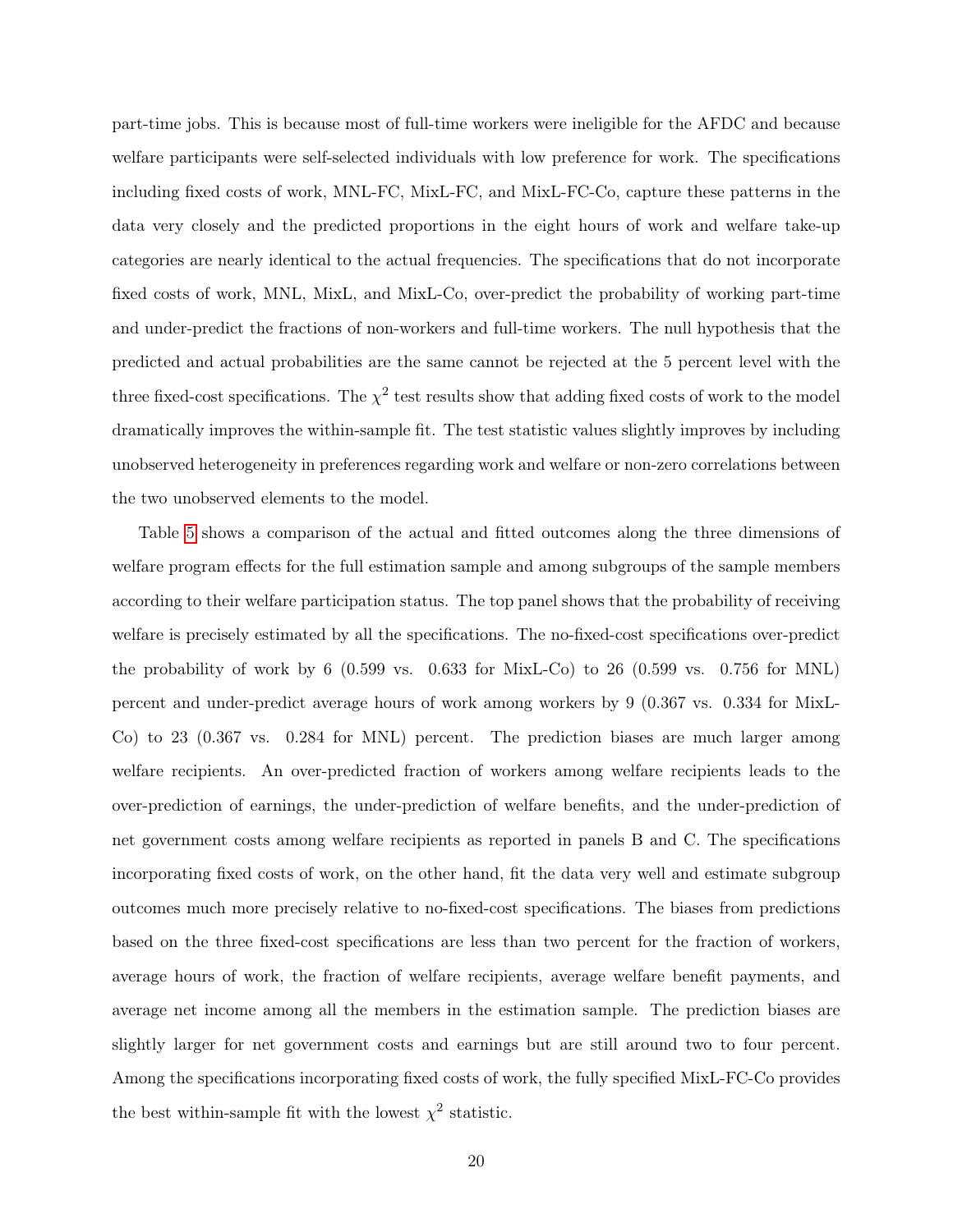part-time jobs. This is because most of full-time workers were ineligible for the AFDC and because welfare participants were self-selected individuals with low preference for work. The specifications including fixed costs of work, MNL-FC, MixL-FC, and MixL-FC-Co, capture these patterns in the data very closely and the predicted proportions in the eight hours of work and welfare take-up categories are nearly identical to the actual frequencies. The specifications that do not incorporate fixed costs of work, MNL, MixL, and MixL-Co, over-predict the probability of working part-time and under-predict the fractions of non-workers and full-time workers. The null hypothesis that the predicted and actual probabilities are the same cannot be rejected at the 5 percent level with the three fixed-cost specifications. The $\chi^2$ test results show that adding fixed costs of work to the model dramatically improves the within-sample fit. The test statistic values slightly improves by including unobserved heterogeneity in preferences regarding work and welfare or non-zero correlations between the two unobserved elements to the model.

Table 5 shows a comparison of the actual and fitted outcomes along the three dimensions of welfare program effects for the full estimation sample and among subgroups of the sample members according to their welfare participation status. The top panel shows that the probability of receiving welfare is precisely estimated by all the specifications. The no-fixed-cost specifications over-predict the probability of work by 6 (0.599 vs. 0.633 for MixL-Co) to 26 (0.599 vs. 0.756 for MNL) percent and under-predict average hours of work among workers by 9 (0.367 vs. 0.334 for MixL-Co) to 23 (0.367 vs. 0.284 for MNL) percent. The prediction biases are much larger among welfare recipients. An over-predicted fraction of workers among welfare recipients leads to the over-prediction of earnings, the under-prediction of welfare benefits, and the under-prediction of net government costs among welfare recipients as reported in panels B and C. The specifications incorporating fixed costs of work, on the other hand, fit the data very well and estimate subgroup outcomes much more precisely relative to no-fixed-cost specifications. The biases from predictions based on the three fixed-cost specifications are less than two percent for the fraction of workers, average hours of work, the fraction of welfare recipients, average welfare benefit payments, and average net income among all the members in the estimation sample. The prediction biases are slightly larger for net government costs and earnings but are still around two to four percent. Among the specifications incorporating fixed costs of work, the fully specified MixL-FC-Co provides the best within-sample fit with the lowest $\chi^2$ statistic.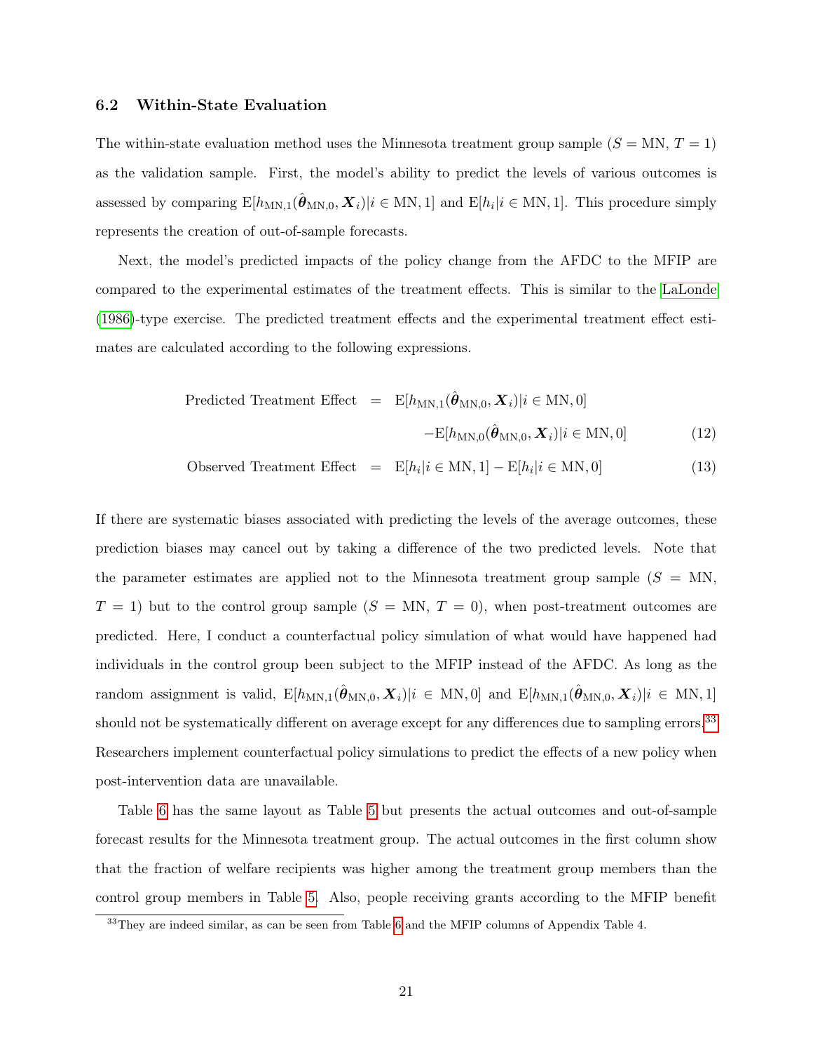### 6.2 Within-State Evaluation

The within-state evaluation method uses the Minnesota treatment group sample ($S = \text{MN}$, $T = 1$) as the validation sample. First, the model's ability to predict the levels of various outcomes is assessed by comparing $\text{E}[h_{\text{MN},1}(\hat{\boldsymbol{\theta}}_{\text{MN},0}, \boldsymbol{X}_i)|i \in \text{MN}, 1]$ and $\text{E}[h_i|i \in \text{MN}, 1]$. This procedure simply represents the creation of out-of-sample forecasts.

Next, the model's predicted impacts of the policy change from the AFDC to the MFIP are compared to the experimental estimates of the treatment effects. This is similar to the LaLonde (1986)-type exercise. The predicted treatment effects and the experimental treatment effect estimates are calculated according to the following expressions.

$$
\begin{aligned}
\text{Predicted Treatment Effect} \quad &= \quad \text{E}[h_{\text{MN},1}(\hat{\boldsymbol{\theta}}_{\text{MN},0}, \boldsymbol{X}_i)|i \in \text{MN}, 0] \\
&\qquad - \text{E}[h_{\text{MN},0}(\hat{\boldsymbol{\theta}}_{\text{MN},0}, \boldsymbol{X}_i)|i \in \text{MN}, 0] \qquad (12) \\
\text{Observed Treatment Effect} \quad &= \quad \text{E}[h_i|i \in \text{MN}, 1] - \text{E}[h_i|i \in \text{MN}, 0] \qquad (13)
\end{aligned}
$$

If there are systematic biases associated with predicting the levels of the average outcomes, these prediction biases may cancel out by taking a difference of the two predicted levels. Note that the parameter estimates are applied not to the Minnesota treatment group sample ($S = \text{MN}$, $T = 1$) but to the control group sample ($S = \text{MN}$, $T = 0$), when post-treatment outcomes are predicted. Here, I conduct a counterfactual policy simulation of what would have happened had individuals in the control group been subject to the MFIP instead of the AFDC. As long as the random assignment is valid, $\text{E}[h_{\text{MN},1}(\hat{\boldsymbol{\theta}}_{\text{MN},0}, \boldsymbol{X}_i)|i \in \text{MN}, 0]$ and $\text{E}[h_{\text{MN},1}(\hat{\boldsymbol{\theta}}_{\text{MN},0}, \boldsymbol{X}_i)|i \in \text{MN}, 1]$ should not be systematically different on average except for any differences due to sampling errors.[33] Researchers implement counterfactual policy simulations to predict the effects of a new policy when post-intervention data are unavailable.

Table 6 has the same layout as Table 5 but presents the actual outcomes and out-of-sample forecast results for the Minnesota treatment group. The actual outcomes in the first column show that the fraction of welfare recipients was higher among the treatment group members than the control group members in Table 5. Also, people receiving grants according to the MFIP benefit

[33] They are indeed similar, as can be seen from Table 6 and the MFIP columns of Appendix Table 4.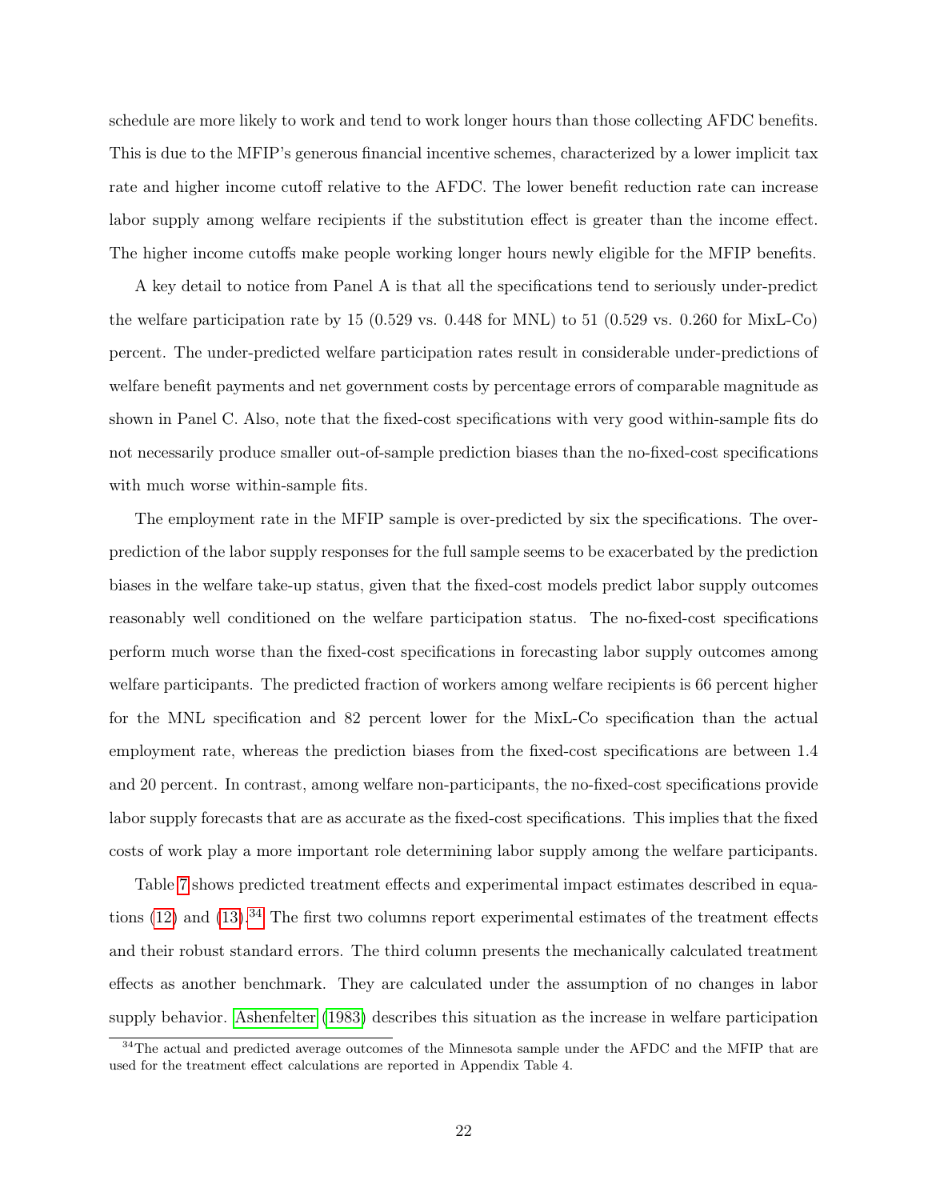schedule are more likely to work and tend to work longer hours than those collecting AFDC benefits. This is due to the MFIP's generous financial incentive schemes, characterized by a lower implicit tax rate and higher income cutoff relative to the AFDC. The lower benefit reduction rate can increase labor supply among welfare recipients if the substitution effect is greater than the income effect. The higher income cutoffs make people working longer hours newly eligible for the MFIP benefits.

A key detail to notice from Panel A is that all the specifications tend to seriously under-predict the welfare participation rate by 15 (0.529 vs. 0.448 for MNL) to 51 (0.529 vs. 0.260 for MixL-Co) percent. The under-predicted welfare participation rates result in considerable under-predictions of welfare benefit payments and net government costs by percentage errors of comparable magnitude as shown in Panel C. Also, note that the fixed-cost specifications with very good within-sample fits do not necessarily produce smaller out-of-sample prediction biases than the no-fixed-cost specifications with much worse within-sample fits.

The employment rate in the MFIP sample is over-predicted by six the specifications. The over-prediction of the labor supply responses for the full sample seems to be exacerbated by the prediction biases in the welfare take-up status, given that the fixed-cost models predict labor supply outcomes reasonably well conditioned on the welfare participation status. The no-fixed-cost specifications perform much worse than the fixed-cost specifications in forecasting labor supply outcomes among welfare participants. The predicted fraction of workers among welfare recipients is 66 percent higher for the MNL specification and 82 percent lower for the MixL-Co specification than the actual employment rate, whereas the prediction biases from the fixed-cost specifications are between 1.4 and 20 percent. In contrast, among welfare non-participants, the no-fixed-cost specifications provide labor supply forecasts that are as accurate as the fixed-cost specifications. This implies that the fixed costs of work play a more important role determining labor supply among the welfare participants.

Table 7 shows predicted treatment effects and experimental impact estimates described in equations (12) and (13).[34] The first two columns report experimental estimates of the treatment effects and their robust standard errors. The third column presents the mechanically calculated treatment effects as another benchmark. They are calculated under the assumption of no changes in labor supply behavior. Ashenfelter (1983) describes this situation as the increase in welfare participation

[34] The actual and predicted average outcomes of the Minnesota sample under the AFDC and the MFIP that are used for the treatment effect calculations are reported in Appendix Table 4.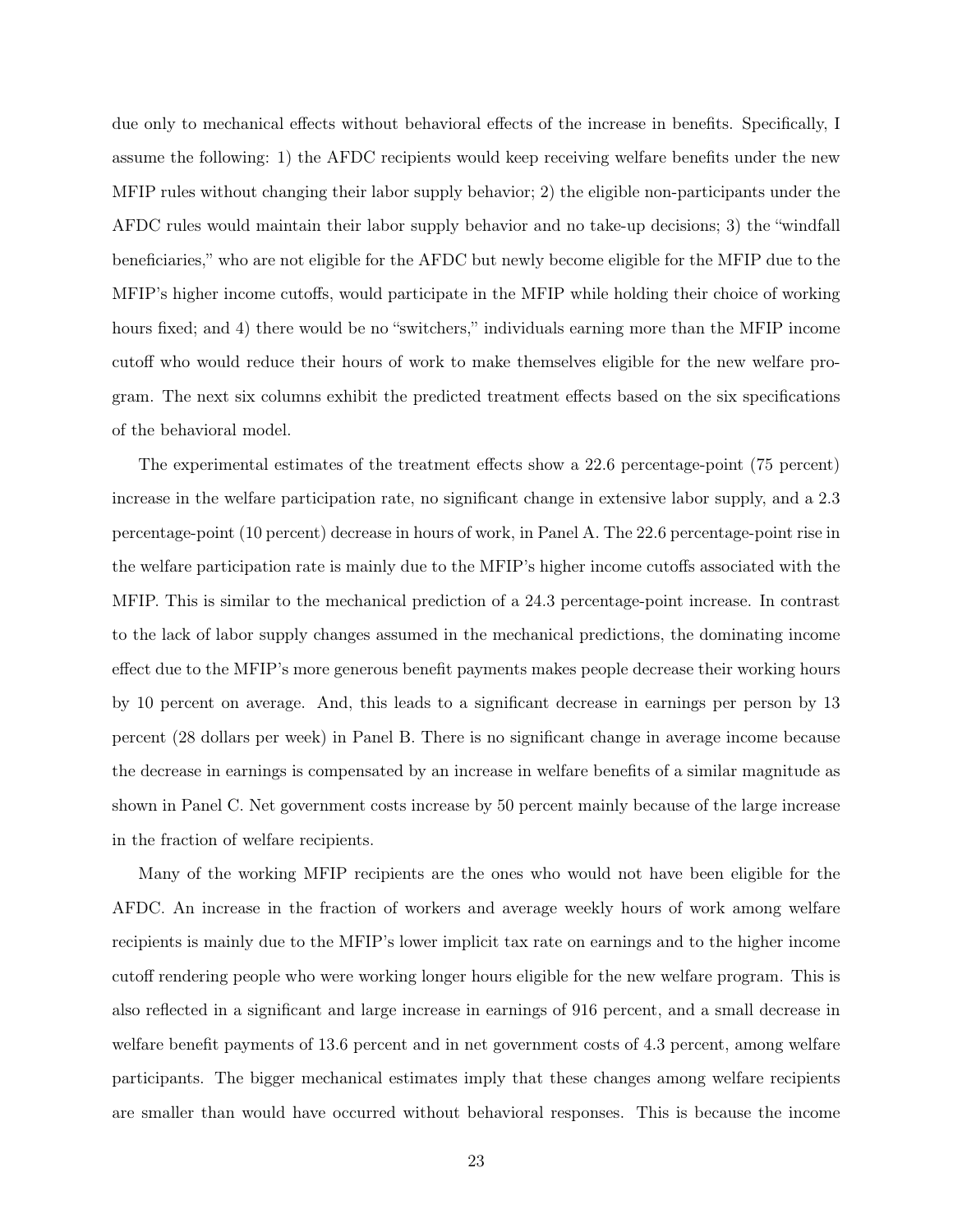due only to mechanical effects without behavioral effects of the increase in benefits. Specifically, I assume the following: 1) the AFDC recipients would keep receiving welfare benefits under the new MFIP rules without changing their labor supply behavior; 2) the eligible non-participants under the AFDC rules would maintain their labor supply behavior and no take-up decisions; 3) the "windfall beneficiaries," who are not eligible for the AFDC but newly become eligible for the MFIP due to the MFIP's higher income cutoffs, would participate in the MFIP while holding their choice of working hours fixed; and 4) there would be no "switchers," individuals earning more than the MFIP income cutoff who would reduce their hours of work to make themselves eligible for the new welfare program. The next six columns exhibit the predicted treatment effects based on the six specifications of the behavioral model.

The experimental estimates of the treatment effects show a 22.6 percentage-point (75 percent) increase in the welfare participation rate, no significant change in extensive labor supply, and a 2.3 percentage-point (10 percent) decrease in hours of work, in Panel A. The 22.6 percentage-point rise in the welfare participation rate is mainly due to the MFIP's higher income cutoffs associated with the MFIP. This is similar to the mechanical prediction of a 24.3 percentage-point increase. In contrast to the lack of labor supply changes assumed in the mechanical predictions, the dominating income effect due to the MFIP's more generous benefit payments makes people decrease their working hours by 10 percent on average. And, this leads to a significant decrease in earnings per person by 13 percent (28 dollars per week) in Panel B. There is no significant change in average income because the decrease in earnings is compensated by an increase in welfare benefits of a similar magnitude as shown in Panel C. Net government costs increase by 50 percent mainly because of the large increase in the fraction of welfare recipients.

Many of the working MFIP recipients are the ones who would not have been eligible for the AFDC. An increase in the fraction of workers and average weekly hours of work among welfare recipients is mainly due to the MFIP's lower implicit tax rate on earnings and to the higher income cutoff rendering people who were working longer hours eligible for the new welfare program. This is also reflected in a significant and large increase in earnings of 916 percent, and a small decrease in welfare benefit payments of 13.6 percent and in net government costs of 4.3 percent, among welfare participants. The bigger mechanical estimates imply that these changes among welfare recipients are smaller than would have occurred without behavioral responses. This is because the income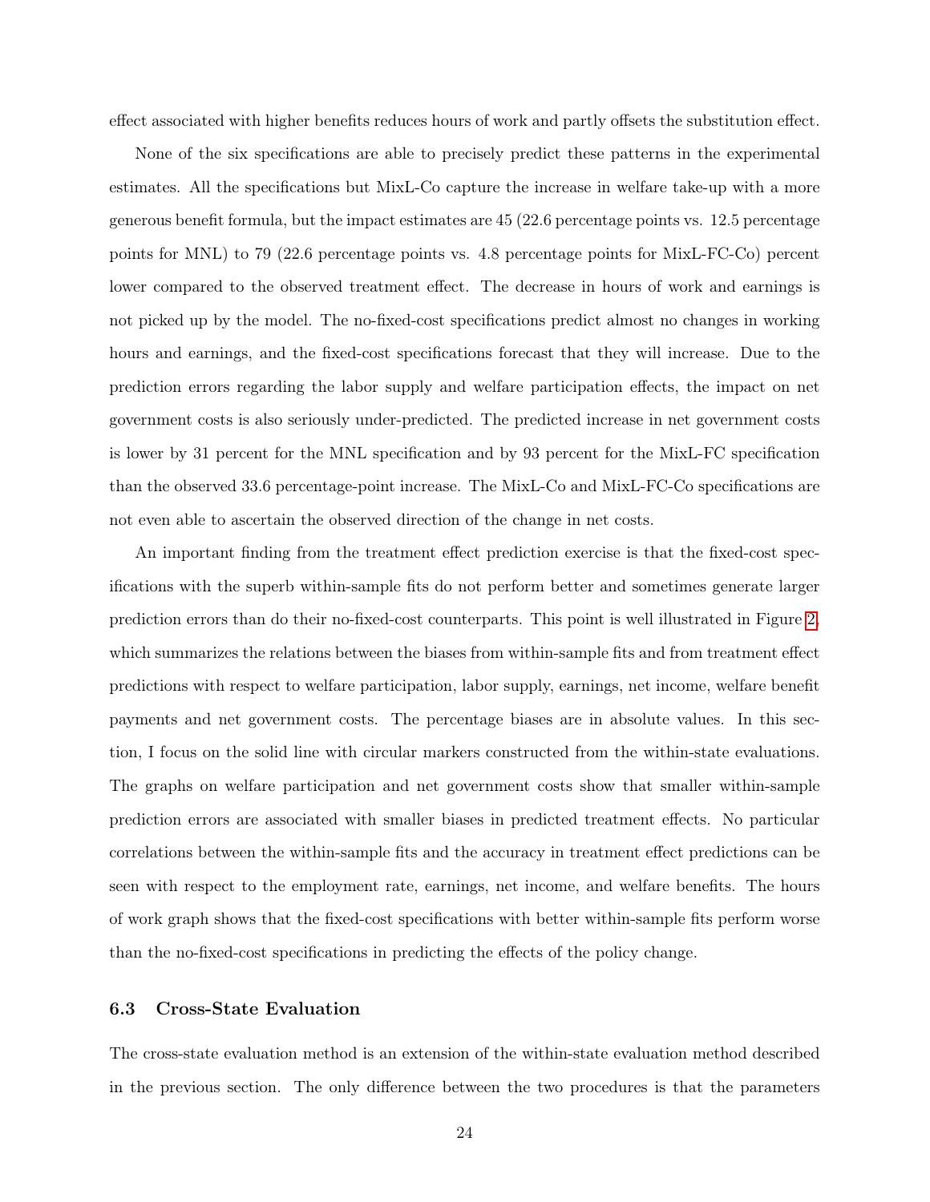effect associated with higher benefits reduces hours of work and partly offsets the substitution effect.

None of the six specifications are able to precisely predict these patterns in the experimental estimates. All the specifications but MixL-Co capture the increase in welfare take-up with a more generous benefit formula, but the impact estimates are 45 (22.6 percentage points vs. 12.5 percentage points for MNL) to 79 (22.6 percentage points vs. 4.8 percentage points for MixL-FC-Co) percent lower compared to the observed treatment effect. The decrease in hours of work and earnings is not picked up by the model. The no-fixed-cost specifications predict almost no changes in working hours and earnings, and the fixed-cost specifications forecast that they will increase. Due to the prediction errors regarding the labor supply and welfare participation effects, the impact on net government costs is also seriously under-predicted. The predicted increase in net government costs is lower by 31 percent for the MNL specification and by 93 percent for the MixL-FC specification than the observed 33.6 percentage-point increase. The MixL-Co and MixL-FC-Co specifications are not even able to ascertain the observed direction of the change in net costs.

An important finding from the treatment effect prediction exercise is that the fixed-cost specifications with the superb within-sample fits do not perform better and sometimes generate larger prediction errors than do their no-fixed-cost counterparts. This point is well illustrated in Figure 2, which summarizes the relations between the biases from within-sample fits and from treatment effect predictions with respect to welfare participation, labor supply, earnings, net income, welfare benefit payments and net government costs. The percentage biases are in absolute values. In this section, I focus on the solid line with circular markers constructed from the within-state evaluations. The graphs on welfare participation and net government costs show that smaller within-sample prediction errors are associated with smaller biases in predicted treatment effects. No particular correlations between the within-sample fits and the accuracy in treatment effect predictions can be seen with respect to the employment rate, earnings, net income, and welfare benefits. The hours of work graph shows that the fixed-cost specifications with better within-sample fits perform worse than the no-fixed-cost specifications in predicting the effects of the policy change.

### 6.3 Cross-State Evaluation

The cross-state evaluation method is an extension of the within-state evaluation method described in the previous section. The only difference between the two procedures is that the parameters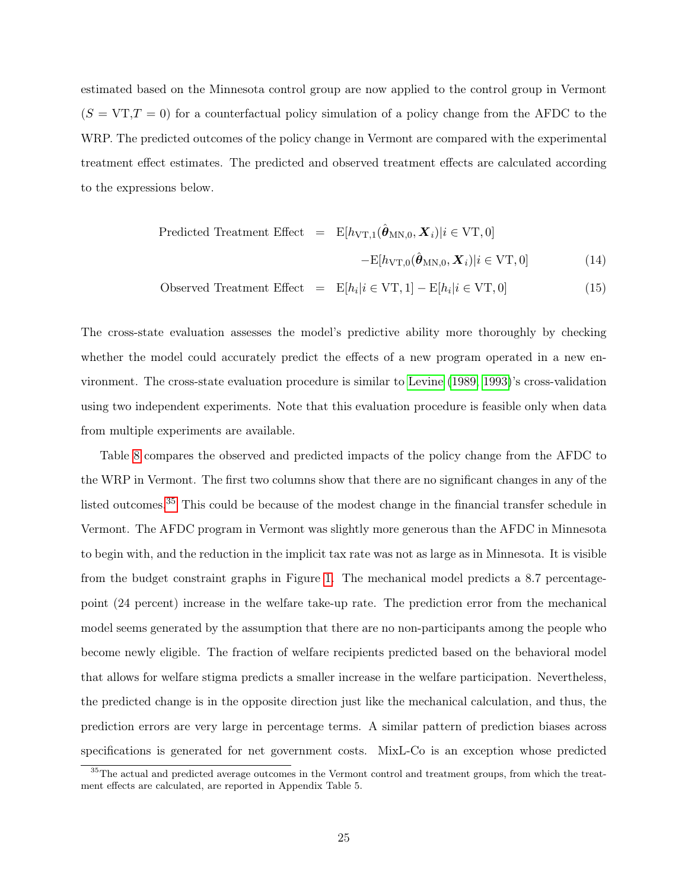estimated based on the Minnesota control group are now applied to the control group in Vermont ($S = \text{VT}, T = 0$) for a counterfactual policy simulation of a policy change from the AFDC to the WRP. The predicted outcomes of the policy change in Vermont are compared with the experimental treatment effect estimates. The predicted and observed treatment effects are calculated according to the expressions below.

$$
\begin{aligned}
\text{Predicted Treatment Effect} &= \text{E}[h_{\text{VT},1}(\hat{\boldsymbol{\theta}}_{\text{MN},0}, \boldsymbol{X}_i) | i \in \text{VT}, 0] \\
&\quad - \text{E}[h_{\text{VT},0}(\hat{\boldsymbol{\theta}}_{\text{MN},0}, \boldsymbol{X}_i) | i \in \text{VT}, 0] \qquad (14) \\
\text{Observed Treatment Effect} &= \text{E}[h_i | i \in \text{VT}, 1] - \text{E}[h_i | i \in \text{VT}, 0] \qquad (15)
\end{aligned}
$$

The cross-state evaluation assesses the model's predictive ability more thoroughly by checking whether the model could accurately predict the effects of a new program operated in a new environment. The cross-state evaluation procedure is similar to Levine (1989, 1993)'s cross-validation using two independent experiments. Note that this evaluation procedure is feasible only when data from multiple experiments are available.

Table 8 compares the observed and predicted impacts of the policy change from the AFDC to the WRP in Vermont. The first two columns show that there are no significant changes in any of the listed outcomes.[35] This could be because of the modest change in the financial transfer schedule in Vermont. The AFDC program in Vermont was slightly more generous than the AFDC in Minnesota to begin with, and the reduction in the implicit tax rate was not as large as in Minnesota. It is visible from the budget constraint graphs in Figure 1. The mechanical model predicts a 8.7 percentage-point (24 percent) increase in the welfare take-up rate. The prediction error from the mechanical model seems generated by the assumption that there are no non-participants among the people who become newly eligible. The fraction of welfare recipients predicted based on the behavioral model that allows for welfare stigma predicts a smaller increase in the welfare participation. Nevertheless, the predicted change is in the opposite direction just like the mechanical calculation, and thus, the prediction errors are very large in percentage terms. A similar pattern of prediction biases across specifications is generated for net government costs. MixL-Co is an exception whose predicted

[35] The actual and predicted average outcomes in the Vermont control and treatment groups, from which the treatment effects are calculated, are reported in Appendix Table 5.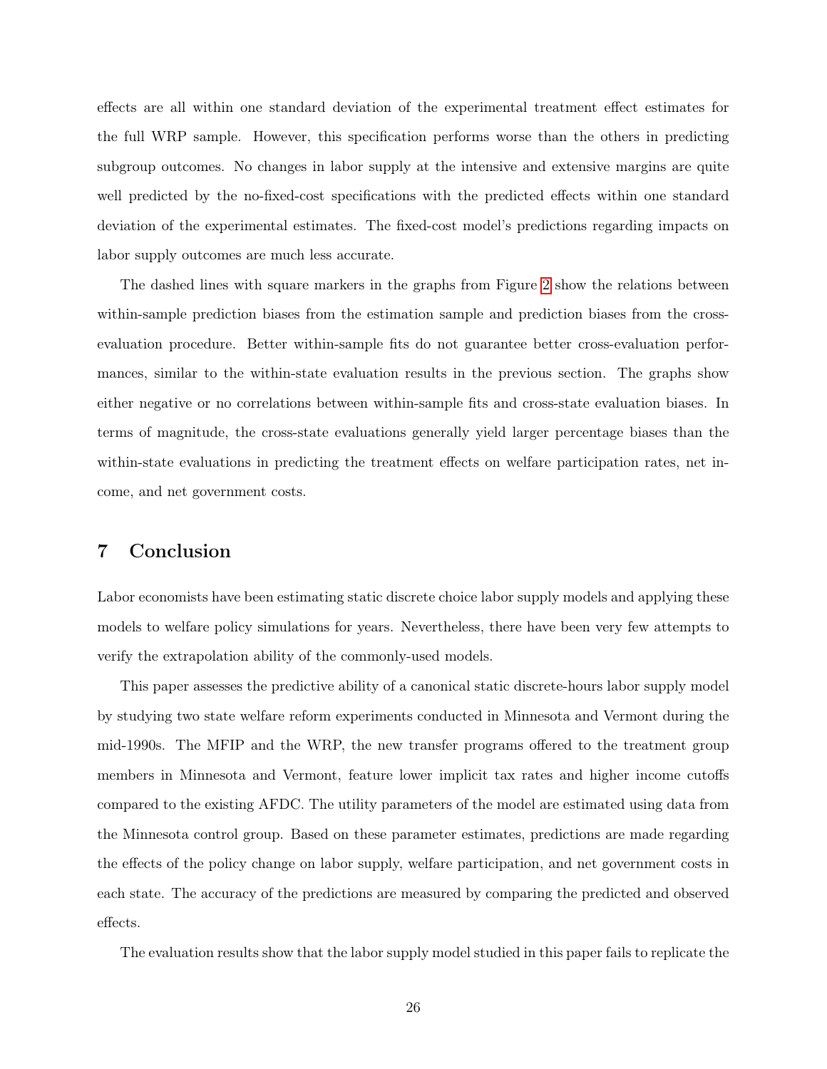effects are all within one standard deviation of the experimental treatment effect estimates for the full WRP sample. However, this specification performs worse than the others in predicting subgroup outcomes. No changes in labor supply at the intensive and extensive margins are quite well predicted by the no-fixed-cost specifications with the predicted effects within one standard deviation of the experimental estimates. The fixed-cost model's predictions regarding impacts on labor supply outcomes are much less accurate.

The dashed lines with square markers in the graphs from Figure 2 show the relations between within-sample prediction biases from the estimation sample and prediction biases from the cross-evaluation procedure. Better within-sample fits do not guarantee better cross-evaluation performances, similar to the within-state evaluation results in the previous section. The graphs show either negative or no correlations between within-sample fits and cross-state evaluation biases. In terms of magnitude, the cross-state evaluations generally yield larger percentage biases than the within-state evaluations in predicting the treatment effects on welfare participation rates, net income, and net government costs.

## 7 Conclusion

Labor economists have been estimating static discrete choice labor supply models and applying these models to welfare policy simulations for years. Nevertheless, there have been very few attempts to verify the extrapolation ability of the commonly-used models.

This paper assesses the predictive ability of a canonical static discrete-hours labor supply model by studying two state welfare reform experiments conducted in Minnesota and Vermont during the mid-1990s. The MFIP and the WRP, the new transfer programs offered to the treatment group members in Minnesota and Vermont, feature lower implicit tax rates and higher income cutoffs compared to the existing AFDC. The utility parameters of the model are estimated using data from the Minnesota control group. Based on these parameter estimates, predictions are made regarding the effects of the policy change on labor supply, welfare participation, and net government costs in each state. The accuracy of the predictions are measured by comparing the predicted and observed effects.

The evaluation results show that the labor supply model studied in this paper fails to replicate the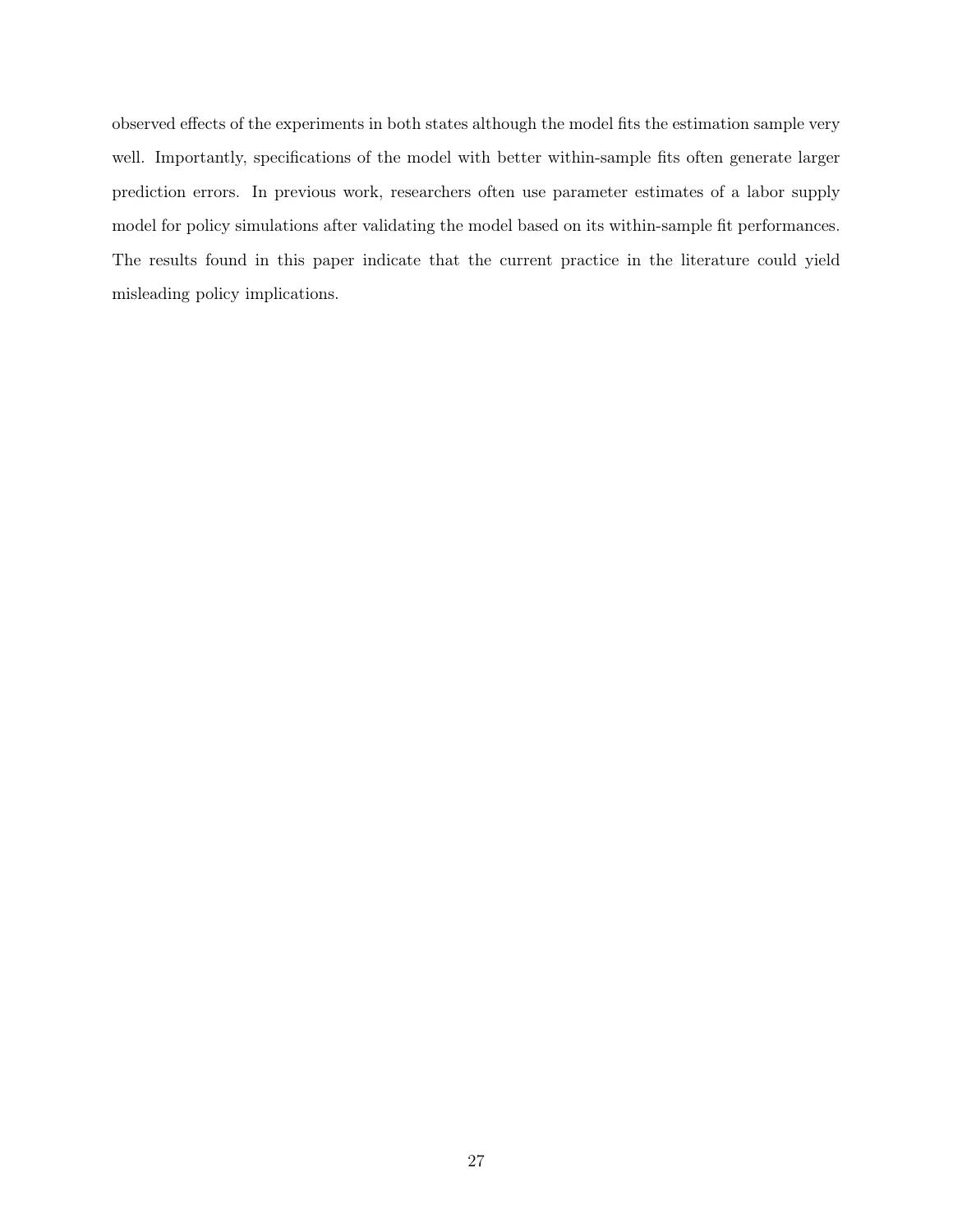observed effects of the experiments in both states although the model fits the estimation sample very well. Importantly, specifications of the model with better within-sample fits often generate larger prediction errors. In previous work, researchers often use parameter estimates of a labor supply model for policy simulations after validating the model based on its within-sample fit performances. The results found in this paper indicate that the current practice in the literature could yield misleading policy implications.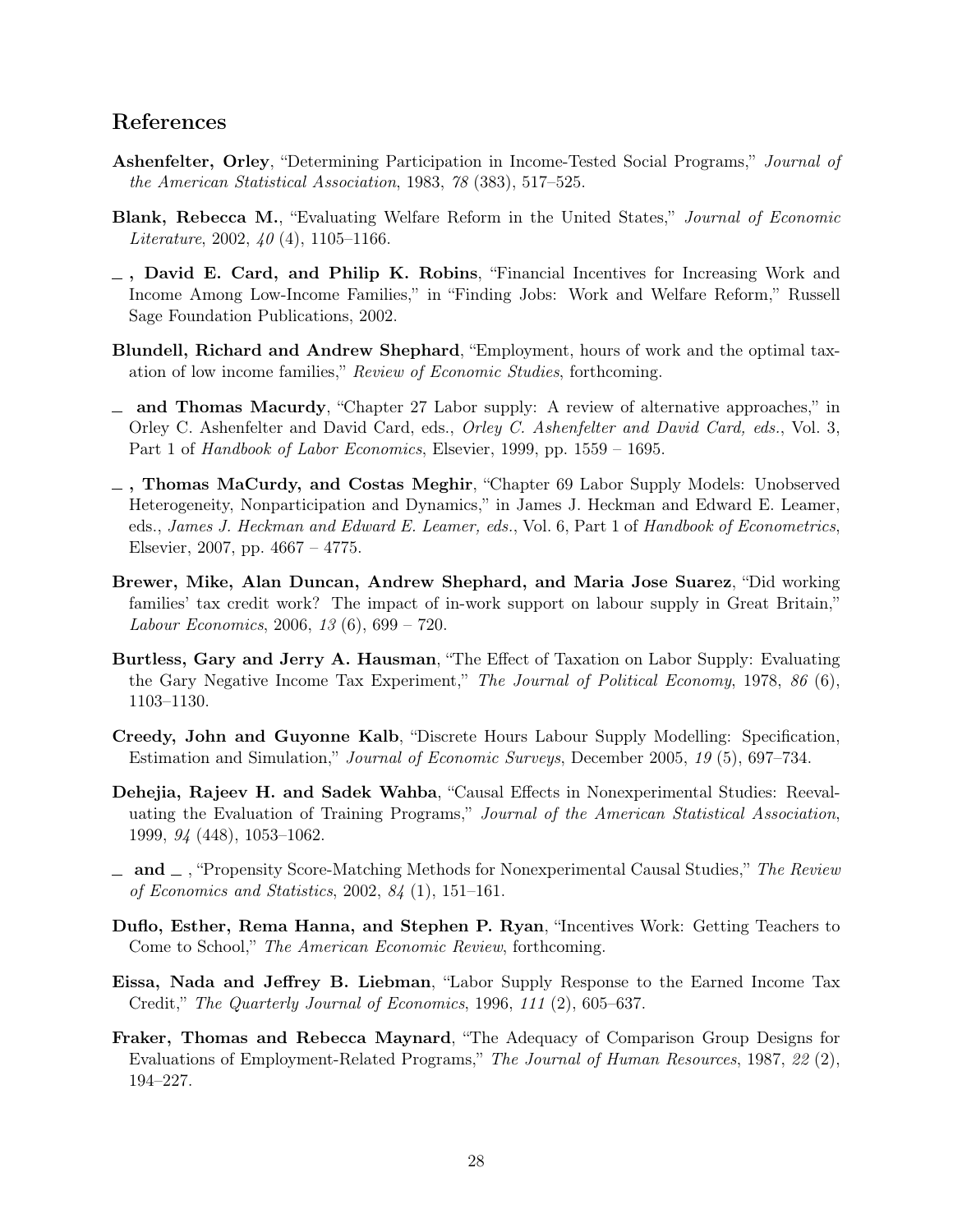## References

**Ashenfelter, Orley**, "Determining Participation in Income-Tested Social Programs," *Journal of the American Statistical Association*, 1983, *78* (383), 517–525.

**Blank, Rebecca M.**, "Evaluating Welfare Reform in the United States," *Journal of Economic Literature*, 2002, *40* (4), 1105–1166.

**_ , David E. Card, and Philip K. Robins**, "Financial Incentives for Increasing Work and Income Among Low-Income Families," in "Finding Jobs: Work and Welfare Reform," Russell Sage Foundation Publications, 2002.

**Blundell, Richard and Andrew Shephard**, "Employment, hours of work and the optimal taxation of low income families," *Review of Economic Studies*, forthcoming.

**_ and Thomas Macurdy**, "Chapter 27 Labor supply: A review of alternative approaches," in Orley C. Ashenfelter and David Card, eds., *Orley C. Ashenfelter and David Card, eds.*, Vol. 3, Part 1 of *Handbook of Labor Economics*, Elsevier, 1999, pp. 1559 – 1695.

**_ , Thomas MaCurdy, and Costas Meghir**, "Chapter 69 Labor Supply Models: Unobserved Heterogeneity, Nonparticipation and Dynamics," in James J. Heckman and Edward E. Leamer, eds., *James J. Heckman and Edward E. Leamer, eds.*, Vol. 6, Part 1 of *Handbook of Econometrics*, Elsevier, 2007, pp. 4667 – 4775.

**Brewer, Mike, Alan Duncan, Andrew Shephard, and Maria Jose Suarez**, "Did working families' tax credit work? The impact of in-work support on labour supply in Great Britain," *Labour Economics*, 2006, *13* (6), 699 – 720.

**Burtless, Gary and Jerry A. Hausman**, "The Effect of Taxation on Labor Supply: Evaluating the Gary Negative Income Tax Experiment," *The Journal of Political Economy*, 1978, *86* (6), 1103–1130.

**Creedy, John and Guyonne Kalb**, "Discrete Hours Labour Supply Modelling: Specification, Estimation and Simulation," *Journal of Economic Surveys*, December 2005, *19* (5), 697–734.

**Dehejia, Rajeev H. and Sadek Wahba**, "Causal Effects in Nonexperimental Studies: Reevaluating the Evaluation of Training Programs," *Journal of the American Statistical Association*, 1999, *94* (448), 1053–1062.

**_ and _** , "Propensity Score-Matching Methods for Nonexperimental Causal Studies," *The Review of Economics and Statistics*, 2002, *84* (1), 151–161.

**Duflo, Esther, Rema Hanna, and Stephen P. Ryan**, "Incentives Work: Getting Teachers to Come to School," *The American Economic Review*, forthcoming.

**Eissa, Nada and Jeffrey B. Liebman**, "Labor Supply Response to the Earned Income Tax Credit," *The Quarterly Journal of Economics*, 1996, *111* (2), 605–637.

**Fraker, Thomas and Rebecca Maynard**, "The Adequacy of Comparison Group Designs for Evaluations of Employment-Related Programs," *The Journal of Human Resources*, 1987, *22* (2), 194–227.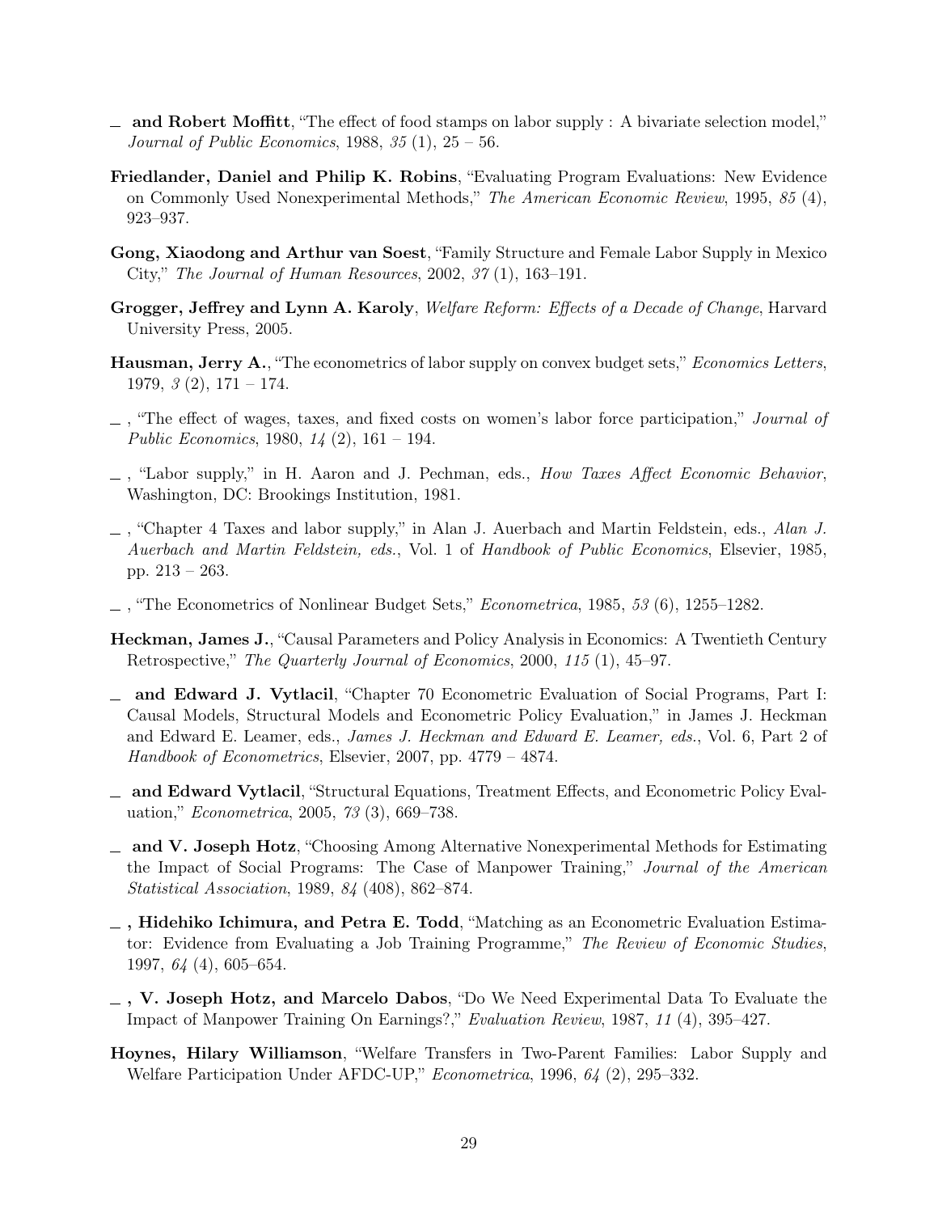— **and Robert Moffitt**, "The effect of food stamps on labor supply : A bivariate selection model," *Journal of Public Economics*, 1988, *35* (1), 25 – 56.

**Friedlander, Daniel and Philip K. Robins**, "Evaluating Program Evaluations: New Evidence on Commonly Used Nonexperimental Methods," *The American Economic Review*, 1995, *85* (4), 923–937.

**Gong, Xiaodong and Arthur van Soest**, "Family Structure and Female Labor Supply in Mexico City," *The Journal of Human Resources*, 2002, *37* (1), 163–191.

**Grogger, Jeffrey and Lynn A. Karoly**, *Welfare Reform: Effects of a Decade of Change*, Harvard University Press, 2005.

**Hausman, Jerry A.**, "The econometrics of labor supply on convex budget sets," *Economics Letters*, 1979, *3* (2), 171 – 174.

— , "The effect of wages, taxes, and fixed costs on women's labor force participation," *Journal of Public Economics*, 1980, *14* (2), 161 – 194.

— , "Labor supply," in H. Aaron and J. Pechman, eds., *How Taxes Affect Economic Behavior*, Washington, DC: Brookings Institution, 1981.

— , "Chapter 4 Taxes and labor supply," in Alan J. Auerbach and Martin Feldstein, eds., *Alan J. Auerbach and Martin Feldstein, eds.*, Vol. 1 of *Handbook of Public Economics*, Elsevier, 1985, pp. 213 – 263.

— , "The Econometrics of Nonlinear Budget Sets," *Econometrica*, 1985, *53* (6), 1255–1282.

**Heckman, James J.**, "Causal Parameters and Policy Analysis in Economics: A Twentieth Century Retrospective," *The Quarterly Journal of Economics*, 2000, *115* (1), 45–97.

— **and Edward J. Vytlacil**, "Chapter 70 Econometric Evaluation of Social Programs, Part I: Causal Models, Structural Models and Econometric Policy Evaluation," in James J. Heckman and Edward E. Leamer, eds., *James J. Heckman and Edward E. Leamer, eds.*, Vol. 6, Part 2 of *Handbook of Econometrics*, Elsevier, 2007, pp. 4779 – 4874.

— **and Edward Vytlacil**, "Structural Equations, Treatment Effects, and Econometric Policy Evaluation," *Econometrica*, 2005, *73* (3), 669–738.

— **and V. Joseph Hotz**, "Choosing Among Alternative Nonexperimental Methods for Estimating the Impact of Social Programs: The Case of Manpower Training," *Journal of the American Statistical Association*, 1989, *84* (408), 862–874.

— **, Hidehiko Ichimura, and Petra E. Todd**, "Matching as an Econometric Evaluation Estimator: Evidence from Evaluating a Job Training Programme," *The Review of Economic Studies*, 1997, *64* (4), 605–654.

— **, V. Joseph Hotz, and Marcelo Dabos**, "Do We Need Experimental Data To Evaluate the Impact of Manpower Training On Earnings?," *Evaluation Review*, 1987, *11* (4), 395–427.

**Hoynes, Hilary Williamson**, "Welfare Transfers in Two-Parent Families: Labor Supply and Welfare Participation Under AFDC-UP," *Econometrica*, 1996, *64* (2), 295–332.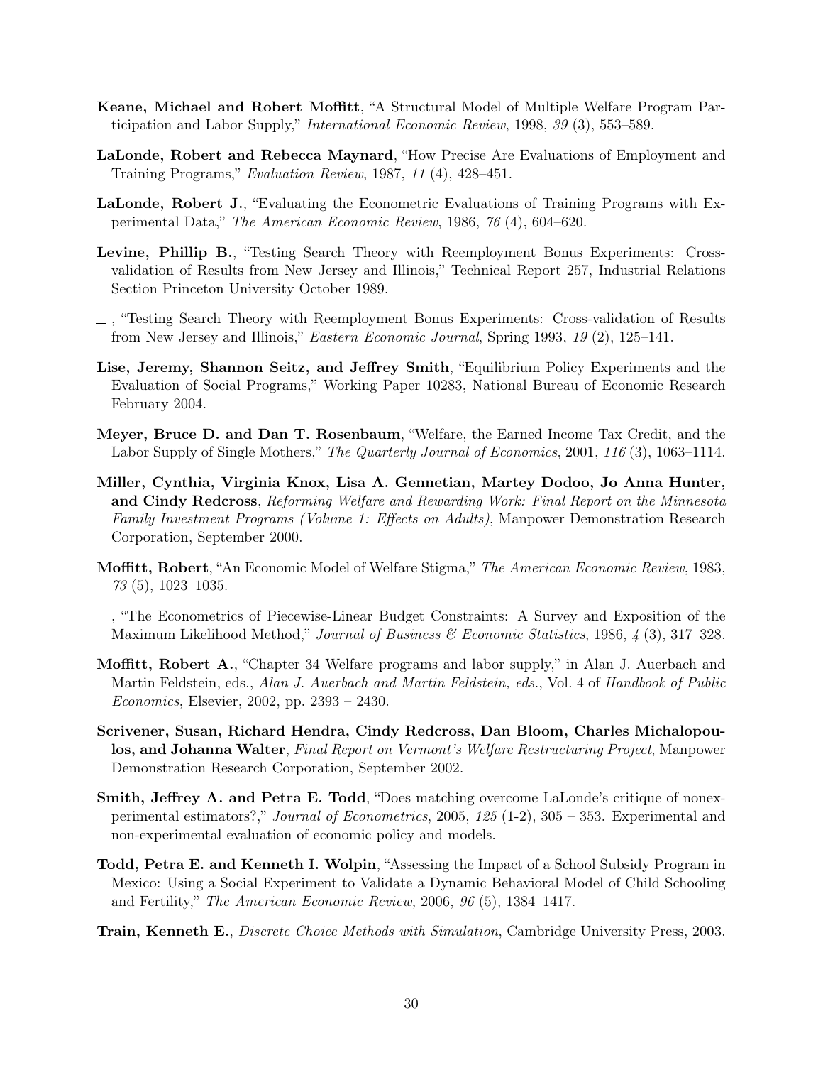**Keane, Michael and Robert Moffitt**, "A Structural Model of Multiple Welfare Program Participation and Labor Supply," *International Economic Review*, 1998, *39* (3), 553–589.

**LaLonde, Robert and Rebecca Maynard**, "How Precise Are Evaluations of Employment and Training Programs," *Evaluation Review*, 1987, *11* (4), 428–451.

**LaLonde, Robert J.**, "Evaluating the Econometric Evaluations of Training Programs with Experimental Data," *The American Economic Review*, 1986, *76* (4), 604–620.

**Levine, Phillip B.**, "Testing Search Theory with Reemployment Bonus Experiments: Cross-validation of Results from New Jersey and Illinois," Technical Report 257, Industrial Relations Section Princeton University October 1989.

\_ , "Testing Search Theory with Reemployment Bonus Experiments: Cross-validation of Results from New Jersey and Illinois," *Eastern Economic Journal*, Spring 1993, *19* (2), 125–141.

**Lise, Jeremy, Shannon Seitz, and Jeffrey Smith**, "Equilibrium Policy Experiments and the Evaluation of Social Programs," Working Paper 10283, National Bureau of Economic Research February 2004.

**Meyer, Bruce D. and Dan T. Rosenbaum**, "Welfare, the Earned Income Tax Credit, and the Labor Supply of Single Mothers," *The Quarterly Journal of Economics*, 2001, *116* (3), 1063–1114.

**Miller, Cynthia, Virginia Knox, Lisa A. Gennetian, Martey Dodoo, Jo Anna Hunter, and Cindy Redcross**, *Reforming Welfare and Rewarding Work: Final Report on the Minnesota Family Investment Programs (Volume 1: Effects on Adults)*, Manpower Demonstration Research Corporation, September 2000.

**Moffitt, Robert**, "An Economic Model of Welfare Stigma," *The American Economic Review*, 1983, *73* (5), 1023–1035.

\_ , "The Econometrics of Piecewise-Linear Budget Constraints: A Survey and Exposition of the Maximum Likelihood Method," *Journal of Business & Economic Statistics*, 1986, *4* (3), 317–328.

**Moffitt, Robert A.**, "Chapter 34 Welfare programs and labor supply," in Alan J. Auerbach and Martin Feldstein, eds., *Alan J. Auerbach and Martin Feldstein, eds.*, Vol. 4 of *Handbook of Public Economics*, Elsevier, 2002, pp. 2393 – 2430.

**Scrivener, Susan, Richard Hendra, Cindy Redcross, Dan Bloom, Charles Michalopoulos, and Johanna Walter**, *Final Report on Vermont's Welfare Restructuring Project*, Manpower Demonstration Research Corporation, September 2002.

**Smith, Jeffrey A. and Petra E. Todd**, "Does matching overcome LaLonde's critique of nonexperimental estimators?," *Journal of Econometrics*, 2005, *125* (1-2), 305 – 353. Experimental and non-experimental evaluation of economic policy and models.

**Todd, Petra E. and Kenneth I. Wolpin**, "Assessing the Impact of a School Subsidy Program in Mexico: Using a Social Experiment to Validate a Dynamic Behavioral Model of Child Schooling and Fertility," *The American Economic Review*, 2006, *96* (5), 1384–1417.

**Train, Kenneth E.**, *Discrete Choice Methods with Simulation*, Cambridge University Press, 2003.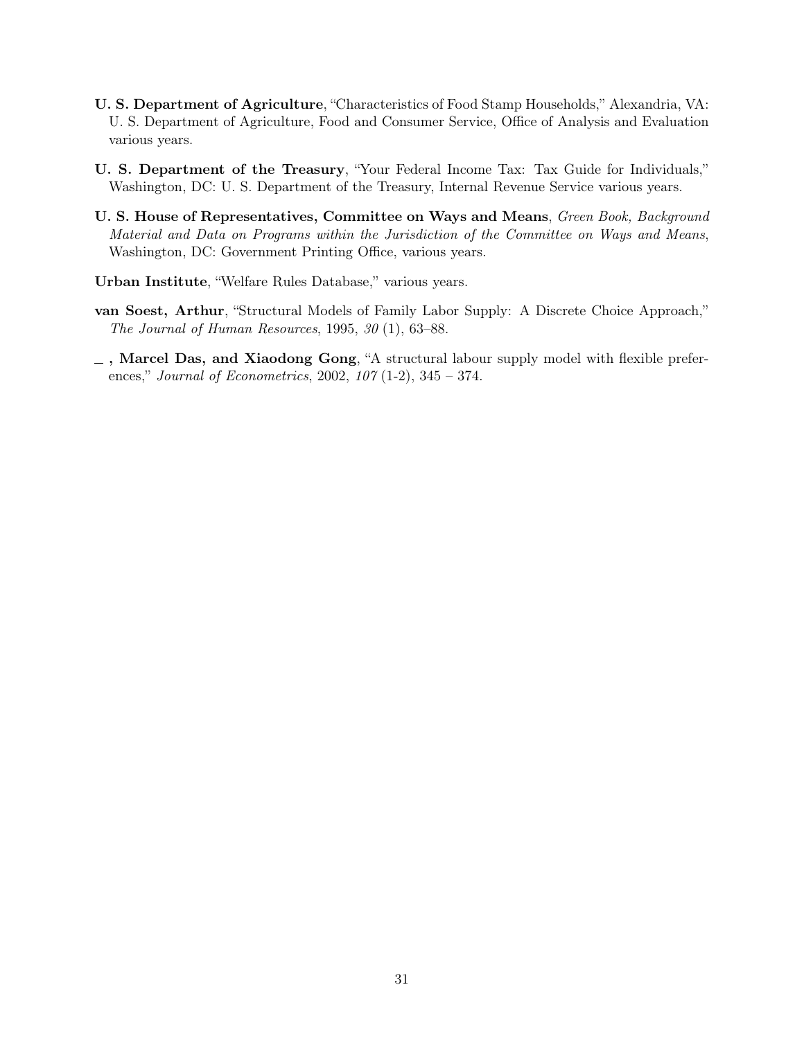**U. S. Department of Agriculture**, "Characteristics of Food Stamp Households," Alexandria, VA: U. S. Department of Agriculture, Food and Consumer Service, Office of Analysis and Evaluation various years.

**U. S. Department of the Treasury**, "Your Federal Income Tax: Tax Guide for Individuals," Washington, DC: U. S. Department of the Treasury, Internal Revenue Service various years.

**U. S. House of Representatives, Committee on Ways and Means**, *Green Book, Background Material and Data on Programs within the Jurisdiction of the Committee on Ways and Means*, Washington, DC: Government Printing Office, various years.

**Urban Institute**, "Welfare Rules Database," various years.

**van Soest, Arthur**, "Structural Models of Family Labor Supply: A Discrete Choice Approach," *The Journal of Human Resources*, 1995, *30* (1), 63–88.

**\_, Marcel Das, and Xiaodong Gong**, "A structural labour supply model with flexible preferences," *Journal of Econometrics*, 2002, *107* (1-2), 345 – 374.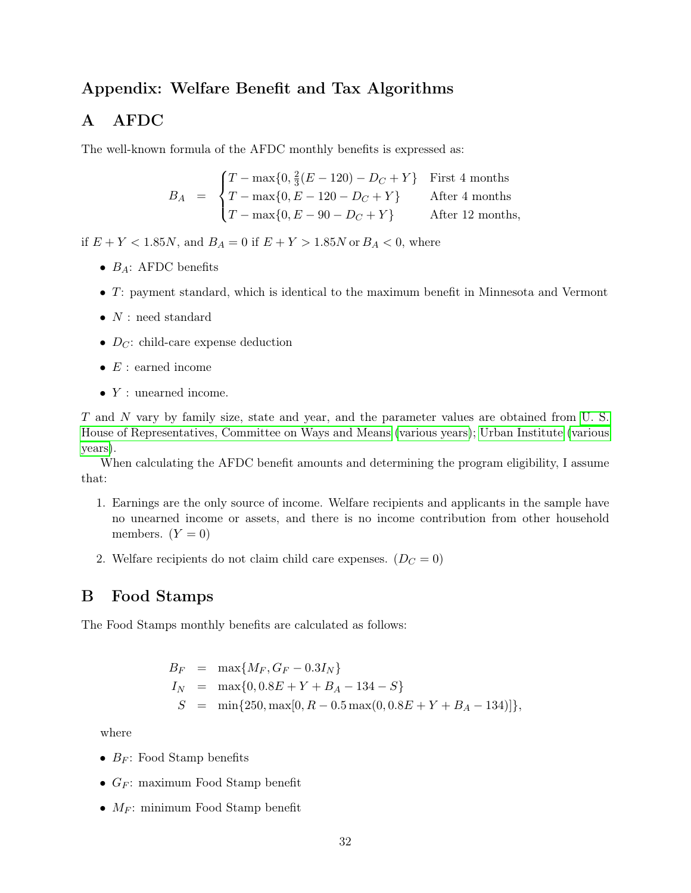# Appendix: Welfare Benefit and Tax Algorithms

## A AFDC

The well-known formula of the AFDC monthly benefits is expressed as:

$$
B_A = \begin{cases} T - \max\{0, \frac{2}{3}(E - 120) - D_C + Y\} & \text{First 4 months} \\ T - \max\{0, E - 120 - D_C + Y\} & \text{After 4 months} \\ T - \max\{0, E - 90 - D_C + Y\} & \text{After 12 months,} \end{cases}
$$

if $E + Y < 1.85N$, and $B_A = 0$ if $E + Y > 1.85N$ or $B_A < 0$, where

- $B_A$: AFDC benefits
- $T$: payment standard, which is identical to the maximum benefit in Minnesota and Vermont
- $N$ : need standard
- $D_C$: child-care expense deduction
- $E$ : earned income
- $Y$ : unearned income.

$T$ and $N$ vary by family size, state and year, and the parameter values are obtained from U. S. House of Representatives, Committee on Ways and Means (various years); Urban Institute (various years).

When calculating the AFDC benefit amounts and determining the program eligibility, I assume that:

1. Earnings are the only source of income. Welfare recipients and applicants in the sample have no unearned income or assets, and there is no income contribution from other household members. ($Y = 0$)
2. Welfare recipients do not claim child care expenses. ($D_C = 0$)

## B Food Stamps

The Food Stamps monthly benefits are calculated as follows:

$$
\begin{aligned}
B_F &= \max\{M_F, G_F - 0.3I_N\} \\
I_N &= \max\{0, 0.8E + Y + B_A - 134 - S\} \\
S &= \min\{250, \max[0, R - 0.5\max(0, 0.8E + Y + B_A - 134)]\},
\end{aligned}
$$

where

- $B_F$: Food Stamp benefits
- $G_F$: maximum Food Stamp benefit
- $M_F$: minimum Food Stamp benefit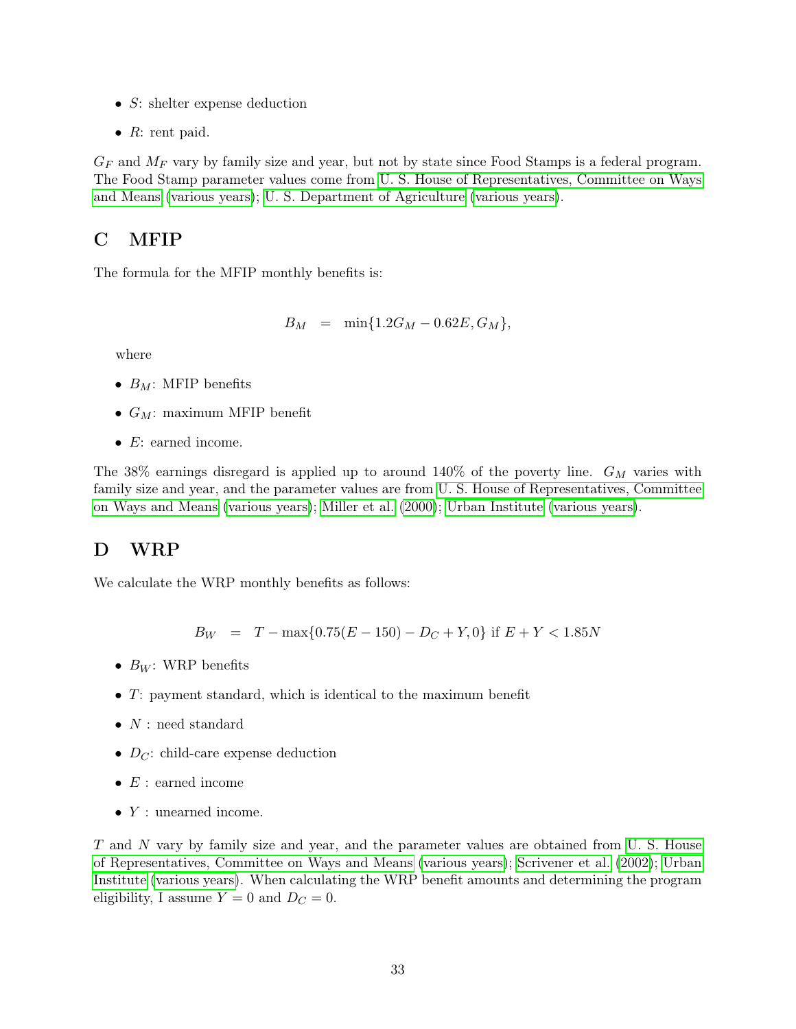- $S$: shelter expense deduction
- $R$: rent paid.

$G_F$ and $M_F$ vary by family size and year, but not by state since Food Stamps is a federal program. The Food Stamp parameter values come from U. S. House of Representatives, Committee on Ways and Means (various years); U. S. Department of Agriculture (various years).

## C MFIP

The formula for the MFIP monthly benefits is:

$$B_M = \min\{1.2G_M - 0.62E, G_M\},$$

where

- $B_M$: MFIP benefits
- $G_M$: maximum MFIP benefit
- $E$: earned income.

The 38% earnings disregard is applied up to around 140% of the poverty line. $G_M$ varies with family size and year, and the parameter values are from U. S. House of Representatives, Committee on Ways and Means (various years); Miller et al. (2000); Urban Institute (various years).

## D WRP

We calculate the WRP monthly benefits as follows:

$$B_W = T - \max\{0.75(E - 150) - D_C + Y, 0\} \text{ if } E + Y < 1.85N$$

- $B_W$: WRP benefits
- $T$: payment standard, which is identical to the maximum benefit
- $N$ : need standard
- $D_C$: child-care expense deduction
- $E$ : earned income
- $Y$ : unearned income.

$T$ and $N$ vary by family size and year, and the parameter values are obtained from U. S. House of Representatives, Committee on Ways and Means (various years); Scrivener et al. (2002); Urban Institute (various years). When calculating the WRP benefit amounts and determining the program eligibility, I assume $Y = 0$ and $D_C = 0$.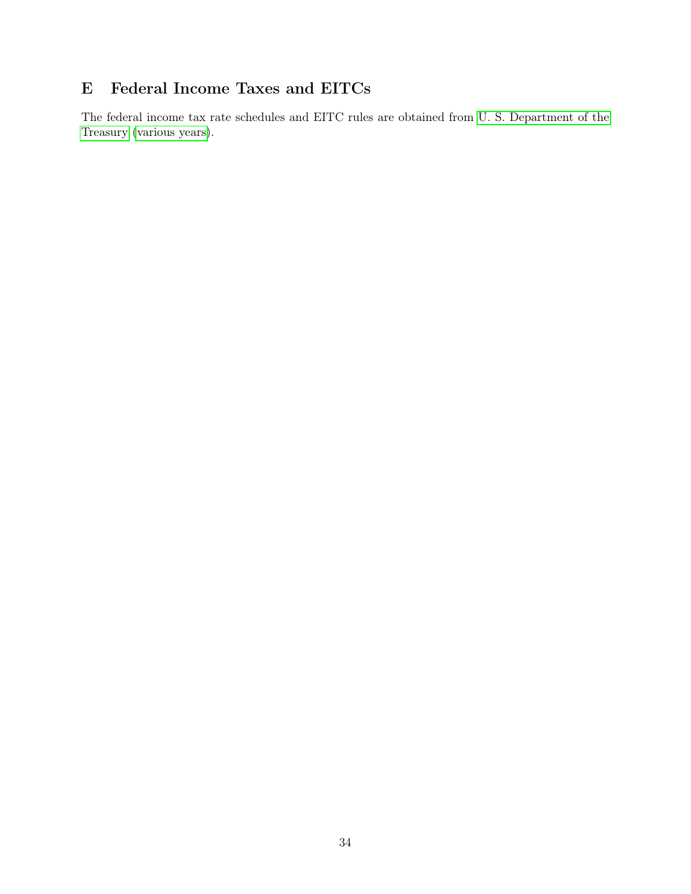## E Federal Income Taxes and EITCs

The federal income tax rate schedules and EITC rules are obtained from U. S. Department of the Treasury (various years).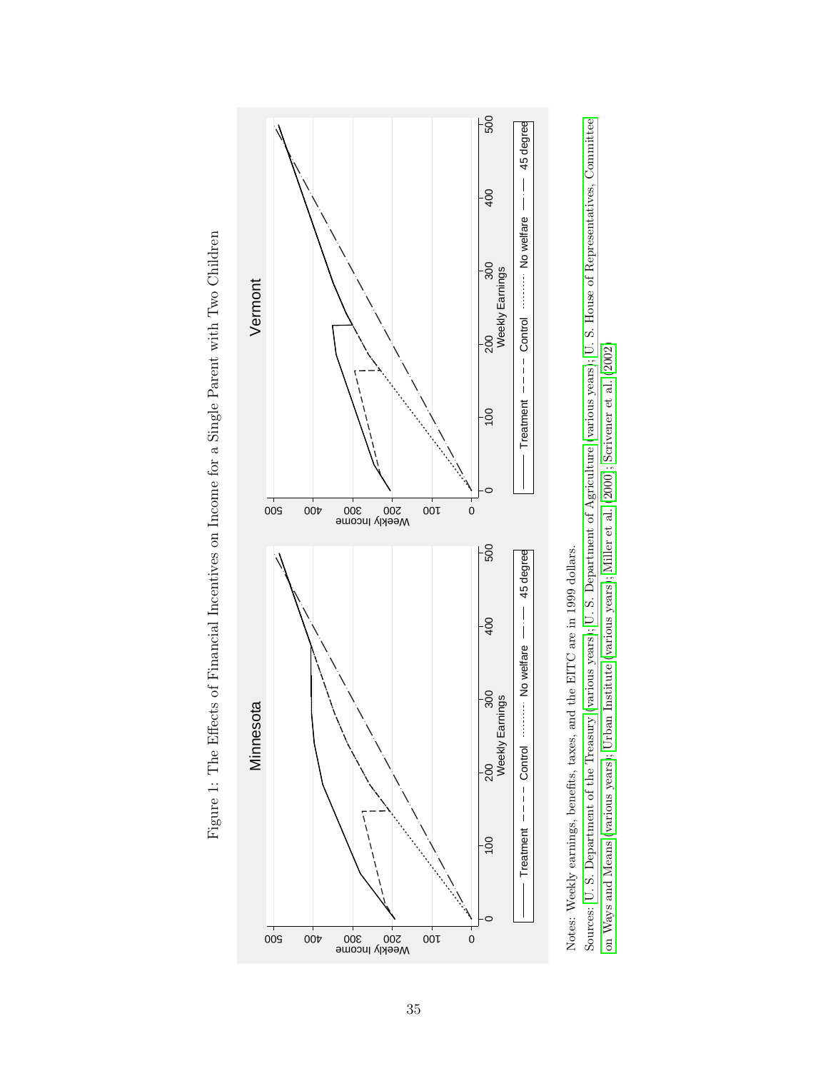Figure 1: The Effects of Financial Incentives on Income for a Single Parent with Two Children

Notes: Weekly earnings, benefits, taxes, and the EITC are in 1999 dollars.

Sources: U. S. Department of the Treasury (various years); U. S. Department of Agriculture (various years); U. S. House of Representatives, Committee on Ways and Means (various years); Urban Institute (various years); Miller et al. (2000); Scrivener et al. (2002).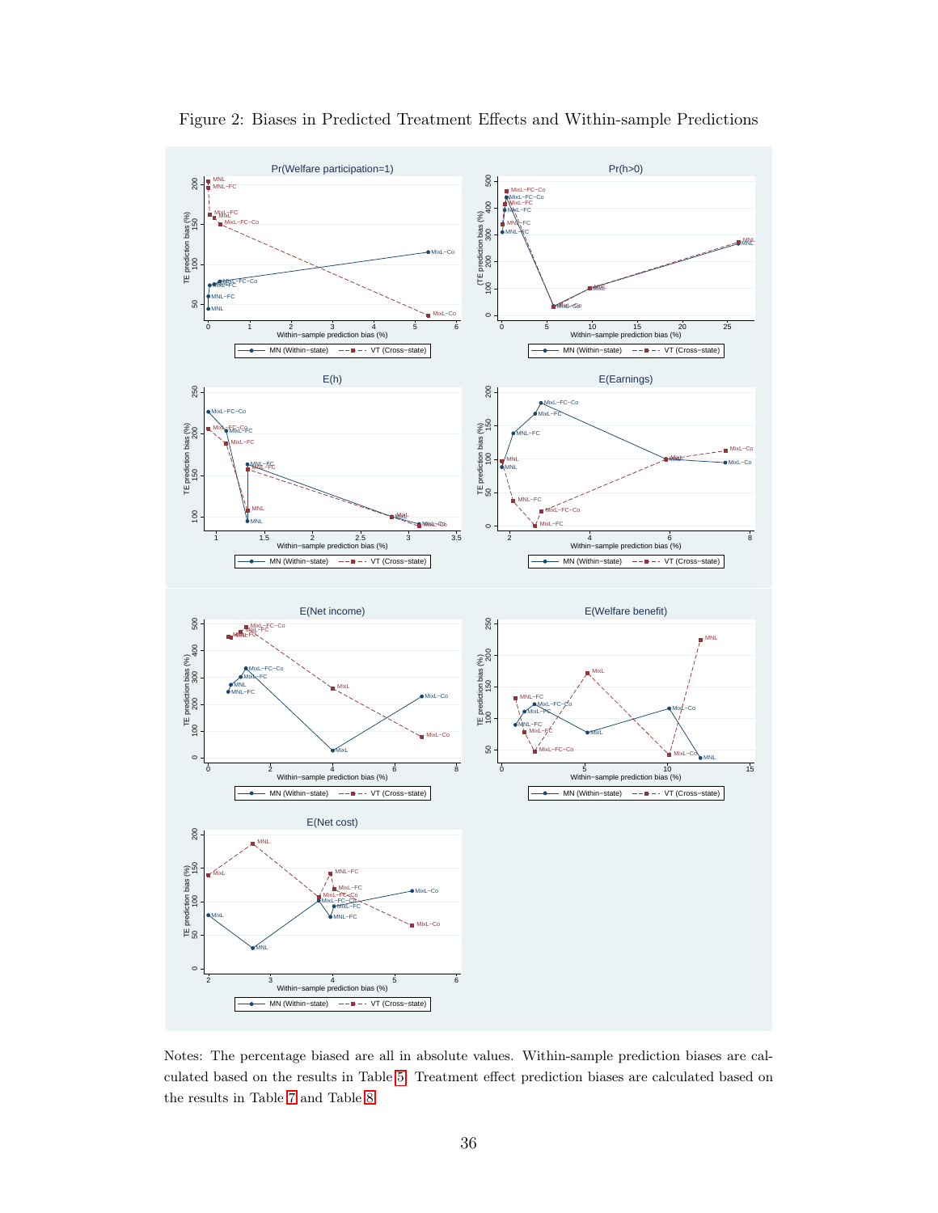Figure 2: Biases in Predicted Treatment Effects and Within-sample Predictions

Notes: The percentage biased are all in absolute values. Within-sample prediction biases are calculated based on the results in Table 5. Treatment effect prediction biases are calculated based on the results in Table 7 and Table 8.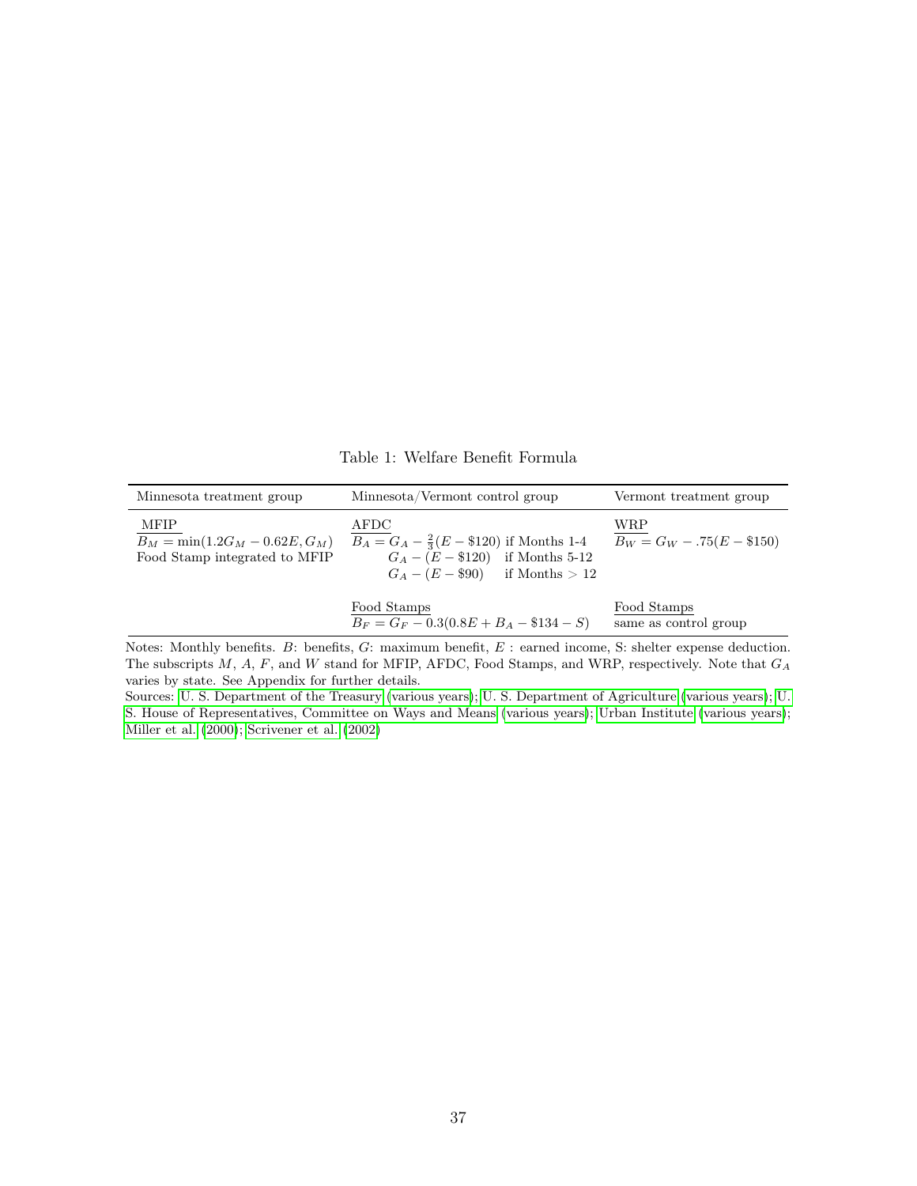Table 1: Welfare Benefit Formula

| Minnesota treatment group | Minnesota/Vermont control group | Vermont treatment group |
|---|---|---|
| MFIP<br>$B_M = \min(1.2G_M - 0.62E, G_M)$<br>Food Stamp integrated to MFIP | AFDC<br>$B_A = G_A - \frac{2}{3}(E - \$120)$ if Months 1-4<br>$G_A - (E - \$120)$ if Months 5-12<br>$G_A - (E - \$90)$ if Months > 12 | WRP<br>$B_W = G_W - .75(E - \$150)$ |
| | Food Stamps<br>$B_F = G_F - 0.3(0.8E + B_A - \$134 - S)$ | Food Stamps<br>same as control group |

Notes: Monthly benefits. $B$: benefits, $G$: maximum benefit, $E$ : earned income, S: shelter expense deduction. The subscripts $M$, $A$, $F$, and $W$ stand for MFIP, AFDC, Food Stamps, and WRP, respectively. Note that $G_A$ varies by state. See Appendix for further details.

Sources: U. S. Department of the Treasury (various years); U. S. Department of Agriculture (various years); U. S. House of Representatives, Committee on Ways and Means (various years); Urban Institute (various years); Miller et al. (2000); Scrivener et al. (2002)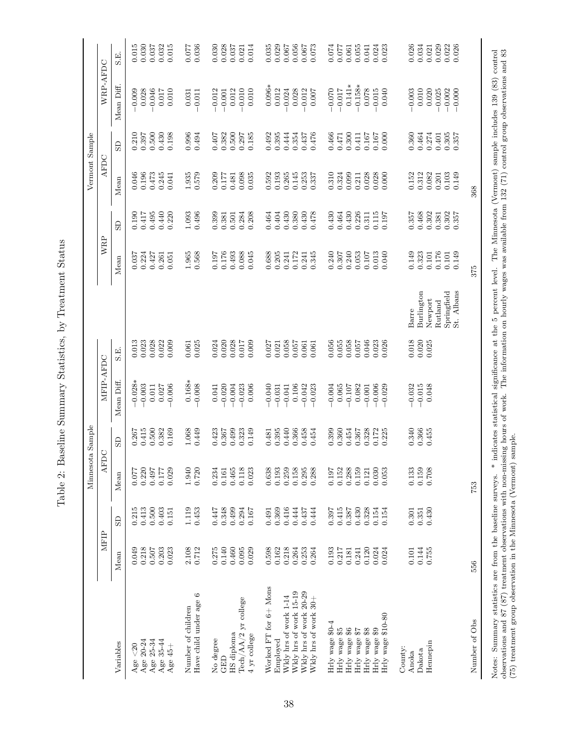Table 2: Baseline Summary Statistics, by Treatment Status

| | Minnesota Sample | | | | | | | Vermont Sample | | | | | | |
|---|---|---|---|---|---|---|---|---|---|---|---|---|---|---|
| | MFIP | | AFDC | | MFIP-AFDC | | | WRP | | AFDC | | WRP-AFDC | |
| Variables | Mean | SD | Mean | SD | Mean Diff. | S.E. | | Mean | SD | Mean | SD | Mean Diff. | S.E. |
| Age <20 | 0.049 | 0.215 | 0.077 | 0.267 | −0.028* | 0.013 | | 0.037 | 0.190 | 0.046 | 0.210 | −0.009 | 0.015 |
| Age 20-24 | 0.218 | 0.413 | 0.220 | 0.415 | −0.003 | 0.023 | | 0.224 | 0.417 | 0.196 | 0.397 | 0.028 | 0.030 |
| Age 25-34 | 0.507 | 0.500 | 0.497 | 0.500 | 0.011 | 0.028 | | 0.427 | 0.495 | 0.473 | 0.500 | −0.046 | 0.037 |
| Age 35-44 | 0.203 | 0.403 | 0.177 | 0.382 | 0.027 | 0.022 | | 0.261 | 0.440 | 0.245 | 0.430 | 0.017 | 0.032 |
| Age 45+ | 0.023 | 0.151 | 0.029 | 0.169 | −0.006 | 0.009 | | 0.051 | 0.220 | 0.041 | 0.198 | 0.010 | 0.015 |
| Number of children | 2.108 | 1.119 | 1.940 | 1.068 | 0.168* | 0.061 | | 1.965 | 1.093 | 1.935 | 0.996 | 0.031 | 0.077 |
| Have child under age 6 | 0.712 | 0.453 | 0.720 | 0.449 | −0.008 | 0.025 | | 0.568 | 0.496 | 0.579 | 0.494 | −0.011 | 0.036 |
| No degree | 0.275 | 0.447 | 0.234 | 0.423 | 0.041 | 0.024 | | 0.197 | 0.399 | 0.209 | 0.407 | −0.012 | 0.030 |
| GED | 0.140 | 0.348 | 0.161 | 0.367 | −0.020 | 0.020 | | 0.176 | 0.381 | 0.177 | 0.382 | −0.001 | 0.028 |
| HS diploma | 0.460 | 0.499 | 0.465 | 0.499 | −0.004 | 0.028 | | 0.493 | 0.501 | 0.481 | 0.500 | 0.012 | 0.037 |
| Tech/AA/2 yr college | 0.095 | 0.294 | 0.118 | 0.323 | −0.023 | 0.017 | | 0.088 | 0.284 | 0.098 | 0.297 | −0.010 | 0.021 |
| 4 yr college | 0.029 | 0.167 | 0.023 | 0.149 | 0.006 | 0.009 | | 0.045 | 0.208 | 0.035 | 0.185 | 0.010 | 0.014 |
| Worked FT for 6+ Mons | 0.598 | 0.491 | 0.638 | 0.481 | −0.040 | 0.027 | | 0.688 | 0.464 | 0.592 | 0.492 | 0.096* | 0.035 |
| Employed | 0.162 | 0.369 | 0.193 | 0.395 | −0.031 | 0.021 | | 0.205 | 0.404 | 0.193 | 0.395 | 0.012 | 0.029 |
| Wkly hrs of work 1-14 | 0.218 | 0.416 | 0.259 | 0.440 | −0.041 | 0.058 | | 0.241 | 0.430 | 0.265 | 0.444 | −0.024 | 0.067 |
| Wkly hrs of work 15-19 | 0.264 | 0.444 | 0.158 | 0.366 | 0.106 | 0.057 | | 0.172 | 0.380 | 0.145 | 0.354 | 0.028 | 0.056 |
| Wkly hrs of work 20-29 | 0.253 | 0.437 | 0.295 | 0.458 | −0.042 | 0.061 | | 0.241 | 0.430 | 0.253 | 0.437 | −0.012 | 0.067 |
| Wkly hrs of work 30+ | 0.264 | 0.444 | 0.288 | 0.454 | −0.023 | 0.061 | | 0.345 | 0.478 | 0.337 | 0.476 | 0.007 | 0.073 |
| Hrly wage $0-4 | 0.193 | 0.397 | 0.197 | 0.399 | −0.004 | 0.056 | | 0.240 | 0.430 | 0.310 | 0.466 | −0.070 | 0.074 |
| Hrly wage $5 | 0.217 | 0.415 | 0.152 | 0.360 | 0.065 | 0.055 | | 0.307 | 0.464 | 0.324 | 0.471 | −0.017 | 0.077 |
| Hrly wage $6 | 0.181 | 0.387 | 0.288 | 0.454 | −0.107 | 0.058 | | 0.240 | 0.430 | 0.099 | 0.300 | 0.141* | 0.061 |
| Hrly wage $7 | 0.241 | 0.430 | 0.159 | 0.367 | 0.082 | 0.057 | | 0.053 | 0.226 | 0.211 | 0.411 | −0.158* | 0.055 |
| Hrly wage $8 | 0.120 | 0.328 | 0.121 | 0.328 | −0.001 | 0.046 | | 0.107 | 0.311 | 0.028 | 0.167 | 0.078 | 0.041 |
| Hrly wage $9 | 0.024 | 0.154 | 0.030 | 0.172 | −0.006 | 0.023 | | 0.013 | 0.115 | 0.028 | 0.167 | −0.015 | 0.024 |
| Hrly wage $10-80 | 0.024 | 0.154 | 0.053 | 0.225 | −0.029 | 0.026 | | 0.040 | 0.197 | 0.000 | 0.000 | 0.040 | 0.023 |
| County: | | | | | | | | | | | | | |
| Anoka | 0.101 | 0.301 | 0.133 | 0.340 | −0.032 | 0.018 | Barre | 0.149 | 0.357 | 0.152 | 0.360 | −0.003 | 0.026 |
| Dakota | 0.144 | 0.351 | 0.159 | 0.366 | −0.015 | 0.020 | Burlington | 0.323 | 0.468 | 0.312 | 0.464 | 0.010 | 0.034 |
| Hennepin | 0.755 | 0.430 | 0.708 | 0.455 | 0.048 | 0.025 | Newport | 0.101 | 0.302 | 0.082 | 0.274 | 0.020 | 0.021 |
| | | | | | | | Rutland | 0.176 | 0.381 | 0.201 | 0.401 | −0.025 | 0.029 |
| | | | | | | | Springfield | 0.101 | 0.302 | 0.103 | 0.305 | −0.002 | 0.022 |
| | | | | | | | St. Albans | 0.149 | 0.357 | 0.149 | 0.357 | −0.000 | 0.026 |
| Number of Obs | 556 | | 753 | | | | | 375 | | 368 | | | |

Notes: Summary statistics are from the baseline surveys. * indicates statistical significance at the 5 percent level. The Minnesota (Vermont) sample includes 139 (83) control observations and 87 (87) treatment observations with non-missing hours of work. The information on hourly wages was available from 132 (71) control group observations and 83 (75) treatment group observation in the Minnesota (Vermont) sample.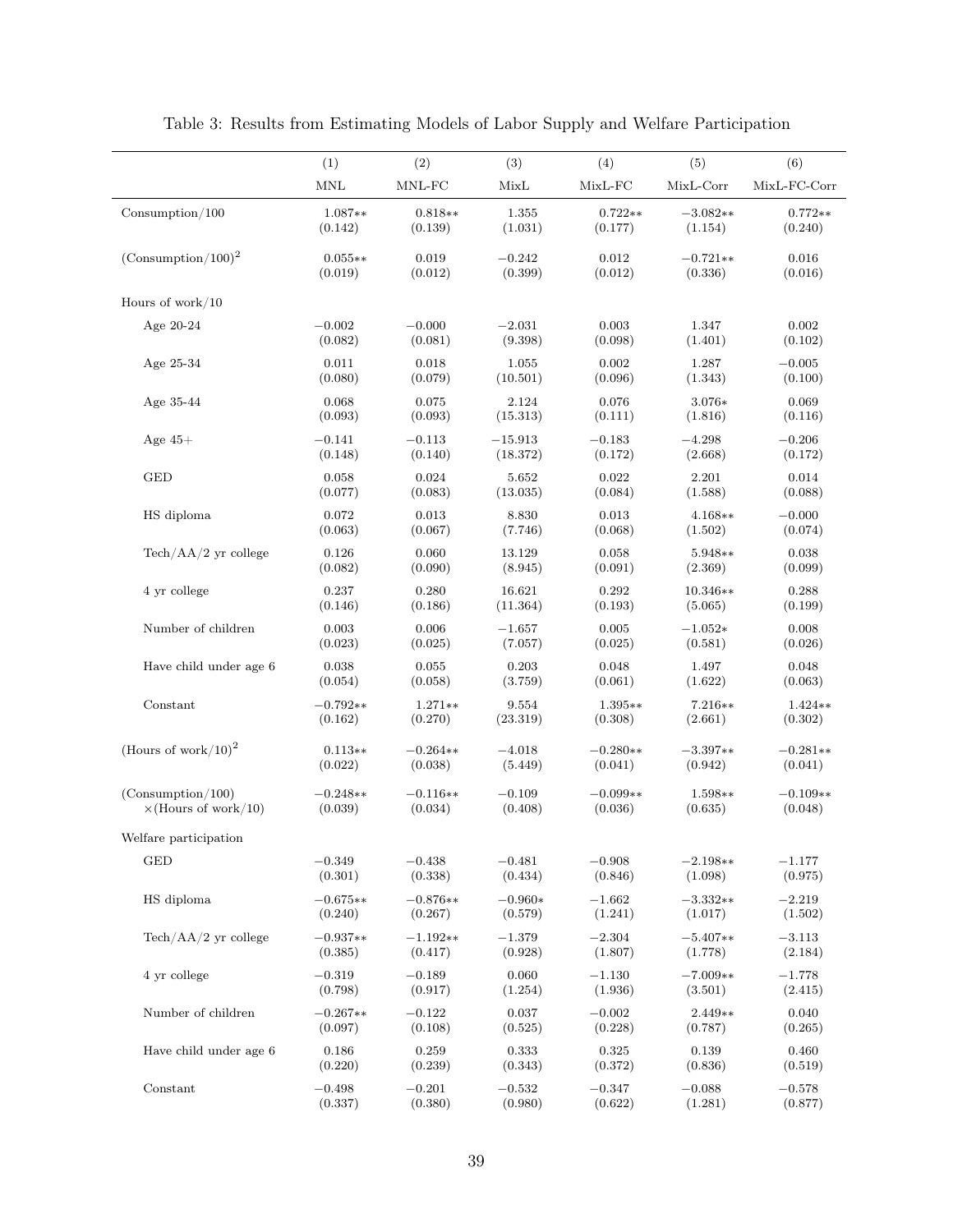Table 3: Results from Estimating Models of Labor Supply and Welfare Participation

| | (1) | (2) | (3) | (4) | (5) | (6) |
|---|---|---|---|---|---|---|
| | MNL | MNL-FC | MixL | MixL-FC | MixL-Corr | MixL-FC-Corr |
| Consumption/100 | 1.087** | 0.818** | 1.355 | 0.722** | −3.082** | 0.772** |
| | (0.142) | (0.139) | (1.031) | (0.177) | (1.154) | (0.240) |
| $(\text{Consumption}/100)^2$ | 0.055** | 0.019 | −0.242 | 0.012 | −0.721** | 0.016 |
| | (0.019) | (0.012) | (0.399) | (0.012) | (0.336) | (0.016) |
| Hours of work/10 | | | | | | |
| Age 20-24 | −0.002 | −0.000 | −2.031 | 0.003 | 1.347 | 0.002 |
| | (0.082) | (0.081) | (9.398) | (0.098) | (1.401) | (0.102) |
| Age 25-34 | 0.011 | 0.018 | 1.055 | 0.002 | 1.287 | −0.005 |
| | (0.080) | (0.079) | (10.501) | (0.096) | (1.343) | (0.100) |
| Age 35-44 | 0.068 | 0.075 | 2.124 | 0.076 | 3.076* | 0.069 |
| | (0.093) | (0.093) | (15.313) | (0.111) | (1.816) | (0.116) |
| Age 45+ | −0.141 | −0.113 | −15.913 | −0.183 | −4.298 | −0.206 |
| | (0.148) | (0.140) | (18.372) | (0.172) | (2.668) | (0.172) |
| GED | 0.058 | 0.024 | 5.652 | 0.022 | 2.201 | 0.014 |
| | (0.077) | (0.083) | (13.035) | (0.084) | (1.588) | (0.088) |
| HS diploma | 0.072 | 0.013 | 8.830 | 0.013 | 4.168** | −0.000 |
| | (0.063) | (0.067) | (7.746) | (0.068) | (1.502) | (0.074) |
| Tech/AA/2 yr college | 0.126 | 0.060 | 13.129 | 0.058 | 5.948** | 0.038 |
| | (0.082) | (0.090) | (8.945) | (0.091) | (2.369) | (0.099) |
| 4 yr college | 0.237 | 0.280 | 16.621 | 0.292 | 10.346** | 0.288 |
| | (0.146) | (0.186) | (11.364) | (0.193) | (5.065) | (0.199) |
| Number of children | 0.003 | 0.006 | −1.657 | 0.005 | −1.052* | 0.008 |
| | (0.023) | (0.025) | (7.057) | (0.025) | (0.581) | (0.026) |
| Have child under age 6 | 0.038 | 0.055 | 0.203 | 0.048 | 1.497 | 0.048 |
| | (0.054) | (0.058) | (3.759) | (0.061) | (1.622) | (0.063) |
| Constant | −0.792** | 1.271** | 9.554 | 1.395** | 7.216** | 1.424** |
| | (0.162) | (0.270) | (23.319) | (0.308) | (2.661) | (0.302) |
| $(\text{Hours of work}/10)^2$ | 0.113** | −0.264** | −4.018 | −0.280** | −3.397** | −0.281** |
| | (0.022) | (0.038) | (5.449) | (0.041) | (0.942) | (0.041) |
| (Consumption/100) ×(Hours of work/10) | −0.248** | −0.116** | −0.109 | −0.099** | 1.598** | −0.109** |
| | (0.039) | (0.034) | (0.408) | (0.036) | (0.635) | (0.048) |
| Welfare participation | | | | | | |
| GED | −0.349 | −0.438 | −0.481 | −0.908 | −2.198** | −1.177 |
| | (0.301) | (0.338) | (0.434) | (0.846) | (1.098) | (0.975) |
| HS diploma | −0.675** | −0.876** | −0.960* | −1.662 | −3.332** | −2.219 |
| | (0.240) | (0.267) | (0.579) | (1.241) | (1.017) | (1.502) |
| Tech/AA/2 yr college | −0.937** | −1.192** | −1.379 | −2.304 | −5.407** | −3.113 |
| | (0.385) | (0.417) | (0.928) | (1.807) | (1.778) | (2.184) |
| 4 yr college | −0.319 | −0.189 | 0.060 | −1.130 | −7.009** | −1.778 |
| | (0.798) | (0.917) | (1.254) | (1.936) | (3.501) | (2.415) |
| Number of children | −0.267** | −0.122 | 0.037 | −0.002 | 2.449** | 0.040 |
| | (0.097) | (0.108) | (0.525) | (0.228) | (0.787) | (0.265) |
| Have child under age 6 | 0.186 | 0.259 | 0.333 | 0.325 | 0.139 | 0.460 |
| | (0.220) | (0.239) | (0.343) | (0.372) | (0.836) | (0.519) |
| Constant | −0.498 | −0.201 | −0.532 | −0.347 | −0.088 | −0.578 |
| | (0.337) | (0.380) | (0.980) | (0.622) | (1.281) | (0.877) |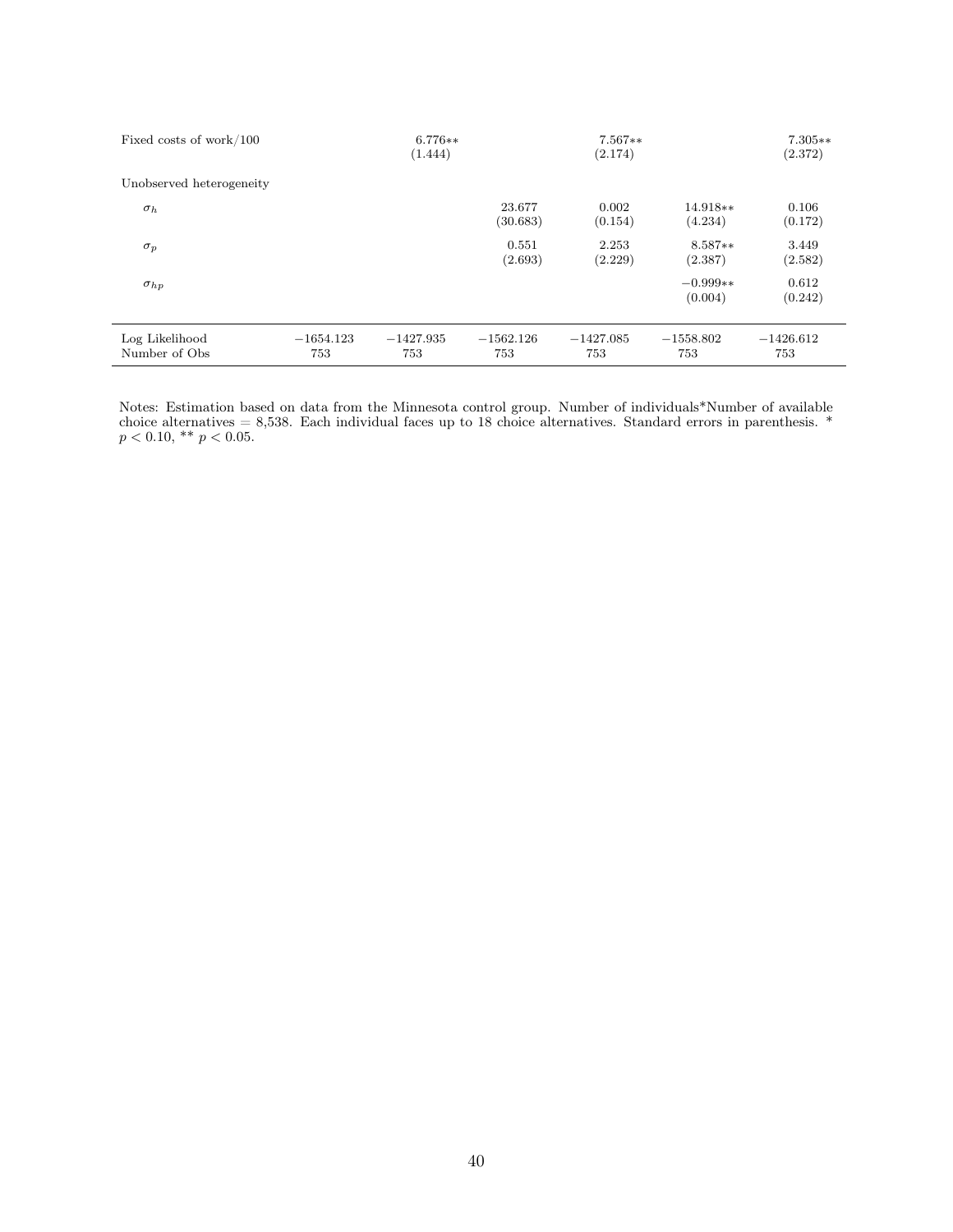| | | | | | | |
|---|---|---|---|---|---|---|
| Fixed costs of work/100 | | 6.776** | | 7.567** | | 7.305** |
| | | (1.444) | | (2.174) | | (2.372) |
| Unobserved heterogeneity | | | | | | |
| $\sigma_h$ | | | 23.677 | 0.002 | 14.918** | 0.106 |
| | | | (30.683) | (0.154) | (4.234) | (0.172) |
| $\sigma_p$ | | | 0.551 | 2.253 | 8.587** | 3.449 |
| | | | (2.693) | (2.229) | (2.387) | (2.582) |
| $\sigma_{hp}$ | | | | | −0.999** | 0.612 |
| | | | | | (0.004) | (0.242) |
| Log Likelihood | −1654.123 | −1427.935 | −1562.126 | −1427.085 | −1558.802 | −1426.612 |
| Number of Obs | 753 | 753 | 753 | 753 | 753 | 753 |

Notes: Estimation based on data from the Minnesota control group. Number of individuals*Number of available choice alternatives = 8,538. Each individual faces up to 18 choice alternatives. Standard errors in parenthesis. * $p < 0.10$, ** $p < 0.05$.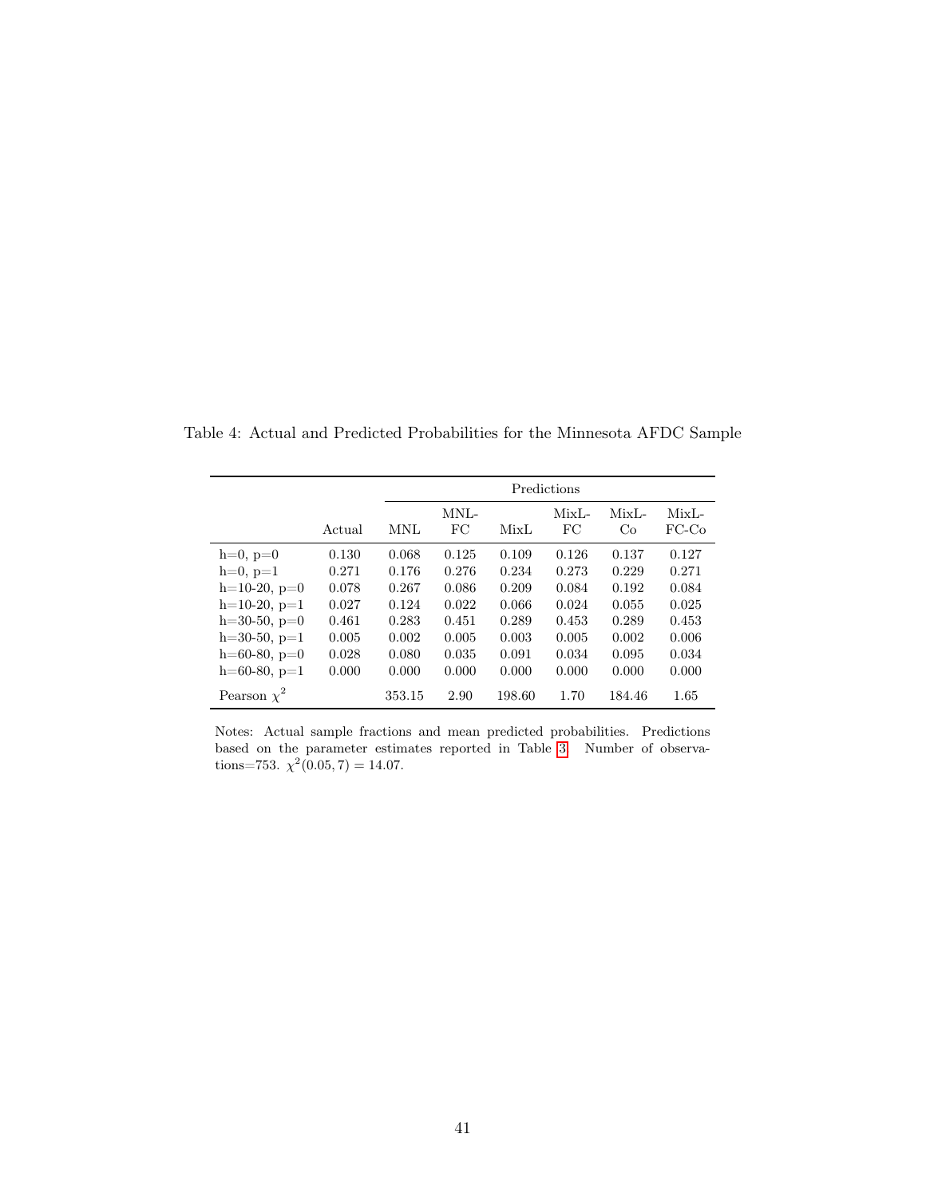Table 4: Actual and Predicted Probabilities for the Minnesota AFDC Sample

| | | Predictions | | | | | |
|---|---|---|---|---|---|---|---|
| | Actual | MNL | MNL-FC | MixL | MixL-FC | MixL-Co | MixL-FC-Co |
| h=0, p=0 | 0.130 | 0.068 | 0.125 | 0.109 | 0.126 | 0.137 | 0.127 |
| h=0, p=1 | 0.271 | 0.176 | 0.276 | 0.234 | 0.273 | 0.229 | 0.271 |
| h=10-20, p=0 | 0.078 | 0.267 | 0.086 | 0.209 | 0.084 | 0.192 | 0.084 |
| h=10-20, p=1 | 0.027 | 0.124 | 0.022 | 0.066 | 0.024 | 0.055 | 0.025 |
| h=30-50, p=0 | 0.461 | 0.283 | 0.451 | 0.289 | 0.453 | 0.289 | 0.453 |
| h=30-50, p=1 | 0.005 | 0.002 | 0.005 | 0.003 | 0.005 | 0.002 | 0.006 |
| h=60-80, p=0 | 0.028 | 0.080 | 0.035 | 0.091 | 0.034 | 0.095 | 0.034 |
| h=60-80, p=1 | 0.000 | 0.000 | 0.000 | 0.000 | 0.000 | 0.000 | 0.000 |
| Pearson $\chi^2$ | | 353.15 | 2.90 | 198.60 | 1.70 | 184.46 | 1.65 |

Notes: Actual sample fractions and mean predicted probabilities. Predictions based on the parameter estimates reported in Table 3. Number of observations=753. $\chi^2(0.05, 7) = 14.07$.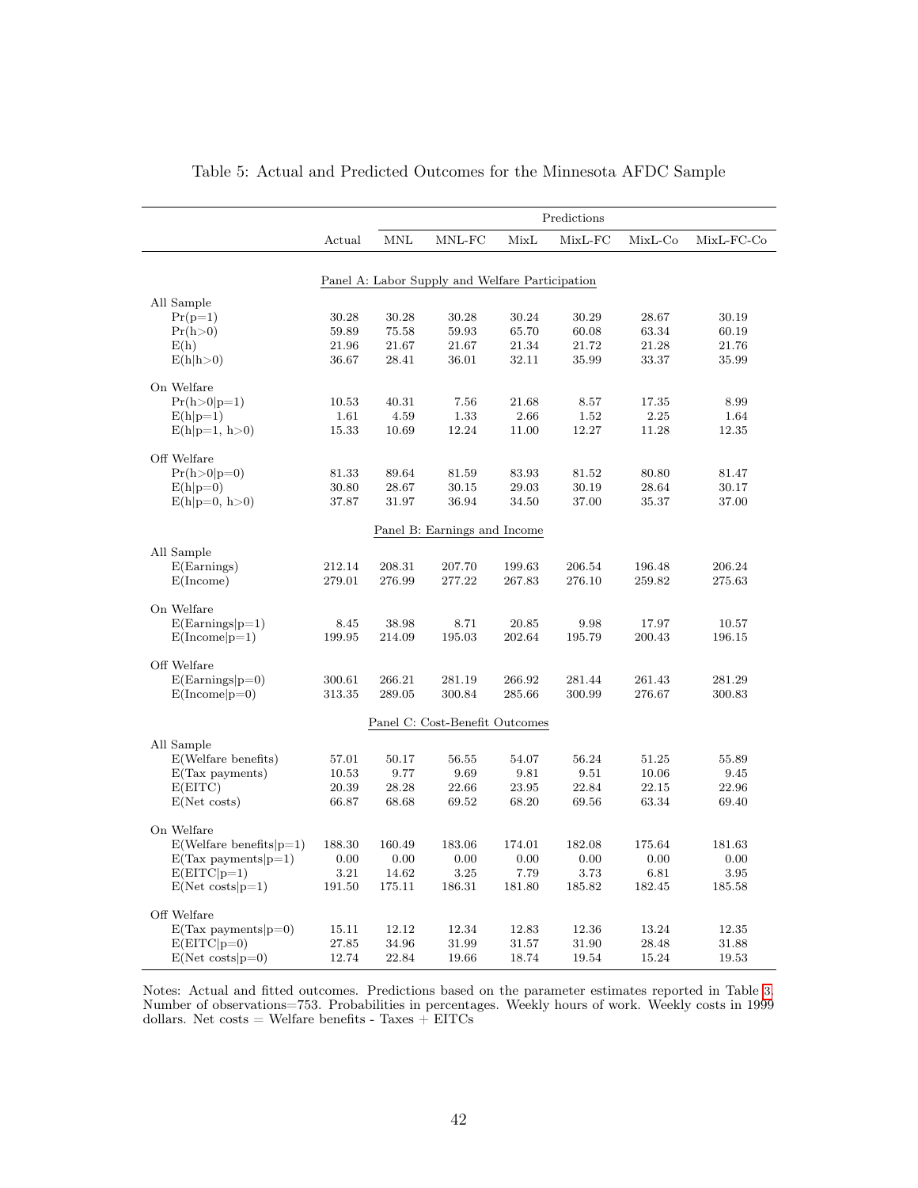Table 5: Actual and Predicted Outcomes for the Minnesota AFDC Sample

| | | Predictions | | | | | |
|---|---|---|---|---|---|---|---|
| | Actual | MNL | MNL-FC | MixL | MixL-FC | MixL-Co | MixL-FC-Co |
| **Panel A: Labor Supply and Welfare Participation** | | | | | | | |
| All Sample | | | | | | | |
| Pr(p=1) | 30.28 | 30.28 | 30.28 | 30.24 | 30.29 | 28.67 | 30.19 |
| Pr(h>0) | 59.89 | 75.58 | 59.93 | 65.70 | 60.08 | 63.34 | 60.19 |
| E(h) | 21.96 | 21.67 | 21.67 | 21.34 | 21.72 | 21.28 | 21.76 |
| E(h\|h>0) | 36.67 | 28.41 | 36.01 | 32.11 | 35.99 | 33.37 | 35.99 |
| On Welfare | | | | | | | |
| Pr(h>0\|p=1) | 10.53 | 40.31 | 7.56 | 21.68 | 8.57 | 17.35 | 8.99 |
| E(h\|p=1) | 1.61 | 4.59 | 1.33 | 2.66 | 1.52 | 2.25 | 1.64 |
| E(h\|p=1, h>0) | 15.33 | 10.69 | 12.24 | 11.00 | 12.27 | 11.28 | 12.35 |
| Off Welfare | | | | | | | |
| Pr(h>0\|p=0) | 81.33 | 89.64 | 81.59 | 83.93 | 81.52 | 80.80 | 81.47 |
| E(h\|p=0) | 30.80 | 28.67 | 30.15 | 29.03 | 30.19 | 28.64 | 30.17 |
| E(h\|p=0, h>0) | 37.87 | 31.97 | 36.94 | 34.50 | 37.00 | 35.37 | 37.00 |
| **Panel B: Earnings and Income** | | | | | | | |
| All Sample | | | | | | | |
| E(Earnings) | 212.14 | 208.31 | 207.70 | 199.63 | 206.54 | 196.48 | 206.24 |
| E(Income) | 279.01 | 276.99 | 277.22 | 267.83 | 276.10 | 259.82 | 275.63 |
| On Welfare | | | | | | | |
| E(Earnings\|p=1) | 8.45 | 38.98 | 8.71 | 20.85 | 9.98 | 17.97 | 10.57 |
| E(Income\|p=1) | 199.95 | 214.09 | 195.03 | 202.64 | 195.79 | 200.43 | 196.15 |
| Off Welfare | | | | | | | |
| E(Earnings\|p=0) | 300.61 | 266.21 | 281.19 | 266.92 | 281.44 | 261.43 | 281.29 |
| E(Income\|p=0) | 313.35 | 289.05 | 300.84 | 285.66 | 300.99 | 276.67 | 300.83 |
| **Panel C: Cost-Benefit Outcomes** | | | | | | | |
| All Sample | | | | | | | |
| E(Welfare benefits) | 57.01 | 50.17 | 56.55 | 54.07 | 56.24 | 51.25 | 55.89 |
| E(Tax payments) | 10.53 | 9.77 | 9.69 | 9.81 | 9.51 | 10.06 | 9.45 |
| E(EITC) | 20.39 | 28.28 | 22.66 | 23.95 | 22.84 | 22.15 | 22.96 |
| E(Net costs) | 66.87 | 68.68 | 69.52 | 68.20 | 69.56 | 63.34 | 69.40 |
| On Welfare | | | | | | | |
| E(Welfare benefits\|p=1) | 188.30 | 160.49 | 183.06 | 174.01 | 182.08 | 175.64 | 181.63 |
| E(Tax payments\|p=1) | 0.00 | 0.00 | 0.00 | 0.00 | 0.00 | 0.00 | 0.00 |
| E(EITC\|p=1) | 3.21 | 14.62 | 3.25 | 7.79 | 3.73 | 6.81 | 3.95 |
| E(Net costs\|p=1) | 191.50 | 175.11 | 186.31 | 181.80 | 185.82 | 182.45 | 185.58 |
| Off Welfare | | | | | | | |
| E(Tax payments\|p=0) | 15.11 | 12.12 | 12.34 | 12.83 | 12.36 | 13.24 | 12.35 |
| E(EITC\|p=0) | 27.85 | 34.96 | 31.99 | 31.57 | 31.90 | 28.48 | 31.88 |
| E(Net costs\|p=0) | 12.74 | 22.84 | 19.66 | 18.74 | 19.54 | 15.24 | 19.53 |

Notes: Actual and fitted outcomes. Predictions based on the parameter estimates reported in Table 3. Number of observations=753. Probabilities in percentages. Weekly hours of work. Weekly costs in 1999 dollars. Net costs = Welfare benefits - Taxes + EITCs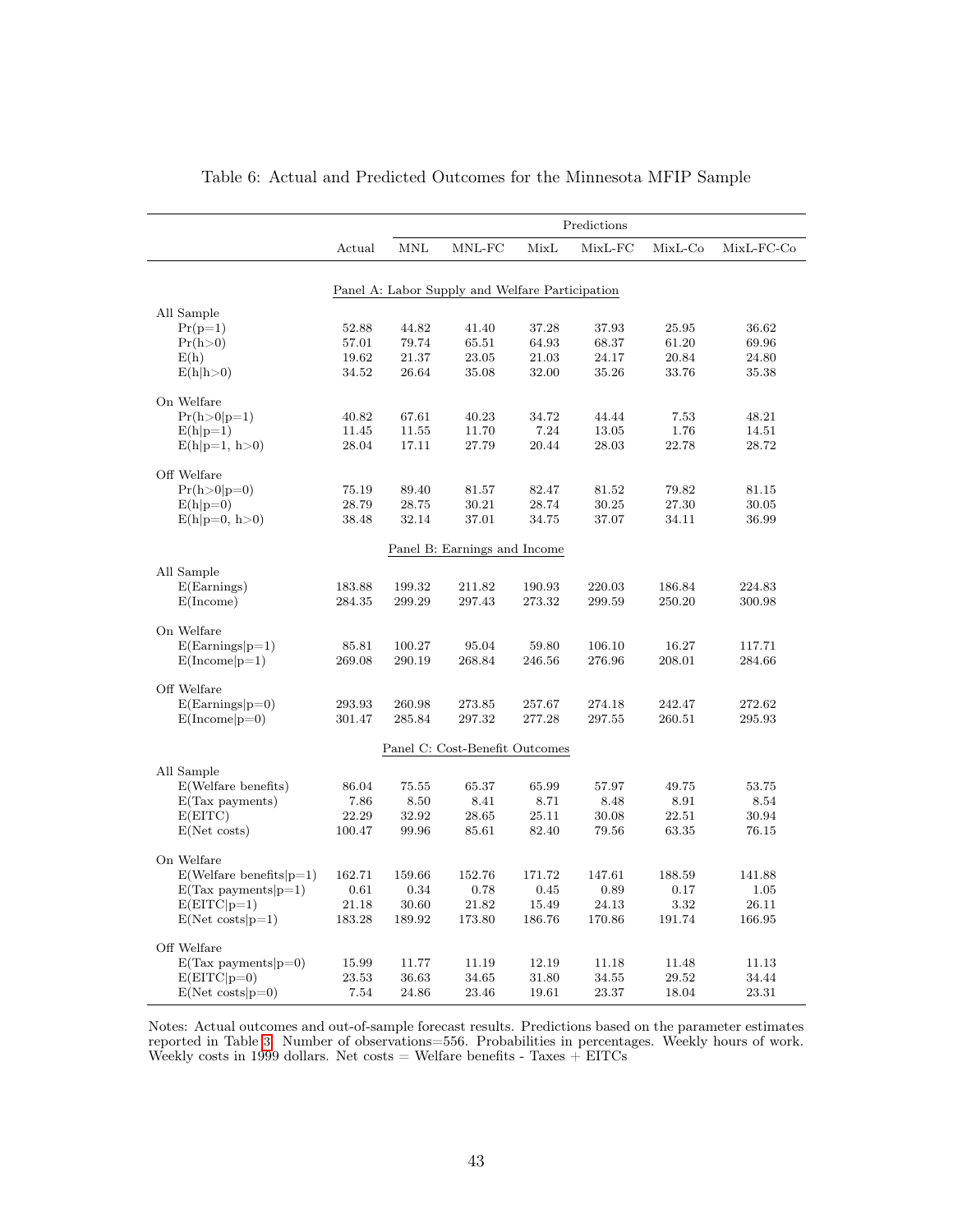Table 6: Actual and Predicted Outcomes for the Minnesota MFIP Sample

| | | Predictions | | | | | |
|---|---|---|---|---|---|---|---|
| | Actual | MNL | MNL-FC | MixL | MixL-FC | MixL-Co | MixL-FC-Co |
| **Panel A: Labor Supply and Welfare Participation** | | | | | | | |
| All Sample | | | | | | | |
| Pr(p=1) | 52.88 | 44.82 | 41.40 | 37.28 | 37.93 | 25.95 | 36.62 |
| Pr(h>0) | 57.01 | 79.74 | 65.51 | 64.93 | 68.37 | 61.20 | 69.96 |
| E(h) | 19.62 | 21.37 | 23.05 | 21.03 | 24.17 | 20.84 | 24.80 |
| E(h\|h>0) | 34.52 | 26.64 | 35.08 | 32.00 | 35.26 | 33.76 | 35.38 |
| On Welfare | | | | | | | |
| Pr(h>0\|p=1) | 40.82 | 67.61 | 40.23 | 34.72 | 44.44 | 7.53 | 48.21 |
| E(h\|p=1) | 11.45 | 11.55 | 11.70 | 7.24 | 13.05 | 1.76 | 14.51 |
| E(h\|p=1, h>0) | 28.04 | 17.11 | 27.79 | 20.44 | 28.03 | 22.78 | 28.72 |
| Off Welfare | | | | | | | |
| Pr(h>0\|p=0) | 75.19 | 89.40 | 81.57 | 82.47 | 81.52 | 79.82 | 81.15 |
| E(h\|p=0) | 28.79 | 28.75 | 30.21 | 28.74 | 30.25 | 27.30 | 30.05 |
| E(h\|p=0, h>0) | 38.48 | 32.14 | 37.01 | 34.75 | 37.07 | 34.11 | 36.99 |
| **Panel B: Earnings and Income** | | | | | | | |
| All Sample | | | | | | | |
| E(Earnings) | 183.88 | 199.32 | 211.82 | 190.93 | 220.03 | 186.84 | 224.83 |
| E(Income) | 284.35 | 299.29 | 297.43 | 273.32 | 299.59 | 250.20 | 300.98 |
| On Welfare | | | | | | | |
| E(Earnings\|p=1) | 85.81 | 100.27 | 95.04 | 59.80 | 106.10 | 16.27 | 117.71 |
| E(Income\|p=1) | 269.08 | 290.19 | 268.84 | 246.56 | 276.96 | 208.01 | 284.66 |
| Off Welfare | | | | | | | |
| E(Earnings\|p=0) | 293.93 | 260.98 | 273.85 | 257.67 | 274.18 | 242.47 | 272.62 |
| E(Income\|p=0) | 301.47 | 285.84 | 297.32 | 277.28 | 297.55 | 260.51 | 295.93 |
| **Panel C: Cost-Benefit Outcomes** | | | | | | | |
| All Sample | | | | | | | |
| E(Welfare benefits) | 86.04 | 75.55 | 65.37 | 65.99 | 57.97 | 49.75 | 53.75 |
| E(Tax payments) | 7.86 | 8.50 | 8.41 | 8.71 | 8.48 | 8.91 | 8.54 |
| E(EITC) | 22.29 | 32.92 | 28.65 | 25.11 | 30.08 | 22.51 | 30.94 |
| E(Net costs) | 100.47 | 99.96 | 85.61 | 82.40 | 79.56 | 63.35 | 76.15 |
| On Welfare | | | | | | | |
| E(Welfare benefits\|p=1) | 162.71 | 159.66 | 152.76 | 171.72 | 147.61 | 188.59 | 141.88 |
| E(Tax payments\|p=1) | 0.61 | 0.34 | 0.78 | 0.45 | 0.89 | 0.17 | 1.05 |
| E(EITC\|p=1) | 21.18 | 30.60 | 21.82 | 15.49 | 24.13 | 3.32 | 26.11 |
| E(Net costs\|p=1) | 183.28 | 189.92 | 173.80 | 186.76 | 170.86 | 191.74 | 166.95 |
| Off Welfare | | | | | | | |
| E(Tax payments\|p=0) | 15.99 | 11.77 | 11.19 | 12.19 | 11.18 | 11.48 | 11.13 |
| E(EITC\|p=0) | 23.53 | 36.63 | 34.65 | 31.80 | 34.55 | 29.52 | 34.44 |
| E(Net costs\|p=0) | 7.54 | 24.86 | 23.46 | 19.61 | 23.37 | 18.04 | 23.31 |

Notes: Actual outcomes and out-of-sample forecast results. Predictions based on the parameter estimates reported in Table 3. Number of observations=556. Probabilities in percentages. Weekly hours of work. Weekly costs in 1999 dollars. Net costs = Welfare benefits - Taxes + EITCs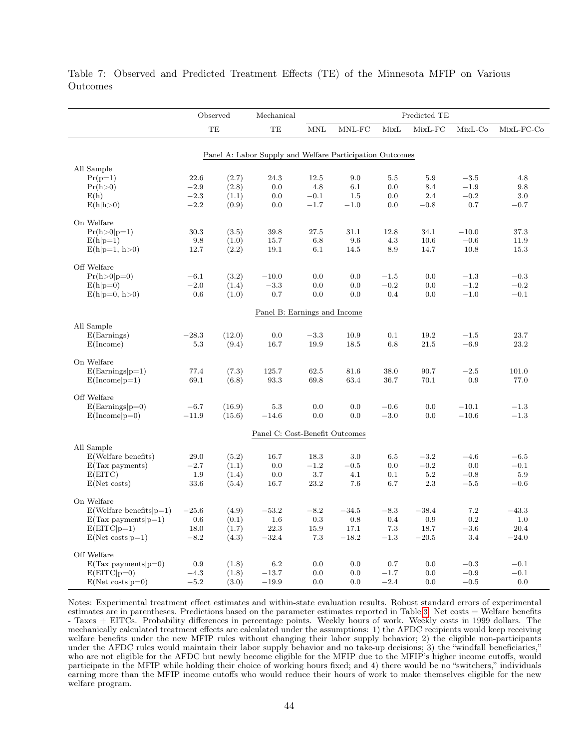Table 7: Observed and Predicted Treatment Effects (TE) of the Minnesota MFIP on Various Outcomes

| | Observed TE | | Mechanical TE | Predicted TE | | | | | |
|---|---|---|---|---|---|---|---|---|---|
| | | | | MNL | MNL-FC | MixL | MixL-FC | MixL-Co | MixL-FC-Co |
| **Panel A: Labor Supply and Welfare Participation Outcomes** | | | | | | | | | |
| All Sample | | | | | | | | | |
| Pr(p=1) | 22.6 | (2.7) | 24.3 | 12.5 | 9.0 | 5.5 | 5.9 | −3.5 | 4.8 |
| Pr(h>0) | −2.9 | (2.8) | 0.0 | 4.8 | 6.1 | 0.0 | 8.4 | −1.9 | 9.8 |
| E(h) | −2.3 | (1.1) | 0.0 | −0.1 | 1.5 | 0.0 | 2.4 | −0.2 | 3.0 |
| E(h\|h>0) | −2.2 | (0.9) | 0.0 | −1.7 | −1.0 | 0.0 | −0.8 | 0.7 | −0.7 |
| On Welfare | | | | | | | | | |
| Pr(h>0\|p=1) | 30.3 | (3.5) | 39.8 | 27.5 | 31.1 | 12.8 | 34.1 | −10.0 | 37.3 |
| E(h\|p=1) | 9.8 | (1.0) | 15.7 | 6.8 | 9.6 | 4.3 | 10.6 | −0.6 | 11.9 |
| E(h\|p=1, h>0) | 12.7 | (2.2) | 19.1 | 6.1 | 14.5 | 8.9 | 14.7 | 10.8 | 15.3 |
| Off Welfare | | | | | | | | | |
| Pr(h>0\|p=0) | −6.1 | (3.2) | −10.0 | 0.0 | 0.0 | −1.5 | 0.0 | −1.3 | −0.3 |
| E(h\|p=0) | −2.0 | (1.4) | −3.3 | 0.0 | 0.0 | −0.2 | 0.0 | −1.2 | −0.2 |
| E(h\|p=0, h>0) | 0.6 | (1.0) | 0.7 | 0.0 | 0.0 | 0.4 | 0.0 | −1.0 | −0.1 |
| **Panel B: Earnings and Income** | | | | | | | | | |
| All Sample | | | | | | | | | |
| E(Earnings) | −28.3 | (12.0) | 0.0 | −3.3 | 10.9 | 0.1 | 19.2 | −1.5 | 23.7 |
| E(Income) | 5.3 | (9.4) | 16.7 | 19.9 | 18.5 | 6.8 | 21.5 | −6.9 | 23.2 |
| On Welfare | | | | | | | | | |
| E(Earnings\|p=1) | 77.4 | (7.3) | 125.7 | 62.5 | 81.6 | 38.0 | 90.7 | −2.5 | 101.0 |
| E(Income\|p=1) | 69.1 | (6.8) | 93.3 | 69.8 | 63.4 | 36.7 | 70.1 | 0.9 | 77.0 |
| Off Welfare | | | | | | | | | |
| E(Earnings\|p=0) | −6.7 | (16.9) | 5.3 | 0.0 | 0.0 | −0.6 | 0.0 | −10.1 | −1.3 |
| E(Income\|p=0) | −11.9 | (15.6) | −14.6 | 0.0 | 0.0 | −3.0 | 0.0 | −10.6 | −1.3 |
| **Panel C: Cost-Benefit Outcomes** | | | | | | | | | |
| All Sample | | | | | | | | | |
| E(Welfare benefits) | 29.0 | (5.2) | 16.7 | 18.3 | 3.0 | 6.5 | −3.2 | −4.6 | −6.5 |
| E(Tax payments) | −2.7 | (1.1) | 0.0 | −1.2 | −0.5 | 0.0 | −0.2 | 0.0 | −0.1 |
| E(EITC) | 1.9 | (1.4) | 0.0 | 3.7 | 4.1 | 0.1 | 5.2 | −0.8 | 5.9 |
| E(Net costs) | 33.6 | (5.4) | 16.7 | 23.2 | 7.6 | 6.7 | 2.3 | −5.5 | −0.6 |
| On Welfare | | | | | | | | | |
| E(Welfare benefits\|p=1) | −25.6 | (4.9) | −53.2 | −8.2 | −34.5 | −8.3 | −38.4 | 7.2 | −43.3 |
| E(Tax payments\|p=1) | 0.6 | (0.1) | 1.6 | 0.3 | 0.8 | 0.4 | 0.9 | 0.2 | 1.0 |
| E(EITC\|p=1) | 18.0 | (1.7) | 22.3 | 15.9 | 17.1 | 7.3 | 18.7 | −3.6 | 20.4 |
| E(Net costs\|p=1) | −8.2 | (4.3) | −32.4 | 7.3 | −18.2 | −1.3 | −20.5 | 3.4 | −24.0 |
| Off Welfare | | | | | | | | | |
| E(Tax payments\|p=0) | 0.9 | (1.8) | 6.2 | 0.0 | 0.0 | 0.7 | 0.0 | −0.3 | −0.1 |
| E(EITC\|p=0) | −4.3 | (1.8) | −13.7 | 0.0 | 0.0 | −1.7 | 0.0 | −0.9 | −0.1 |
| E(Net costs\|p=0) | −5.2 | (3.0) | −19.9 | 0.0 | 0.0 | −2.4 | 0.0 | −0.5 | 0.0 |

Notes: Experimental treatment effect estimates and within-state evaluation results. Robust standard errors of experimental estimates are in parentheses. Predictions based on the parameter estimates reported in Table 3. Net costs = Welfare benefits - Taxes + EITCs. Probability differences in percentage points. Weekly hours of work. Weekly costs in 1999 dollars. The mechanically calculated treatment effects are calculated under the assumptions: 1) the AFDC recipients would keep receiving welfare benefits under the new MFIP rules without changing their labor supply behavior; 2) the eligible non-participants under the AFDC rules would maintain their labor supply behavior and no take-up decisions; 3) the "windfall beneficiaries," who are not eligible for the AFDC but newly become eligible for the MFIP due to the MFIP's higher income cutoffs, would participate in the MFIP while holding their choice of working hours fixed; and 4) there would be no "switchers," individuals earning more than the MFIP income cutoffs who would reduce their hours of work to make themselves eligible for the new welfare program.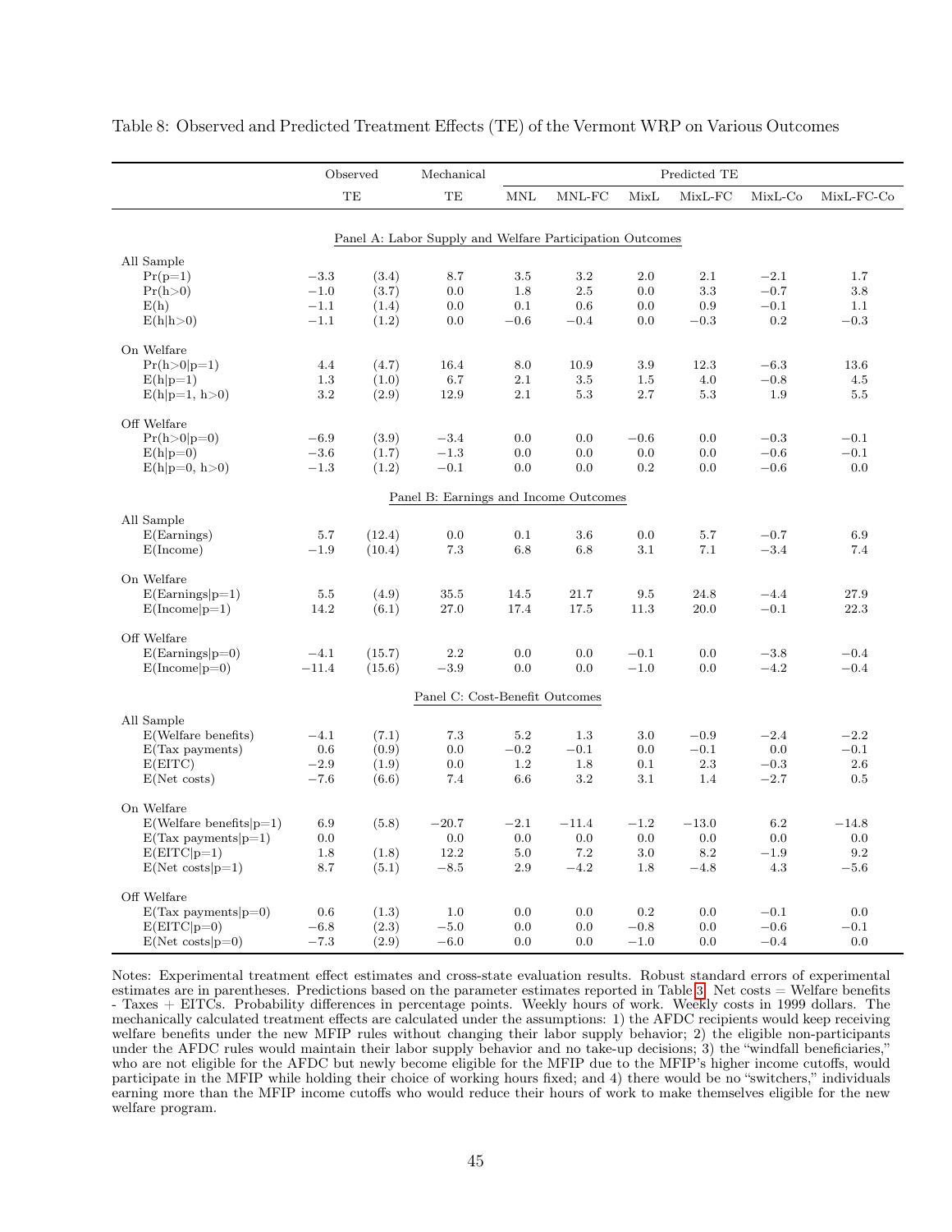Table 8: Observed and Predicted Treatment Effects (TE) of the Vermont WRP on Various Outcomes

| | Observed | | Mechanical | Predicted TE | | | | | |
|---|---|---|---|---|---|---|---|---|---|
| | TE | | TE | MNL | MNL-FC | MixL | MixL-FC | MixL-Co | MixL-FC-Co |
| **Panel A: Labor Supply and Welfare Participation Outcomes** | | | | | | | | | |
| All Sample | | | | | | | | | |
| Pr(p=1) | −3.3 | (3.4) | 8.7 | 3.5 | 3.2 | 2.0 | 2.1 | −2.1 | 1.7 |
| Pr(h>0) | −1.0 | (3.7) | 0.0 | 1.8 | 2.5 | 0.0 | 3.3 | −0.7 | 3.8 |
| E(h) | −1.1 | (1.4) | 0.0 | 0.1 | 0.6 | 0.0 | 0.9 | −0.1 | 1.1 |
| E(h\|h>0) | −1.1 | (1.2) | 0.0 | −0.6 | −0.4 | 0.0 | −0.3 | 0.2 | −0.3 |
| On Welfare | | | | | | | | | |
| Pr(h>0\|p=1) | 4.4 | (4.7) | 16.4 | 8.0 | 10.9 | 3.9 | 12.3 | −6.3 | 13.6 |
| E(h\|p=1) | 1.3 | (1.0) | 6.7 | 2.1 | 3.5 | 1.5 | 4.0 | −0.8 | 4.5 |
| E(h\|p=1, h>0) | 3.2 | (2.9) | 12.9 | 2.1 | 5.3 | 2.7 | 5.3 | 1.9 | 5.5 |
| Off Welfare | | | | | | | | | |
| Pr(h>0\|p=0) | −6.9 | (3.9) | −3.4 | 0.0 | 0.0 | −0.6 | 0.0 | −0.3 | −0.1 |
| E(h\|p=0) | −3.6 | (1.7) | −1.3 | 0.0 | 0.0 | 0.0 | 0.0 | −0.6 | −0.1 |
| E(h\|p=0, h>0) | −1.3 | (1.2) | −0.1 | 0.0 | 0.0 | 0.2 | 0.0 | −0.6 | 0.0 |
| **Panel B: Earnings and Income Outcomes** | | | | | | | | | |
| All Sample | | | | | | | | | |
| E(Earnings) | 5.7 | (12.4) | 0.0 | 0.1 | 3.6 | 0.0 | 5.7 | −0.7 | 6.9 |
| E(Income) | −1.9 | (10.4) | 7.3 | 6.8 | 6.8 | 3.1 | 7.1 | −3.4 | 7.4 |
| On Welfare | | | | | | | | | |
| E(Earnings\|p=1) | 5.5 | (4.9) | 35.5 | 14.5 | 21.7 | 9.5 | 24.8 | −4.4 | 27.9 |
| E(Income\|p=1) | 14.2 | (6.1) | 27.0 | 17.4 | 17.5 | 11.3 | 20.0 | −0.1 | 22.3 |
| Off Welfare | | | | | | | | | |
| E(Earnings\|p=0) | −4.1 | (15.7) | 2.2 | 0.0 | 0.0 | −0.1 | 0.0 | −3.8 | −0.4 |
| E(Income\|p=0) | −11.4 | (15.6) | −3.9 | 0.0 | 0.0 | −1.0 | 0.0 | −4.2 | −0.4 |
| **Panel C: Cost-Benefit Outcomes** | | | | | | | | | |
| All Sample | | | | | | | | | |
| E(Welfare benefits) | −4.1 | (7.1) | 7.3 | 5.2 | 1.3 | 3.0 | −0.9 | −2.4 | −2.2 |
| E(Tax payments) | 0.6 | (0.9) | 0.0 | −0.2 | −0.1 | 0.0 | −0.1 | 0.0 | −0.1 |
| E(EITC) | −2.9 | (1.9) | 0.0 | 1.2 | 1.8 | 0.1 | 2.3 | −0.3 | 2.6 |
| E(Net costs) | −7.6 | (6.6) | 7.4 | 6.6 | 3.2 | 3.1 | 1.4 | −2.7 | 0.5 |
| On Welfare | | | | | | | | | |
| E(Welfare benefits\|p=1) | 6.9 | (5.8) | −20.7 | −2.1 | −11.4 | −1.2 | −13.0 | 6.2 | −14.8 |
| E(Tax payments\|p=1) | 0.0 | | 0.0 | 0.0 | 0.0 | 0.0 | 0.0 | 0.0 | 0.0 |
| E(EITC\|p=1) | 1.8 | (1.8) | 12.2 | 5.0 | 7.2 | 3.0 | 8.2 | −1.9 | 9.2 |
| E(Net costs\|p=1) | 8.7 | (5.1) | −8.5 | 2.9 | −4.2 | 1.8 | −4.8 | 4.3 | −5.6 |
| Off Welfare | | | | | | | | | |
| E(Tax payments\|p=0) | 0.6 | (1.3) | 1.0 | 0.0 | 0.0 | 0.2 | 0.0 | −0.1 | 0.0 |
| E(EITC\|p=0) | −6.8 | (2.3) | −5.0 | 0.0 | 0.0 | −0.8 | 0.0 | −0.6 | −0.1 |
| E(Net costs\|p=0) | −7.3 | (2.9) | −6.0 | 0.0 | 0.0 | −1.0 | 0.0 | −0.4 | 0.0 |

Notes: Experimental treatment effect estimates and cross-state evaluation results. Robust standard errors of experimental estimates are in parentheses. Predictions based on the parameter estimates reported in Table 3. Net costs = Welfare benefits - Taxes + EITCs. Probability differences in percentage points. Weekly hours of work. Weekly costs in 1999 dollars. The mechanically calculated treatment effects are calculated under the assumptions: 1) the AFDC recipients would keep receiving welfare benefits under the new MFIP rules without changing their labor supply behavior; 2) the eligible non-participants under the AFDC rules would maintain their labor supply behavior and no take-up decisions; 3) the "windfall beneficiaries," who are not eligible for the AFDC but newly become eligible for the MFIP due to the MFIP's higher income cutoffs, would participate in the MFIP while holding their choice of working hours fixed; and 4) there would be no "switchers," individuals earning more than the MFIP income cutoffs who would reduce their hours of work to make themselves eligible for the new welfare program.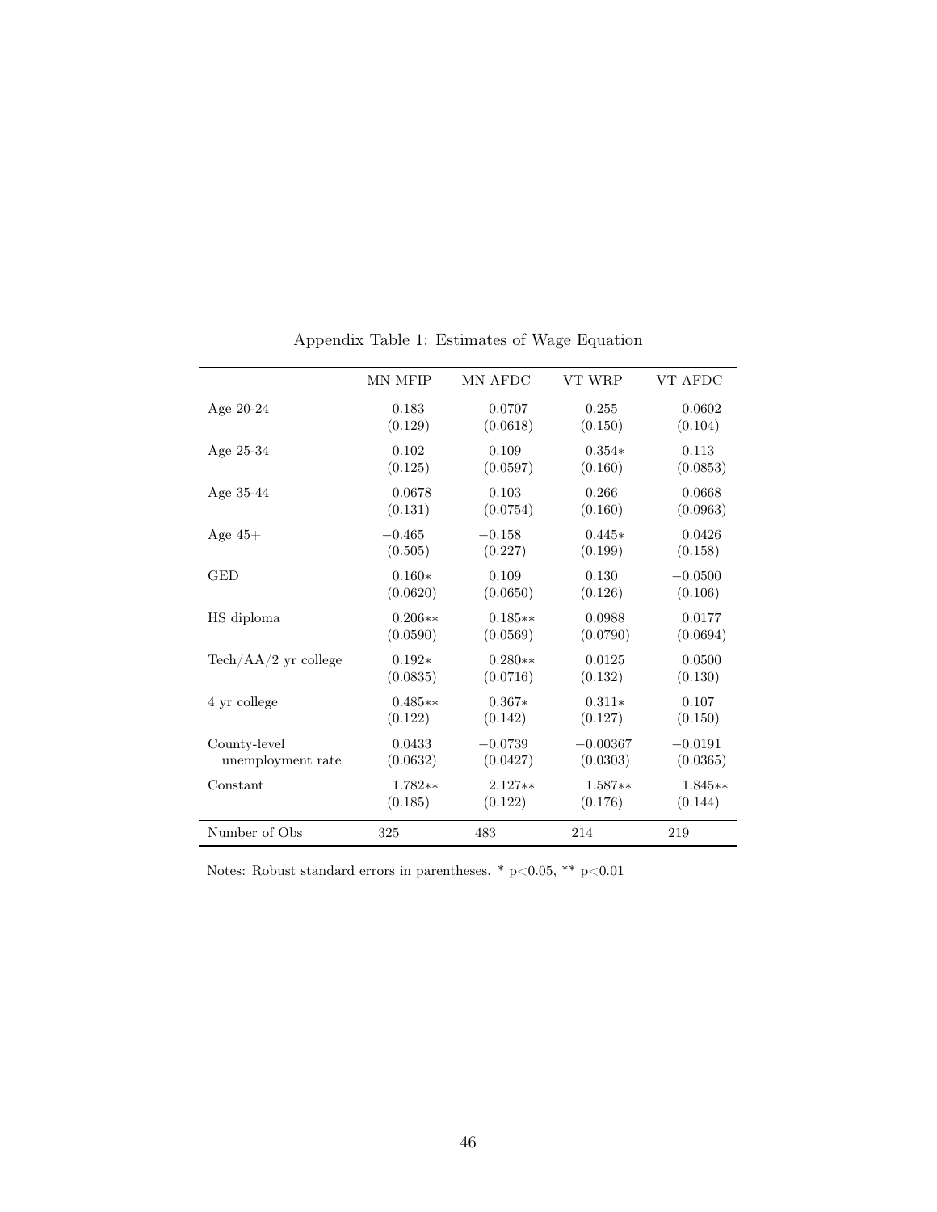Appendix Table 1: Estimates of Wage Equation

| | MN MFIP | MN AFDC | VT WRP | VT AFDC |
|---|---|---|---|---|
| Age 20-24 | 0.183 | 0.0707 | 0.255 | 0.0602 |
| | (0.129) | (0.0618) | (0.150) | (0.104) |
| Age 25-34 | 0.102 | 0.109 | 0.354* | 0.113 |
| | (0.125) | (0.0597) | (0.160) | (0.0853) |
| Age 35-44 | 0.0678 | 0.103 | 0.266 | 0.0668 |
| | (0.131) | (0.0754) | (0.160) | (0.0963) |
| Age 45+ | −0.465 | −0.158 | 0.445* | 0.0426 |
| | (0.505) | (0.227) | (0.199) | (0.158) |
| GED | 0.160* | 0.109 | 0.130 | −0.0500 |
| | (0.0620) | (0.0650) | (0.126) | (0.106) |
| HS diploma | 0.206** | 0.185** | 0.0988 | 0.0177 |
| | (0.0590) | (0.0569) | (0.0790) | (0.0694) |
| Tech/AA/2 yr college | 0.192* | 0.280** | 0.0125 | 0.0500 |
| | (0.0835) | (0.0716) | (0.132) | (0.130) |
| 4 yr college | 0.485** | 0.367* | 0.311* | 0.107 |
| | (0.122) | (0.142) | (0.127) | (0.150) |
| County-level unemployment rate | 0.0433 | −0.0739 | −0.00367 | −0.0191 |
| | (0.0632) | (0.0427) | (0.0303) | (0.0365) |
| Constant | 1.782** | 2.127** | 1.587** | 1.845** |
| | (0.185) | (0.122) | (0.176) | (0.144) |
| Number of Obs | 325 | 483 | 214 | 219 |

Notes: Robust standard errors in parentheses. * $p<0.05$, ** $p<0.01$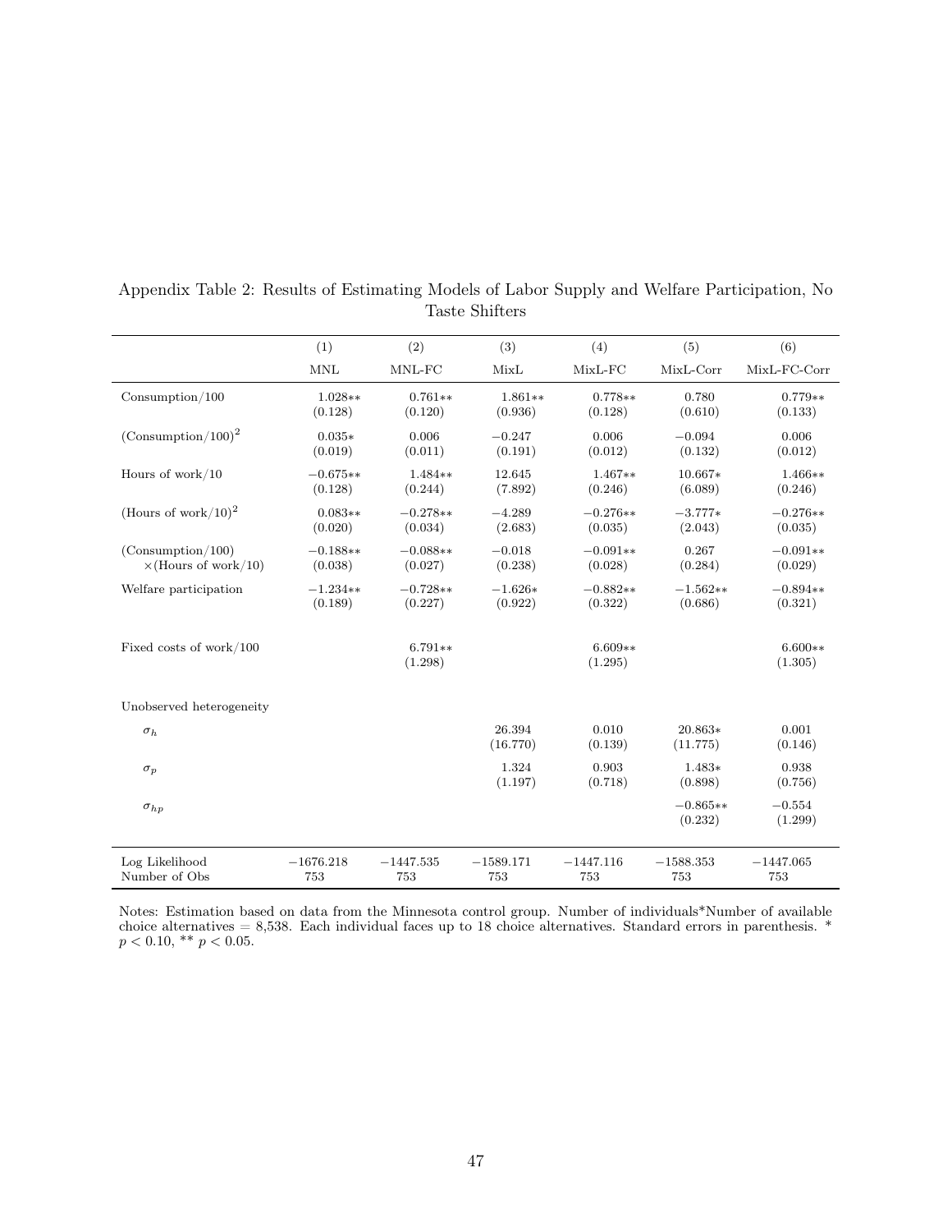Appendix Table 2: Results of Estimating Models of Labor Supply and Welfare Participation, No Taste Shifters

| | (1) | (2) | (3) | (4) | (5) | (6) |
|---|---|---|---|---|---|---|
| | MNL | MNL-FC | MixL | MixL-FC | MixL-Corr | MixL-FC-Corr |
| Consumption/100 | 1.028** | 0.761** | 1.861** | 0.778** | 0.780 | 0.779** |
| | (0.128) | (0.120) | (0.936) | (0.128) | (0.610) | (0.133) |
| $(\text{Consumption}/100)^2$ | 0.035* | 0.006 | −0.247 | 0.006 | −0.094 | 0.006 |
| | (0.019) | (0.011) | (0.191) | (0.012) | (0.132) | (0.012) |
| Hours of work/10 | −0.675** | 1.484** | 12.645 | 1.467** | 10.667* | 1.466** |
| | (0.128) | (0.244) | (7.892) | (0.246) | (6.089) | (0.246) |
| $(\text{Hours of work}/10)^2$ | 0.083** | −0.278** | −4.289 | −0.276** | −3.777* | −0.276** |
| | (0.020) | (0.034) | (2.683) | (0.035) | (2.043) | (0.035) |
| (Consumption/100) | −0.188** | −0.088** | −0.018 | −0.091** | 0.267 | −0.091** |
| ×(Hours of work/10) | (0.038) | (0.027) | (0.238) | (0.028) | (0.284) | (0.029) |
| Welfare participation | −1.234** | −0.728** | −1.626* | −0.882** | −1.562** | −0.894** |
| | (0.189) | (0.227) | (0.922) | (0.322) | (0.686) | (0.321) |
| Fixed costs of work/100 | | 6.791** | | 6.609** | | 6.600** |
| | | (1.298) | | (1.295) | | (1.305) |
| Unobserved heterogeneity | | | | | | |
| $\sigma_h$ | | | 26.394 | 0.010 | 20.863* | 0.001 |
| | | | (16.770) | (0.139) | (11.775) | (0.146) |
| $\sigma_p$ | | | 1.324 | 0.903 | 1.483* | 0.938 |
| | | | (1.197) | (0.718) | (0.898) | (0.756) |
| $\sigma_{hp}$ | | | | | −0.865** | −0.554 |
| | | | | | (0.232) | (1.299) |
| Log Likelihood | −1676.218 | −1447.535 | −1589.171 | −1447.116 | −1588.353 | −1447.065 |
| Number of Obs | 753 | 753 | 753 | 753 | 753 | 753 |

Notes: Estimation based on data from the Minnesota control group. Number of individuals*Number of available choice alternatives = 8,538. Each individual faces up to 18 choice alternatives. Standard errors in parenthesis. * $p < 0.10$, ** $p < 0.05$.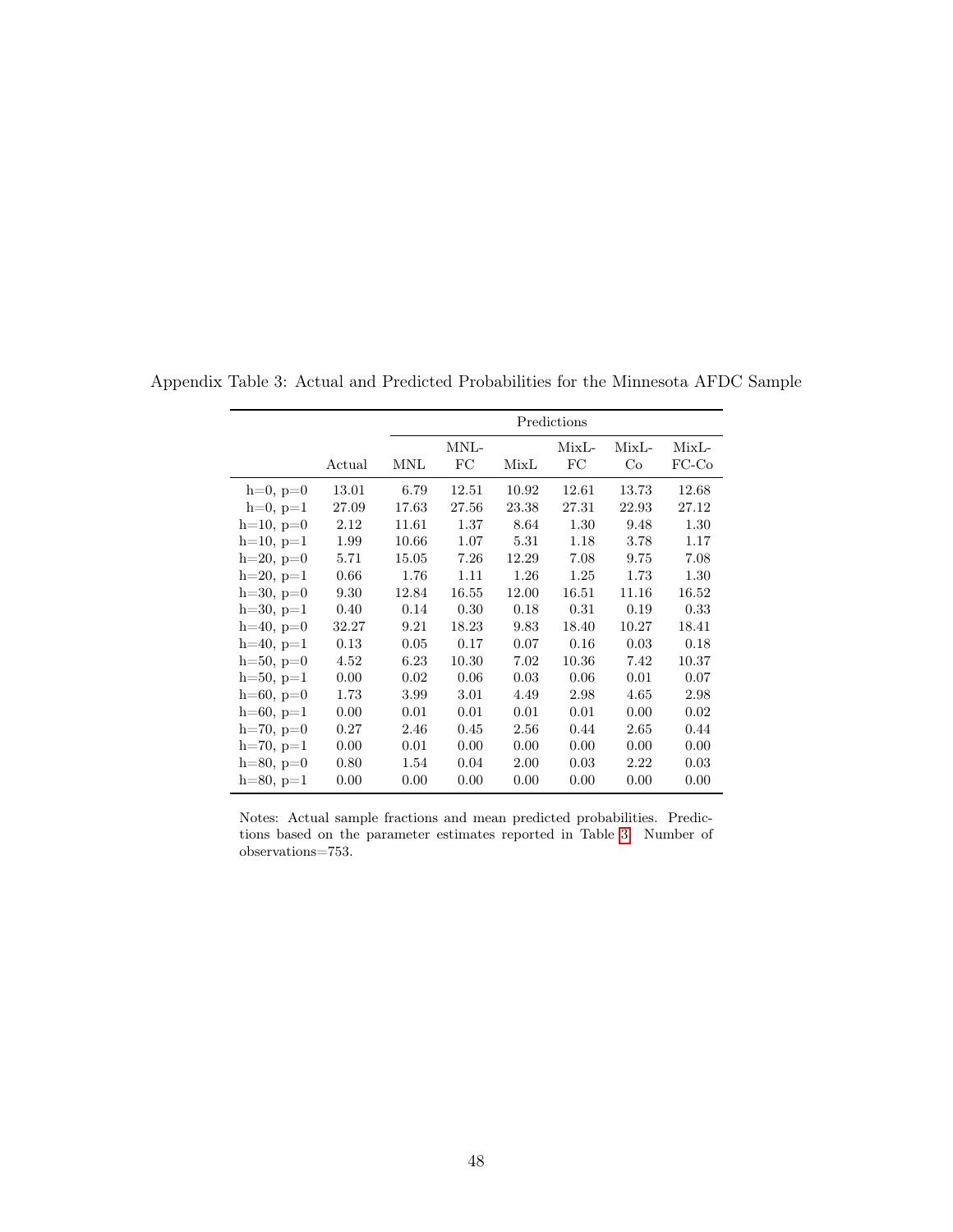Appendix Table 3: Actual and Predicted Probabilities for the Minnesota AFDC Sample

| | | Predictions | | | | | |
|---|---|---|---|---|---|---|---|
| | Actual | MNL | MNL-FC | MixL | MixL-FC | MixL-Co | MixL-FC-Co |
| h=0, p=0 | 13.01 | 6.79 | 12.51 | 10.92 | 12.61 | 13.73 | 12.68 |
| h=0, p=1 | 27.09 | 17.63 | 27.56 | 23.38 | 27.31 | 22.93 | 27.12 |
| h=10, p=0 | 2.12 | 11.61 | 1.37 | 8.64 | 1.30 | 9.48 | 1.30 |
| h=10, p=1 | 1.99 | 10.66 | 1.07 | 5.31 | 1.18 | 3.78 | 1.17 |
| h=20, p=0 | 5.71 | 15.05 | 7.26 | 12.29 | 7.08 | 9.75 | 7.08 |
| h=20, p=1 | 0.66 | 1.76 | 1.11 | 1.26 | 1.25 | 1.73 | 1.30 |
| h=30, p=0 | 9.30 | 12.84 | 16.55 | 12.00 | 16.51 | 11.16 | 16.52 |
| h=30, p=1 | 0.40 | 0.14 | 0.30 | 0.18 | 0.31 | 0.19 | 0.33 |
| h=40, p=0 | 32.27 | 9.21 | 18.23 | 9.83 | 18.40 | 10.27 | 18.41 |
| h=40, p=1 | 0.13 | 0.05 | 0.17 | 0.07 | 0.16 | 0.03 | 0.18 |
| h=50, p=0 | 4.52 | 6.23 | 10.30 | 7.02 | 10.36 | 7.42 | 10.37 |
| h=50, p=1 | 0.00 | 0.02 | 0.06 | 0.03 | 0.06 | 0.01 | 0.07 |
| h=60, p=0 | 1.73 | 3.99 | 3.01 | 4.49 | 2.98 | 4.65 | 2.98 |
| h=60, p=1 | 0.00 | 0.01 | 0.01 | 0.01 | 0.01 | 0.00 | 0.02 |
| h=70, p=0 | 0.27 | 2.46 | 0.45 | 2.56 | 0.44 | 2.65 | 0.44 |
| h=70, p=1 | 0.00 | 0.01 | 0.00 | 0.00 | 0.00 | 0.00 | 0.00 |
| h=80, p=0 | 0.80 | 1.54 | 0.04 | 2.00 | 0.03 | 2.22 | 0.03 |
| h=80, p=1 | 0.00 | 0.00 | 0.00 | 0.00 | 0.00 | 0.00 | 0.00 |

Notes: Actual sample fractions and mean predicted probabilities. Predictions based on the parameter estimates reported in Table 3. Number of observations=753.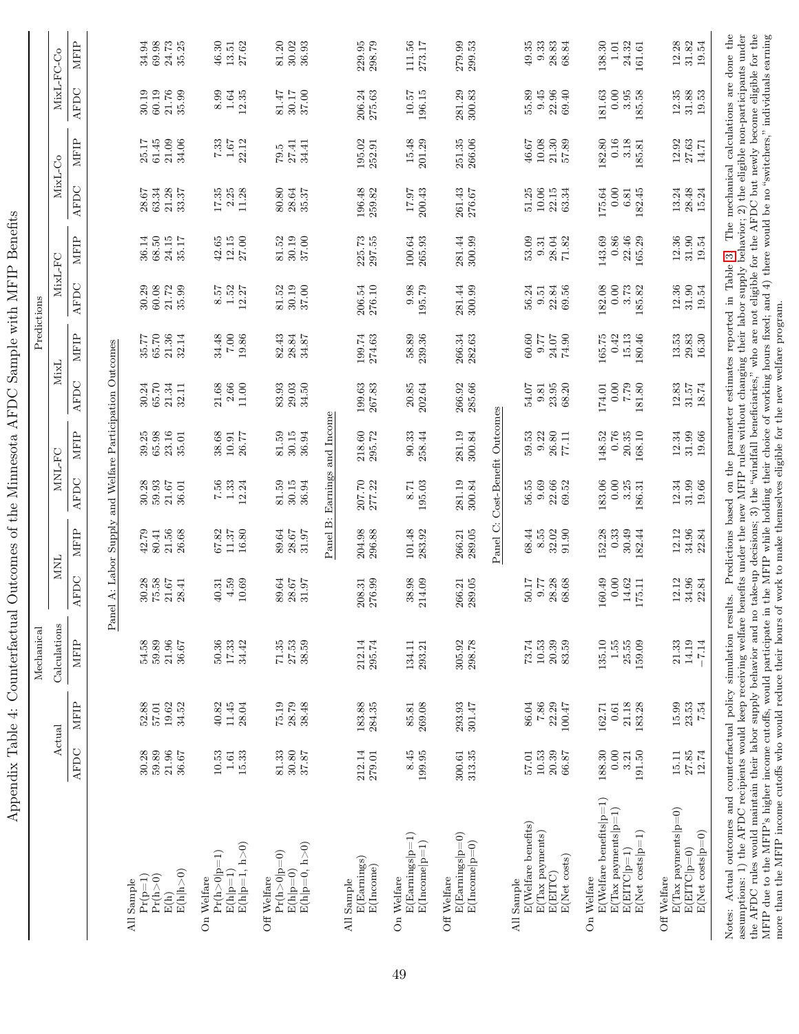# Appendix Table 4: Counterfactual Outcomes of the Minnesota AFDC Sample with MFIP Benefits

| | Actual | | Mechanical Calculations | Predictions | | | | | | | | | | | |
|---|---|---|---|---|---|---|---|---|---|---|---|---|---|---|---|
| | | | | MNL | | MNL-FC | | MixL | | MixL-FC | | MixL-Co | | MixL-FC-Co | |
| | AFDC | MFIP | MFIP | AFDC | MFIP | AFDC | MFIP | AFDC | MFIP | AFDC | MFIP | AFDC | MFIP | AFDC | MFIP |
| **Panel A: Labor Supply and Welfare Participation Outcomes** | | | | | | | | | | | | | | | |
| All Sample | | | | | | | | | | | | | | | |
| Pr(p=1) | 30.28 | 52.88 | 54.58 | 30.28 | 42.79 | 30.28 | 39.25 | 30.24 | 35.77 | 30.29 | 36.14 | 28.67 | 25.17 | 30.19 | 34.94 |
| Pr(h>0) | 59.89 | 57.01 | 59.89 | 75.58 | 80.41 | 59.93 | 65.98 | 65.70 | 65.70 | 60.08 | 68.50 | 63.34 | 61.45 | 60.19 | 69.98 |
| E(h) | 21.96 | 19.62 | 21.96 | 21.67 | 21.56 | 21.67 | 23.16 | 21.34 | 21.36 | 21.72 | 24.15 | 21.28 | 21.09 | 21.76 | 24.73 |
| E(h\|h>0) | 36.67 | 34.52 | 36.67 | 28.41 | 26.68 | 36.01 | 35.01 | 32.11 | 32.14 | 35.99 | 35.17 | 33.37 | 34.06 | 35.99 | 35.25 |
| On Welfare | | | | | | | | | | | | | | | |
| Pr(h>0\|p=1) | 10.53 | 40.82 | 50.36 | 40.31 | 67.82 | 7.56 | 38.68 | 21.68 | 34.48 | 8.57 | 42.65 | 17.35 | 7.33 | 8.99 | 46.30 |
| E(h\|p=1) | 1.61 | 11.45 | 17.33 | 4.59 | 11.37 | 1.33 | 10.91 | 2.66 | 7.00 | 1.52 | 12.15 | 2.25 | 1.67 | 1.64 | 13.51 |
| E(h\|p=1, h>0) | 15.33 | 28.04 | 34.42 | 10.69 | 16.80 | 12.24 | 26.77 | 11.00 | 19.86 | 12.27 | 27.00 | 11.28 | 22.12 | 12.35 | 27.62 |
| Off Welfare | | | | | | | | | | | | | | | |
| Pr(h>0\|p=0) | 81.33 | 75.19 | 71.35 | 89.64 | 89.64 | 81.59 | 81.59 | 83.93 | 82.43 | 81.52 | 81.52 | 80.80 | 79.5 | 81.47 | 81.20 |
| E(h\|p=0) | 30.80 | 28.79 | 27.53 | 28.67 | 28.67 | 30.15 | 30.15 | 29.03 | 28.84 | 30.19 | 30.19 | 28.64 | 27.41 | 30.17 | 30.02 |
| E(h\|p=0, h>0) | 37.87 | 38.48 | 38.59 | 31.97 | 31.97 | 36.94 | 36.94 | 34.50 | 34.87 | 37.00 | 37.00 | 35.37 | 34.41 | 37.00 | 36.93 |
| **Panel B: Earnings and Income** | | | | | | | | | | | | | | | |
| All Sample | | | | | | | | | | | | | | | |
| E(Earnings) | 212.14 | 183.88 | 212.14 | 208.31 | 204.98 | 207.70 | 218.60 | 199.63 | 199.74 | 206.54 | 225.73 | 196.48 | 195.02 | 206.24 | 229.95 |
| E(Income) | 279.01 | 284.35 | 295.74 | 276.99 | 296.88 | 277.22 | 295.72 | 267.83 | 274.63 | 276.10 | 297.55 | 259.82 | 252.91 | 275.63 | 298.79 |
| On Welfare | | | | | | | | | | | | | | | |
| E(Earnings\|p=1) | 8.45 | 85.81 | 134.11 | 38.98 | 101.48 | 8.71 | 90.33 | 20.85 | 58.89 | 9.98 | 100.64 | 17.97 | 15.48 | 10.57 | 111.56 |
| E(Income\|p=1) | 199.95 | 269.08 | 293.21 | 214.09 | 283.92 | 195.03 | 258.44 | 202.64 | 239.36 | 195.79 | 265.93 | 200.43 | 201.29 | 196.15 | 273.17 |
| Off Welfare | | | | | | | | | | | | | | | |
| E(Earnings\|p=0) | 300.61 | 293.93 | 305.92 | 266.21 | 266.21 | 281.19 | 281.19 | 266.92 | 266.34 | 281.44 | 281.44 | 261.43 | 251.35 | 281.29 | 279.99 |
| E(Income\|p=0) | 313.35 | 301.47 | 298.78 | 289.05 | 289.05 | 300.84 | 300.84 | 285.66 | 282.63 | 300.99 | 300.99 | 276.67 | 266.06 | 300.83 | 299.53 |
| **Panel C: Cost-Benefit Outcomes** | | | | | | | | | | | | | | | |
| All Sample | | | | | | | | | | | | | | | |
| E(Welfare benefits) | 57.01 | 86.04 | 73.74 | 50.17 | 68.44 | 56.55 | 59.53 | 54.07 | 60.60 | 56.24 | 53.09 | 51.25 | 46.67 | 55.89 | 49.35 |
| E(Tax payments) | 10.53 | 7.86 | 10.53 | 9.77 | 8.55 | 9.69 | 9.22 | 9.81 | 9.77 | 9.51 | 9.31 | 10.06 | 10.08 | 9.45 | 9.33 |
| E(EITC) | 20.39 | 22.29 | 20.39 | 28.28 | 32.02 | 22.66 | 26.80 | 23.95 | 24.07 | 22.84 | 28.04 | 22.15 | 21.30 | 22.96 | 28.83 |
| E(Net costs) | 66.87 | 100.47 | 83.59 | 68.68 | 91.90 | 69.52 | 77.11 | 68.20 | 74.90 | 69.56 | 71.82 | 63.34 | 57.89 | 69.40 | 68.84 |
| On Welfare | | | | | | | | | | | | | | | |
| E(Welfare benefits\|p=1) | 188.30 | 162.71 | 135.10 | 160.49 | 152.28 | 183.06 | 148.52 | 174.01 | 165.75 | 182.08 | 143.69 | 175.64 | 182.80 | 181.63 | 138.30 |
| E(Tax payments\|p=1) | 0.00 | 0.61 | 1.55 | 0.00 | 0.33 | 0.00 | 0.76 | 0.00 | 0.42 | 0.00 | 0.86 | 0.00 | 0.16 | 0.00 | 1.01 |
| E(EITC\|p=1) | 3.21 | 21.18 | 25.55 | 14.62 | 30.49 | 3.25 | 20.35 | 7.79 | 15.13 | 3.73 | 22.46 | 6.81 | 3.18 | 3.95 | 24.32 |
| E(Net costs\|p=1) | 191.50 | 183.28 | 159.09 | 175.11 | 182.44 | 186.31 | 168.10 | 181.80 | 180.46 | 185.82 | 165.29 | 182.45 | 185.81 | 185.58 | 161.61 |
| Off Welfare | | | | | | | | | | | | | | | |
| E(Tax payments\|p=0) | 15.11 | 15.99 | 21.33 | 12.12 | 12.12 | 12.34 | 12.34 | 12.83 | 13.53 | 12.36 | 12.36 | 13.24 | 12.92 | 12.35 | 12.28 |
| E(EITC\|p=0) | 27.85 | 23.53 | 14.19 | 34.96 | 34.96 | 31.99 | 31.99 | 31.57 | 29.83 | 31.90 | 31.90 | 28.48 | 27.63 | 31.88 | 31.82 |
| E(Net costs\|p=0) | 12.74 | 7.54 | −7.14 | 22.84 | 22.84 | 19.66 | 19.66 | 18.74 | 16.30 | 19.54 | 19.54 | 15.24 | 14.71 | 19.53 | 19.54 |

Notes: Actual outcomes and counterfactual policy simulation results. Predictions based on the parameter estimates reported in Table 3. The mechanical calculations are done the assumptions: 1) the AFDC recipients would keep receiving welfare benefits under the new MFIP rules without changing their labor supply behavior; 2) the eligible non-participants under the AFDC rules would maintain their labor supply behavior and no take-up decisions; 3) the "windfall beneficiaries," who are not eligible for the AFDC but newly become eligible for the MFIP due to the MFIP's higher income cutoffs, would participate in the MFIP while holding their choice of working hours fixed; and 4) there would be no "switchers," individuals earning more than the MFIP income cutoffs who would reduce their hours of work to make themselves eligible for the new welfare program.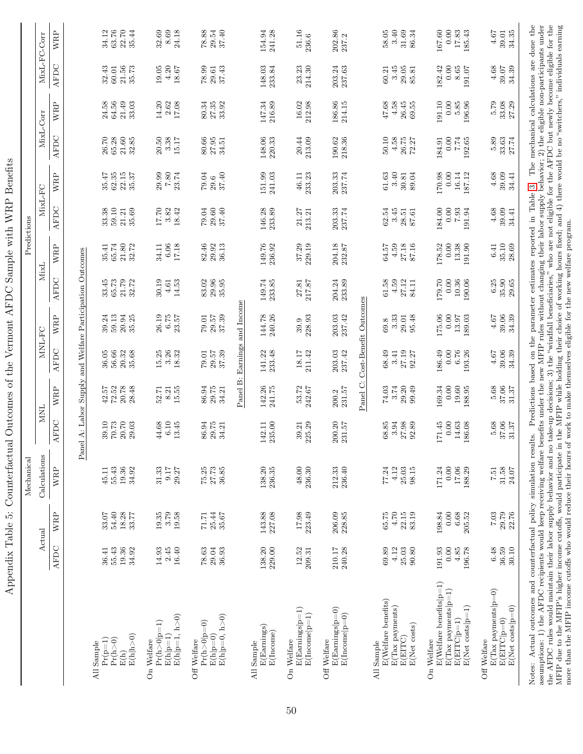# Appendix Table 5: Counterfactual Outcomes of the Vermont AFDC Sample with WRP Benefits

| | Actual | | Mechanical Calculations | Predictions | | | | | | | | | | | |
|---|---|---|---|---|---|---|---|---|---|---|---|---|---|---|---|
| | | | | MNL | | MNL-FC | | MixL | | MixL-FC | | MixL-Corr | | MixL-FC-Corr | |
| | AFDC | WRP | WRP | AFDC | WRP | AFDC | WRP | AFDC | WRP | AFDC | WRP | AFDC | WRP | AFDC | WRP |
| **Panel A: Labor Supply and Welfare Participation Outcomes** | | | | | | | | | | | | | | | |
| All Sample | | | | | | | | | | | | | | | |
| Pr(p=1) | 36.41 | 33.07 | 45.11 | 39.10 | 42.57 | 36.05 | 39.24 | 33.45 | 35.41 | 33.38 | 35.47 | 26.70 | 24.58 | 32.43 | 34.12 |
| Pr(h>0) | 55.43 | 54.40 | 55.43 | 70.73 | 72.52 | 56.66 | 59.13 | 65.73 | 65.74 | 59.10 | 62.35 | 65.28 | 64.56 | 60.01 | 63.76 |
| E(h) | 19.36 | 18.28 | 19.36 | 20.70 | 20.78 | 20.32 | 20.94 | 21.79 | 21.80 | 21.21 | 22.15 | 21.60 | 21.49 | 21.56 | 22.70 |
| E(h\|h>0) | 34.92 | 33.77 | 34.92 | 29.03 | 28.48 | 35.68 | 35.25 | 32.72 | 32.72 | 35.69 | 35.37 | 32.85 | 33.03 | 35.73 | 35.44 |
| On Welfare | | | | | | | | | | | | | | | |
| Pr(h>0\|p=1) | 14.93 | 19.35 | 31.33 | 44.68 | 52.71 | 15.25 | 26.19 | 30.19 | 34.11 | 17.70 | 29.99 | 20.50 | 14.20 | 19.05 | 32.69 |
| E(h\|p=1) | 2.45 | 3.79 | 9.17 | 6.10 | 8.21 | 3.26 | 6.75 | 4.61 | 6.06 | 3.82 | 7.80 | 3.38 | 2.62 | 4.20 | 8.69 |
| E(h\|p=1, h>0) | 16.40 | 19.58 | 29.27 | 13.45 | 15.55 | 18.32 | 23.57 | 14.53 | 17.18 | 18.42 | 23.74 | 15.17 | 17.08 | 18.67 | 24.18 |
| Off Welfare | | | | | | | | | | | | | | | |
| Pr(h>0\|p=0) | 78.63 | 71.71 | 75.25 | 86.94 | 86.94 | 79.01 | 79.01 | 83.02 | 82.46 | 79.04 | 79.04 | 80.66 | 80.34 | 78.99 | 78.88 |
| E(h\|p=0) | 29.04 | 25.44 | 27.73 | 29.75 | 29.75 | 29.57 | 29.57 | 29.96 | 29.92 | 29.60 | 29.6 | 27.95 | 27.35 | 29.61 | 29.54 |
| E(h\|p=0, h>0) | 36.93 | 35.67 | 36.85 | 34.21 | 34.21 | 37.39 | 37.39 | 35.95 | 36.13 | 37.40 | 37.40 | 34.51 | 33.92 | 37.43 | 37.40 |
| **Panel B: Earnings and Income** | | | | | | | | | | | | | | | |
| All Sample | | | | | | | | | | | | | | | |
| E(Earnings) | 138.20 | 143.88 | 138.20 | 142.11 | 142.26 | 141.22 | 144.78 | 149.74 | 149.76 | 146.28 | 151.99 | 148.06 | 147.34 | 148.03 | 154.94 |
| E(Income) | 229.00 | 227.08 | 236.35 | 235.00 | 241.75 | 233.48 | 240.26 | 233.85 | 236.92 | 233.89 | 241.03 | 220.33 | 216.89 | 233.84 | 241.28 |
| On Welfare | | | | | | | | | | | | | | | |
| E(Earnings\|p=1) | 12.52 | 17.98 | 48.00 | 39.21 | 53.72 | 18.17 | 39.9 | 27.81 | 37.29 | 21.27 | 46.11 | 20.44 | 16.02 | 23.23 | 51.16 |
| E(Income\|p=1) | 209.31 | 223.49 | 236.30 | 225.29 | 242.67 | 211.42 | 228.93 | 217.87 | 229.19 | 213.21 | 233.23 | 213.09 | 212.98 | 214.30 | 236.6 |
| Off Welfare | | | | | | | | | | | | | | | |
| E(Earnings\|p=0) | 210.17 | 206.09 | 212.33 | 200.20 | 200.2 | 203.03 | 203.03 | 204.24 | 204.18 | 203.33 | 203.33 | 190.62 | 186.86 | 203.24 | 202.86 |
| E(Income\|p=0) | 240.28 | 228.85 | 236.40 | 231.57 | 231.57 | 237.42 | 237.42 | 233.89 | 232.87 | 237.74 | 237.74 | 218.36 | 214.15 | 237.63 | 237.2 |
| **Panel C: Cost-Benefit Outcomes** | | | | | | | | | | | | | | | |
| All Sample | | | | | | | | | | | | | | | |
| E(Welfare benefits) | 69.89 | 65.75 | 77.24 | 68.85 | 74.03 | 68.49 | 69.8 | 61.58 | 64.57 | 62.54 | 61.63 | 50.10 | 47.68 | 60.21 | 58.05 |
| E(Tax payments) | 4.12 | 4.70 | 4.12 | 3.94 | 3.74 | 3.41 | 3.33 | 4.59 | 4.59 | 3.45 | 3.40 | 4.58 | 4.58 | 3.45 | 3.40 |
| E(EITC) | 25.03 | 22.15 | 25.03 | 27.98 | 29.20 | 27.19 | 29.01 | 27.12 | 27.18 | 28.51 | 30.81 | 26.75 | 26.45 | 29.05 | 31.69 |
| E(Net costs) | 90.80 | 83.19 | 98.15 | 92.89 | 99.49 | 92.27 | 95.48 | 84.11 | 87.16 | 87.61 | 89.04 | 72.27 | 69.55 | 85.81 | 86.34 |
| On Welfare | | | | | | | | | | | | | | | |
| E(Welfare benefits\|p=1) | 191.93 | 198.84 | 171.24 | 171.45 | 169.34 | 186.49 | 175.06 | 179.70 | 178.52 | 184.00 | 170.98 | 184.91 | 191.10 | 182.42 | 167.60 |
| E(Tax payments\|p=1) | 0.00 | 0.00 | 0.00 | 0.00 | 0.00 | 0.00 | 0.00 | 0.00 | 0.00 | 0.00 | 0.00 | 0.00 | 0.00 | 0.00 | 0.00 |
| E(EITC\|p=1) | 4.85 | 6.68 | 17.06 | 14.63 | 19.60 | 6.76 | 13.97 | 10.36 | 13.38 | 7.93 | 16.14 | 7.74 | 5.85 | 8.65 | 17.83 |
| E(Net costs\|p=1) | 196.78 | 205.52 | 188.29 | 186.08 | 188.95 | 193.26 | 189.03 | 190.06 | 191.90 | 191.94 | 187.12 | 192.65 | 196.96 | 191.07 | 185.43 |
| Off Welfare | | | | | | | | | | | | | | | |
| E(Tax payments\|p=0) | 6.48 | 7.03 | 7.51 | 5.68 | 5.68 | 4.67 | 4.67 | 6.25 | 6.41 | 4.68 | 4.68 | 5.89 | 5.79 | 4.68 | 4.67 |
| E(EITC\|p=0) | 36.59 | 29.79 | 31.58 | 37.06 | 37.06 | 39.06 | 39.06 | 35.90 | 35.10 | 39.09 | 39.09 | 33.63 | 33.08 | 39.07 | 39.01 |
| E(Net costs\|p=0) | 30.10 | 22.76 | 24.07 | 31.37 | 31.37 | 34.39 | 34.39 | 29.65 | 28.69 | 34.41 | 34.41 | 27.74 | 27.29 | 34.39 | 34.35 |

Notes: Actual outcomes and counterfactual policy simulation results. Predictions based on the parameter estimates reported in Table 3. The mechanical calculations are done the assumptions: 1) the AFDC recipients would keep receiving welfare benefits under the new MFIP rules without changing their labor supply behavior; 2) the eligible non-participants under the AFDC rules would maintain their labor supply behavior and no take-up decisions; 3) the "windfall beneficiaries," who are not eligible for the AFDC but newly become eligible for the MFIP due to the MFIP's higher income cutoffs, would participate in the MFIP while holding their choice of working hours fixed; and 4) there would be no "switchers," individuals earning more than the MFIP income cutoffs who would reduce their hours of work to make themselves eligible for the new welfare program.